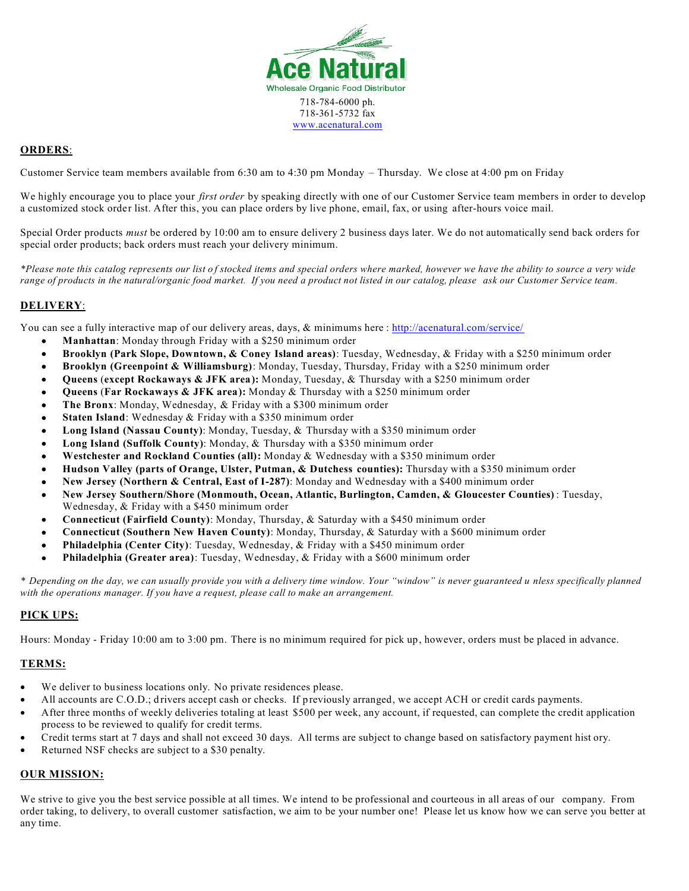# Ace Natural

Wholesale Organic Food Distributor

718-784-6000 ph.
718-361-5732 fax
www.acenatural.com

## ORDERS:

Customer Service team members available from 6:30 am to 4:30 pm Monday – Thursday. We close at 4:00 pm on Friday

We highly encourage you to place your *first order* by speaking directly with one of our Customer Service team members in order to develop a customized stock order list. After this, you can place orders by live phone, email, fax, or using after-hours voice mail.

Special Order products *must* be ordered by 10:00 am to ensure delivery 2 business days later. We do not automatically send back orders for special order products; back orders must reach your delivery minimum.

*\*Please note this catalog represents our list of stocked items and special orders where marked, however we have the ability to source a very wide range of products in the natural/organic food market. If you need a product not listed in our catalog, please ask our Customer Service team.*

## DELIVERY:

You can see a fully interactive map of our delivery areas, days, & minimums here : http://acenatural.com/service/

- **Manhattan**: Monday through Friday with a $250 minimum order
- **Brooklyn (Park Slope, Downtown, & Coney Island areas)**: Tuesday, Wednesday, & Friday with a $250 minimum order
- **Brooklyn (Greenpoint & Williamsburg)**: Monday, Tuesday, Thursday, Friday with a $250 minimum order
- **Queens (except Rockaways & JFK area):** Monday, Tuesday, & Thursday with a $250 minimum order
- **Queens (Far Rockaways & JFK area):** Monday & Thursday with a $250 minimum order
- **The Bronx**: Monday, Wednesday, & Friday with a $300 minimum order
- **Staten Island**: Wednesday & Friday with a $350 minimum order
- **Long Island (Nassau County)**: Monday, Tuesday, & Thursday with a $350 minimum order
- **Long Island (Suffolk County)**: Monday, & Thursday with a $350 minimum order
- **Westchester and Rockland Counties (all):** Monday & Wednesday with a $350 minimum order
- **Hudson Valley (parts of Orange, Ulster, Putman, & Dutchess counties):** Thursday with a $350 minimum order
- **New Jersey (Northern & Central, East of I-287)**: Monday and Wednesday with a $400 minimum order
- **New Jersey Southern/Shore (Monmouth, Ocean, Atlantic, Burlington, Camden, & Gloucester Counties)**: Tuesday, Wednesday, & Friday with a $450 minimum order
- **Connecticut (Fairfield County)**: Monday, Thursday, & Saturday with a $450 minimum order
- **Connecticut (Southern New Haven County)**: Monday, Thursday, & Saturday with a $600 minimum order
- **Philadelphia (Center City)**: Tuesday, Wednesday, & Friday with a $450 minimum order
- **Philadelphia (Greater area)**: Tuesday, Wednesday, & Friday with a $600 minimum order

*\* Depending on the day, we can usually provide you with a delivery time window. Your "window" is never guaranteed unless specifically planned with the operations manager. If you have a request, please call to make an arrangement.*

## PICK UPS:

Hours: Monday - Friday 10:00 am to 3:00 pm. There is no minimum required for pick up, however, orders must be placed in advance.

## TERMS:

- We deliver to business locations only. No private residences please.
- All accounts are C.O.D.; drivers accept cash or checks. If previously arranged, we accept ACH or credit cards payments.
- After three months of weekly deliveries totaling at least $500 per week, any account, if requested, can complete the credit application process to be reviewed to qualify for credit terms.
- Credit terms start at 7 days and shall not exceed 30 days. All terms are subject to change based on satisfactory payment history.
- Returned NSF checks are subject to a $30 penalty.

## OUR MISSION:

We strive to give you the best service possible at all times. We intend to be professional and courteous in all areas of our company. From order taking, to delivery, to overall customer satisfaction, we aim to be your number one! Please let us know how we can serve you better at any time.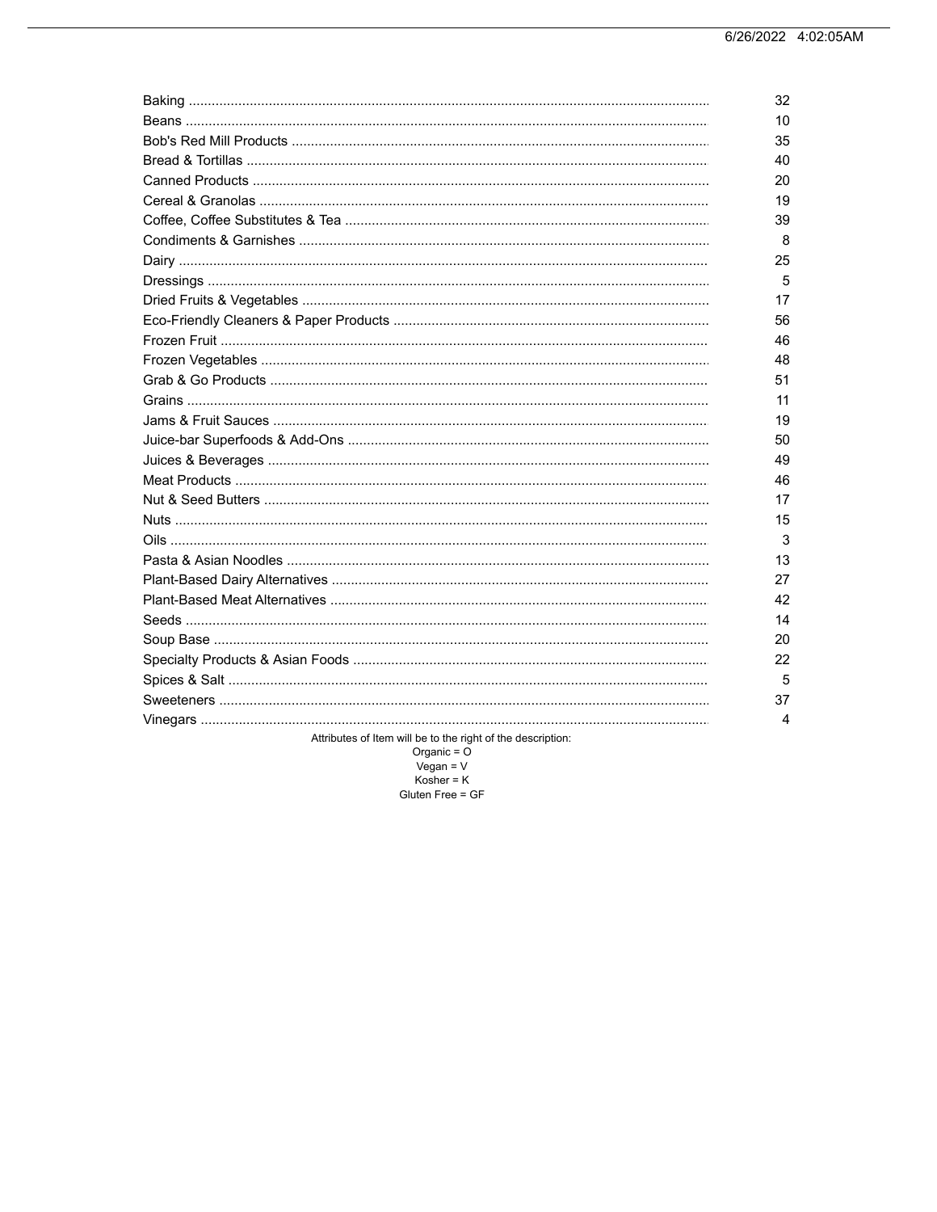| Category | Page |
|---|---|
| Baking | 32 |
| Beans | 10 |
| Bob's Red Mill Products | 35 |
| Bread & Tortillas | 40 |
| Canned Products | 20 |
| Cereal & Granolas | 19 |
| Coffee, Coffee Substitutes & Tea | 39 |
| Condiments & Garnishes | 8 |
| Dairy | 25 |
| Dressings | 5 |
| Dried Fruits & Vegetables | 17 |
| Eco-Friendly Cleaners & Paper Products | 56 |
| Frozen Fruit | 46 |
| Frozen Vegetables | 48 |
| Grab & Go Products | 51 |
| Grains | 11 |
| Jams & Fruit Sauces | 19 |
| Juice-bar Superfoods & Add-Ons | 50 |
| Juices & Beverages | 49 |
| Meat Products | 46 |
| Nut & Seed Butters | 17 |
| Nuts | 15 |
| Oils | 3 |
| Pasta & Asian Noodles | 13 |
| Plant-Based Dairy Alternatives | 27 |
| Plant-Based Meat Alternatives | 42 |
| Seeds | 14 |
| Soup Base | 20 |
| Specialty Products & Asian Foods | 22 |
| Spices & Salt | 5 |
| Sweeteners | 37 |
| Vinegars | 4 |

Attributes of Item will be to the right of the description:
Organic = O
Vegan = V
Kosher = K
Gluten Free = GF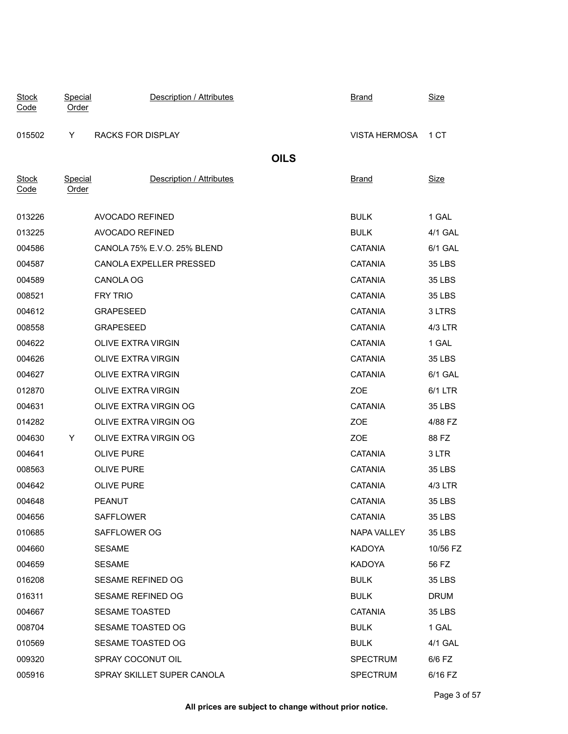| Stock Code | Special Order | Description / Attributes | Brand | Size |
| --- | --- | --- | --- | --- |
| 015502 | Y | RACKS FOR DISPLAY | VISTA HERMOSA | 1 CT |

## OILS

| Stock Code | Special Order | Description / Attributes | Brand | Size |
| --- | --- | --- | --- | --- |
| 013226 | | AVOCADO REFINED | BULK | 1 GAL |
| 013225 | | AVOCADO REFINED | BULK | 4/1 GAL |
| 004586 | | CANOLA 75% E.V.O. 25% BLEND | CATANIA | 6/1 GAL |
| 004587 | | CANOLA EXPELLER PRESSED | CATANIA | 35 LBS |
| 004589 | | CANOLA OG | CATANIA | 35 LBS |
| 008521 | | FRY TRIO | CATANIA | 35 LBS |
| 004612 | | GRAPESEED | CATANIA | 3 LTRS |
| 008558 | | GRAPESEED | CATANIA | 4/3 LTR |
| 004622 | | OLIVE EXTRA VIRGIN | CATANIA | 1 GAL |
| 004626 | | OLIVE EXTRA VIRGIN | CATANIA | 35 LBS |
| 004627 | | OLIVE EXTRA VIRGIN | CATANIA | 6/1 GAL |
| 012870 | | OLIVE EXTRA VIRGIN | ZOE | 6/1 LTR |
| 004631 | | OLIVE EXTRA VIRGIN OG | CATANIA | 35 LBS |
| 014282 | | OLIVE EXTRA VIRGIN OG | ZOE | 4/88 FZ |
| 004630 | Y | OLIVE EXTRA VIRGIN OG | ZOE | 88 FZ |
| 004641 | | OLIVE PURE | CATANIA | 3 LTR |
| 008563 | | OLIVE PURE | CATANIA | 35 LBS |
| 004642 | | OLIVE PURE | CATANIA | 4/3 LTR |
| 004648 | | PEANUT | CATANIA | 35 LBS |
| 004656 | | SAFFLOWER | CATANIA | 35 LBS |
| 010685 | | SAFFLOWER OG | NAPA VALLEY | 35 LBS |
| 004660 | | SESAME | KADOYA | 10/56 FZ |
| 004659 | | SESAME | KADOYA | 56 FZ |
| 016208 | | SESAME REFINED OG | BULK | 35 LBS |
| 016311 | | SESAME REFINED OG | BULK | DRUM |
| 004667 | | SESAME TOASTED | CATANIA | 35 LBS |
| 008704 | | SESAME TOASTED OG | BULK | 1 GAL |
| 010569 | | SESAME TOASTED OG | BULK | 4/1 GAL |
| 009320 | | SPRAY COCONUT OIL | SPECTRUM | 6/6 FZ |
| 005916 | | SPRAY SKILLET SUPER CANOLA | SPECTRUM | 6/16 FZ |

**All prices are subject to change without prior notice.**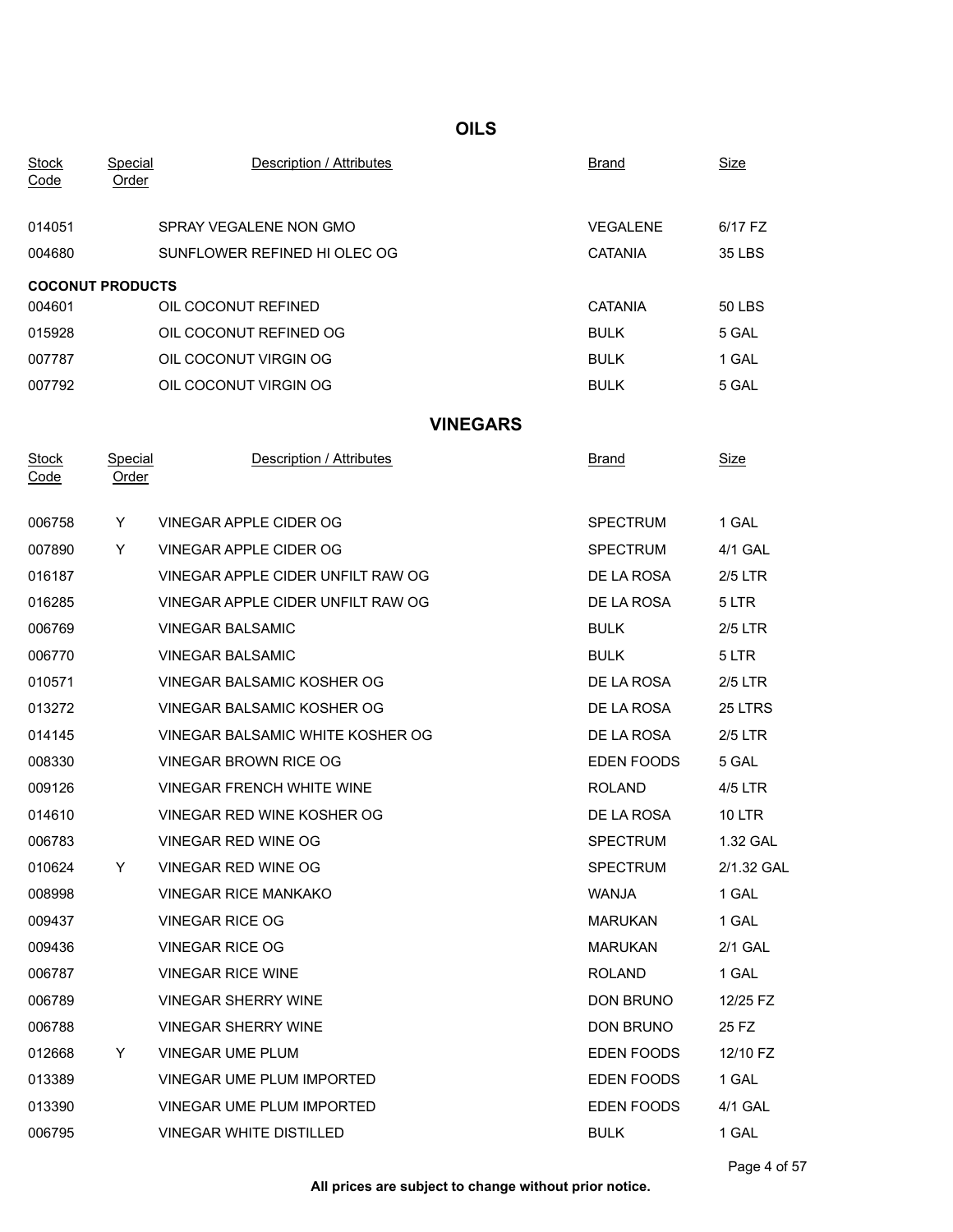## OILS

| Stock Code | Special Order | Description / Attributes | Brand | Size |
|---|---|---|---|---|
| 014051 | | SPRAY VEGALENE NON GMO | VEGALENE | 6/17 FZ |
| 004680 | | SUNFLOWER REFINED HI OLEC OG | CATANIA | 35 LBS |
| **COCONUT PRODUCTS** | | | | |
| 004601 | | OIL COCONUT REFINED | CATANIA | 50 LBS |
| 015928 | | OIL COCONUT REFINED OG | BULK | 5 GAL |
| 007787 | | OIL COCONUT VIRGIN OG | BULK | 1 GAL |
| 007792 | | OIL COCONUT VIRGIN OG | BULK | 5 GAL |

## VINEGARS

| Stock Code | Special Order | Description / Attributes | Brand | Size |
|---|---|---|---|---|
| 006758 | Y | VINEGAR APPLE CIDER OG | SPECTRUM | 1 GAL |
| 007890 | Y | VINEGAR APPLE CIDER OG | SPECTRUM | 4/1 GAL |
| 016187 | | VINEGAR APPLE CIDER UNFILT RAW OG | DE LA ROSA | 2/5 LTR |
| 016285 | | VINEGAR APPLE CIDER UNFILT RAW OG | DE LA ROSA | 5 LTR |
| 006769 | | VINEGAR BALSAMIC | BULK | 2/5 LTR |
| 006770 | | VINEGAR BALSAMIC | BULK | 5 LTR |
| 010571 | | VINEGAR BALSAMIC KOSHER OG | DE LA ROSA | 2/5 LTR |
| 013272 | | VINEGAR BALSAMIC KOSHER OG | DE LA ROSA | 25 LTRS |
| 014145 | | VINEGAR BALSAMIC WHITE KOSHER OG | DE LA ROSA | 2/5 LTR |
| 008330 | | VINEGAR BROWN RICE OG | EDEN FOODS | 5 GAL |
| 009126 | | VINEGAR FRENCH WHITE WINE | ROLAND | 4/5 LTR |
| 014610 | | VINEGAR RED WINE KOSHER OG | DE LA ROSA | 10 LTR |
| 006783 | | VINEGAR RED WINE OG | SPECTRUM | 1.32 GAL |
| 010624 | Y | VINEGAR RED WINE OG | SPECTRUM | 2/1.32 GAL |
| 008998 | | VINEGAR RICE MANKAKO | WANJA | 1 GAL |
| 009437 | | VINEGAR RICE OG | MARUKAN | 1 GAL |
| 009436 | | VINEGAR RICE OG | MARUKAN | 2/1 GAL |
| 006787 | | VINEGAR RICE WINE | ROLAND | 1 GAL |
| 006789 | | VINEGAR SHERRY WINE | DON BRUNO | 12/25 FZ |
| 006788 | | VINEGAR SHERRY WINE | DON BRUNO | 25 FZ |
| 012668 | Y | VINEGAR UME PLUM | EDEN FOODS | 12/10 FZ |
| 013389 | | VINEGAR UME PLUM IMPORTED | EDEN FOODS | 1 GAL |
| 013390 | | VINEGAR UME PLUM IMPORTED | EDEN FOODS | 4/1 GAL |
| 006795 | | VINEGAR WHITE DISTILLED | BULK | 1 GAL |

**All prices are subject to change without prior notice.**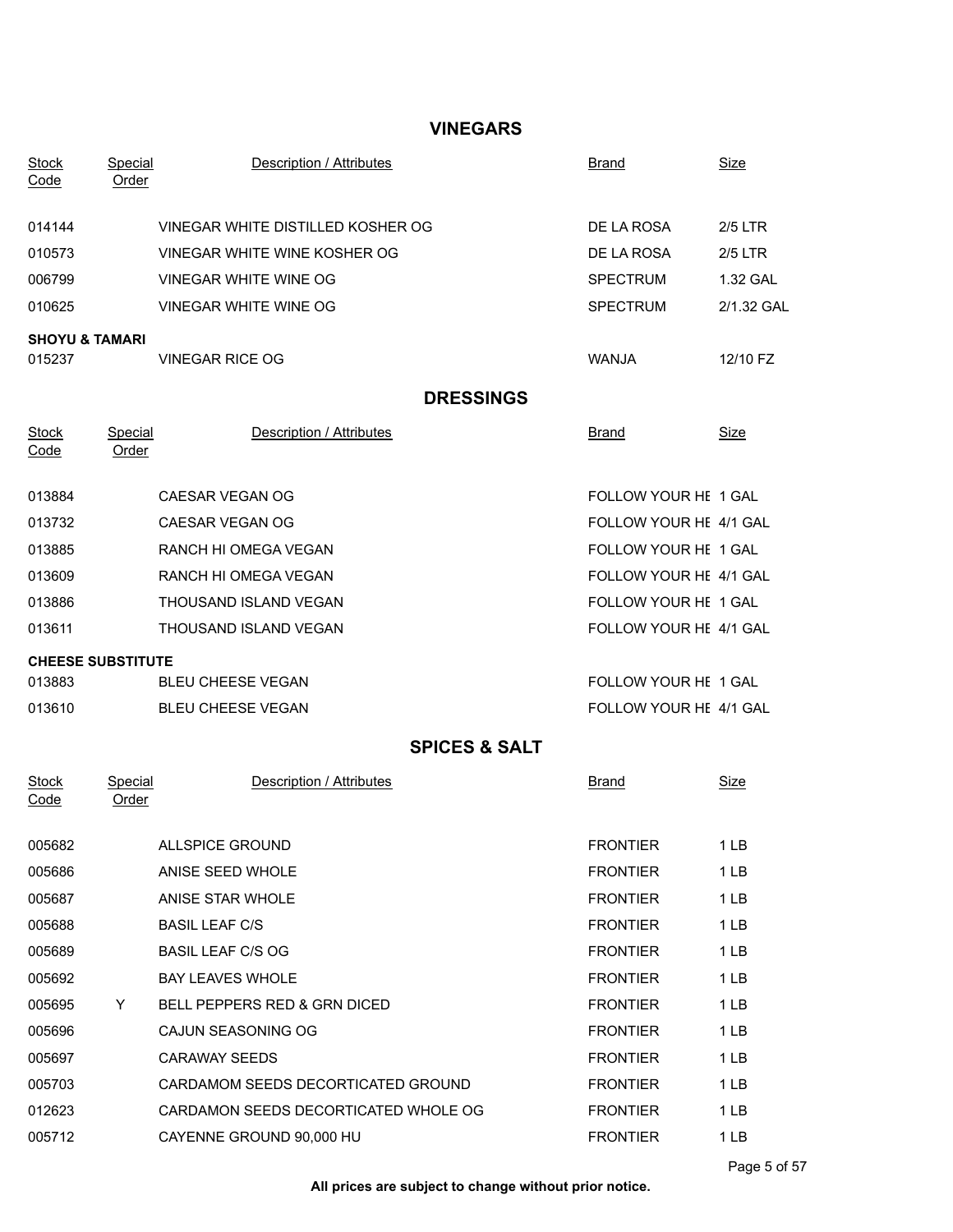## VINEGARS

| Stock Code | Special Order | Description / Attributes | Brand | Size |
|---|---|---|---|---|
| 014144 | | VINEGAR WHITE DISTILLED KOSHER OG | DE LA ROSA | 2/5 LTR |
| 010573 | | VINEGAR WHITE WINE KOSHER OG | DE LA ROSA | 2/5 LTR |
| 006799 | | VINEGAR WHITE WINE OG | SPECTRUM | 1.32 GAL |
| 010625 | | VINEGAR WHITE WINE OG | SPECTRUM | 2/1.32 GAL |
| **SHOYU & TAMARI** | | | | |
| 015237 | | VINEGAR RICE OG | WANJA | 12/10 FZ |

## DRESSINGS

| Stock Code | Special Order | Description / Attributes | Brand | Size |
|---|---|---|---|---|
| 013884 | | CAESAR VEGAN OG | FOLLOW YOUR HE | 1 GAL |
| 013732 | | CAESAR VEGAN OG | FOLLOW YOUR HE | 4/1 GAL |
| 013885 | | RANCH HI OMEGA VEGAN | FOLLOW YOUR HE | 1 GAL |
| 013609 | | RANCH HI OMEGA VEGAN | FOLLOW YOUR HE | 4/1 GAL |
| 013886 | | THOUSAND ISLAND VEGAN | FOLLOW YOUR HE | 1 GAL |
| 013611 | | THOUSAND ISLAND VEGAN | FOLLOW YOUR HE | 4/1 GAL |
| **CHEESE SUBSTITUTE** | | | | |
| 013883 | | BLEU CHEESE VEGAN | FOLLOW YOUR HE | 1 GAL |
| 013610 | | BLEU CHEESE VEGAN | FOLLOW YOUR HE | 4/1 GAL |

## SPICES & SALT

| Stock Code | Special Order | Description / Attributes | Brand | Size |
|---|---|---|---|---|
| 005682 | | ALLSPICE GROUND | FRONTIER | 1 LB |
| 005686 | | ANISE SEED WHOLE | FRONTIER | 1 LB |
| 005687 | | ANISE STAR WHOLE | FRONTIER | 1 LB |
| 005688 | | BASIL LEAF C/S | FRONTIER | 1 LB |
| 005689 | | BASIL LEAF C/S OG | FRONTIER | 1 LB |
| 005692 | | BAY LEAVES WHOLE | FRONTIER | 1 LB |
| 005695 | Y | BELL PEPPERS RED & GRN DICED | FRONTIER | 1 LB |
| 005696 | | CAJUN SEASONING OG | FRONTIER | 1 LB |
| 005697 | | CARAWAY SEEDS | FRONTIER | 1 LB |
| 005703 | | CARDAMOM SEEDS DECORTICATED GROUND | FRONTIER | 1 LB |
| 012623 | | CARDAMON SEEDS DECORTICATED WHOLE OG | FRONTIER | 1 LB |
| 005712 | | CAYENNE GROUND 90,000 HU | FRONTIER | 1 LB |

**All prices are subject to change without prior notice.**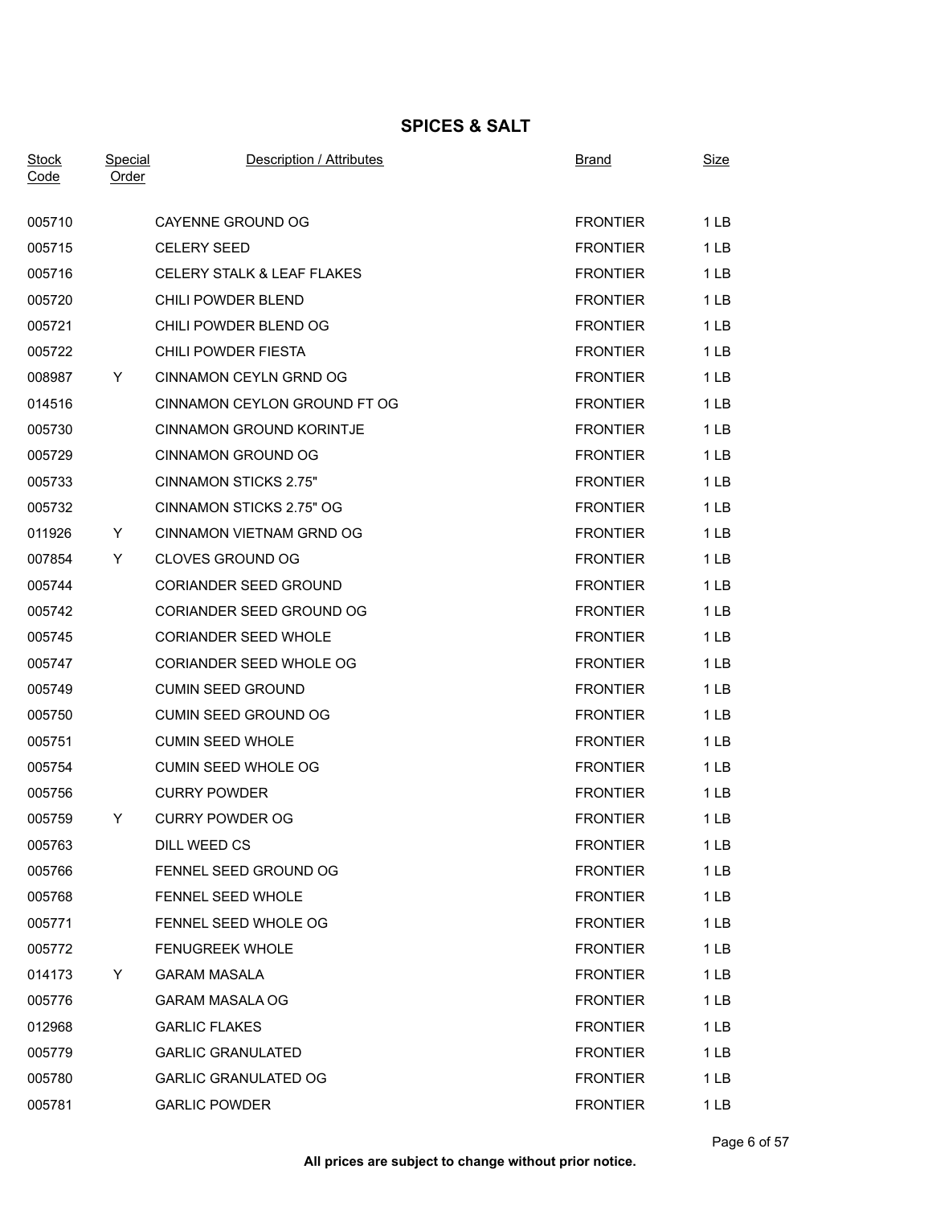## SPICES & SALT

| Stock Code | Special Order | Description / Attributes | Brand | Size |
|---|---|---|---|---|
| 005710 | | CAYENNE GROUND OG | FRONTIER | 1 LB |
| 005715 | | CELERY SEED | FRONTIER | 1 LB |
| 005716 | | CELERY STALK & LEAF FLAKES | FRONTIER | 1 LB |
| 005720 | | CHILI POWDER BLEND | FRONTIER | 1 LB |
| 005721 | | CHILI POWDER BLEND OG | FRONTIER | 1 LB |
| 005722 | | CHILI POWDER FIESTA | FRONTIER | 1 LB |
| 008987 | Y | CINNAMON CEYLN GRND OG | FRONTIER | 1 LB |
| 014516 | | CINNAMON CEYLON GROUND FT OG | FRONTIER | 1 LB |
| 005730 | | CINNAMON GROUND KORINTJE | FRONTIER | 1 LB |
| 005729 | | CINNAMON GROUND OG | FRONTIER | 1 LB |
| 005733 | | CINNAMON STICKS 2.75" | FRONTIER | 1 LB |
| 005732 | | CINNAMON STICKS 2.75" OG | FRONTIER | 1 LB |
| 011926 | Y | CINNAMON VIETNAM GRND OG | FRONTIER | 1 LB |
| 007854 | Y | CLOVES GROUND OG | FRONTIER | 1 LB |
| 005744 | | CORIANDER SEED GROUND | FRONTIER | 1 LB |
| 005742 | | CORIANDER SEED GROUND OG | FRONTIER | 1 LB |
| 005745 | | CORIANDER SEED WHOLE | FRONTIER | 1 LB |
| 005747 | | CORIANDER SEED WHOLE OG | FRONTIER | 1 LB |
| 005749 | | CUMIN SEED GROUND | FRONTIER | 1 LB |
| 005750 | | CUMIN SEED GROUND OG | FRONTIER | 1 LB |
| 005751 | | CUMIN SEED WHOLE | FRONTIER | 1 LB |
| 005754 | | CUMIN SEED WHOLE OG | FRONTIER | 1 LB |
| 005756 | | CURRY POWDER | FRONTIER | 1 LB |
| 005759 | Y | CURRY POWDER OG | FRONTIER | 1 LB |
| 005763 | | DILL WEED CS | FRONTIER | 1 LB |
| 005766 | | FENNEL SEED GROUND OG | FRONTIER | 1 LB |
| 005768 | | FENNEL SEED WHOLE | FRONTIER | 1 LB |
| 005771 | | FENNEL SEED WHOLE OG | FRONTIER | 1 LB |
| 005772 | | FENUGREEK WHOLE | FRONTIER | 1 LB |
| 014173 | Y | GARAM MASALA | FRONTIER | 1 LB |
| 005776 | | GARAM MASALA OG | FRONTIER | 1 LB |
| 012968 | | GARLIC FLAKES | FRONTIER | 1 LB |
| 005779 | | GARLIC GRANULATED | FRONTIER | 1 LB |
| 005780 | | GARLIC GRANULATED OG | FRONTIER | 1 LB |
| 005781 | | GARLIC POWDER | FRONTIER | 1 LB |

**All prices are subject to change without prior notice.**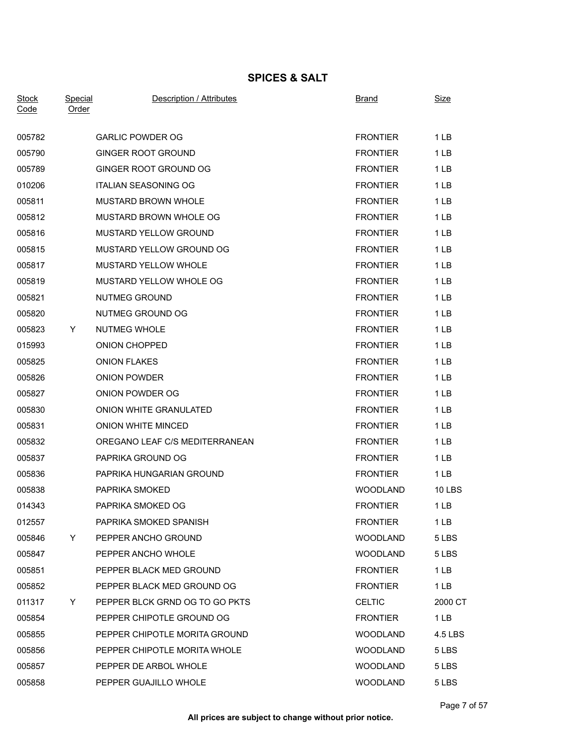## SPICES & SALT

| Stock Code | Special Order | Description / Attributes | Brand | Size |
|---|---|---|---|---|
| 005782 | | GARLIC POWDER OG | FRONTIER | 1 LB |
| 005790 | | GINGER ROOT GROUND | FRONTIER | 1 LB |
| 005789 | | GINGER ROOT GROUND OG | FRONTIER | 1 LB |
| 010206 | | ITALIAN SEASONING OG | FRONTIER | 1 LB |
| 005811 | | MUSTARD BROWN WHOLE | FRONTIER | 1 LB |
| 005812 | | MUSTARD BROWN WHOLE OG | FRONTIER | 1 LB |
| 005816 | | MUSTARD YELLOW GROUND | FRONTIER | 1 LB |
| 005815 | | MUSTARD YELLOW GROUND OG | FRONTIER | 1 LB |
| 005817 | | MUSTARD YELLOW WHOLE | FRONTIER | 1 LB |
| 005819 | | MUSTARD YELLOW WHOLE OG | FRONTIER | 1 LB |
| 005821 | | NUTMEG GROUND | FRONTIER | 1 LB |
| 005820 | | NUTMEG GROUND OG | FRONTIER | 1 LB |
| 005823 | Y | NUTMEG WHOLE | FRONTIER | 1 LB |
| 015993 | | ONION CHOPPED | FRONTIER | 1 LB |
| 005825 | | ONION FLAKES | FRONTIER | 1 LB |
| 005826 | | ONION POWDER | FRONTIER | 1 LB |
| 005827 | | ONION POWDER OG | FRONTIER | 1 LB |
| 005830 | | ONION WHITE GRANULATED | FRONTIER | 1 LB |
| 005831 | | ONION WHITE MINCED | FRONTIER | 1 LB |
| 005832 | | OREGANO LEAF C/S MEDITERRANEAN | FRONTIER | 1 LB |
| 005837 | | PAPRIKA GROUND OG | FRONTIER | 1 LB |
| 005836 | | PAPRIKA HUNGARIAN GROUND | FRONTIER | 1 LB |
| 005838 | | PAPRIKA SMOKED | WOODLAND | 10 LBS |
| 014343 | | PAPRIKA SMOKED OG | FRONTIER | 1 LB |
| 012557 | | PAPRIKA SMOKED SPANISH | FRONTIER | 1 LB |
| 005846 | Y | PEPPER ANCHO GROUND | WOODLAND | 5 LBS |
| 005847 | | PEPPER ANCHO WHOLE | WOODLAND | 5 LBS |
| 005851 | | PEPPER BLACK MED GROUND | FRONTIER | 1 LB |
| 005852 | | PEPPER BLACK MED GROUND OG | FRONTIER | 1 LB |
| 011317 | Y | PEPPER BLCK GRND OG TO GO PKTS | CELTIC | 2000 CT |
| 005854 | | PEPPER CHIPOTLE GROUND OG | FRONTIER | 1 LB |
| 005855 | | PEPPER CHIPOTLE MORITA GROUND | WOODLAND | 4.5 LBS |
| 005856 | | PEPPER CHIPOTLE MORITA WHOLE | WOODLAND | 5 LBS |
| 005857 | | PEPPER DE ARBOL WHOLE | WOODLAND | 5 LBS |
| 005858 | | PEPPER GUAJILLO WHOLE | WOODLAND | 5 LBS |

**All prices are subject to change without prior notice.**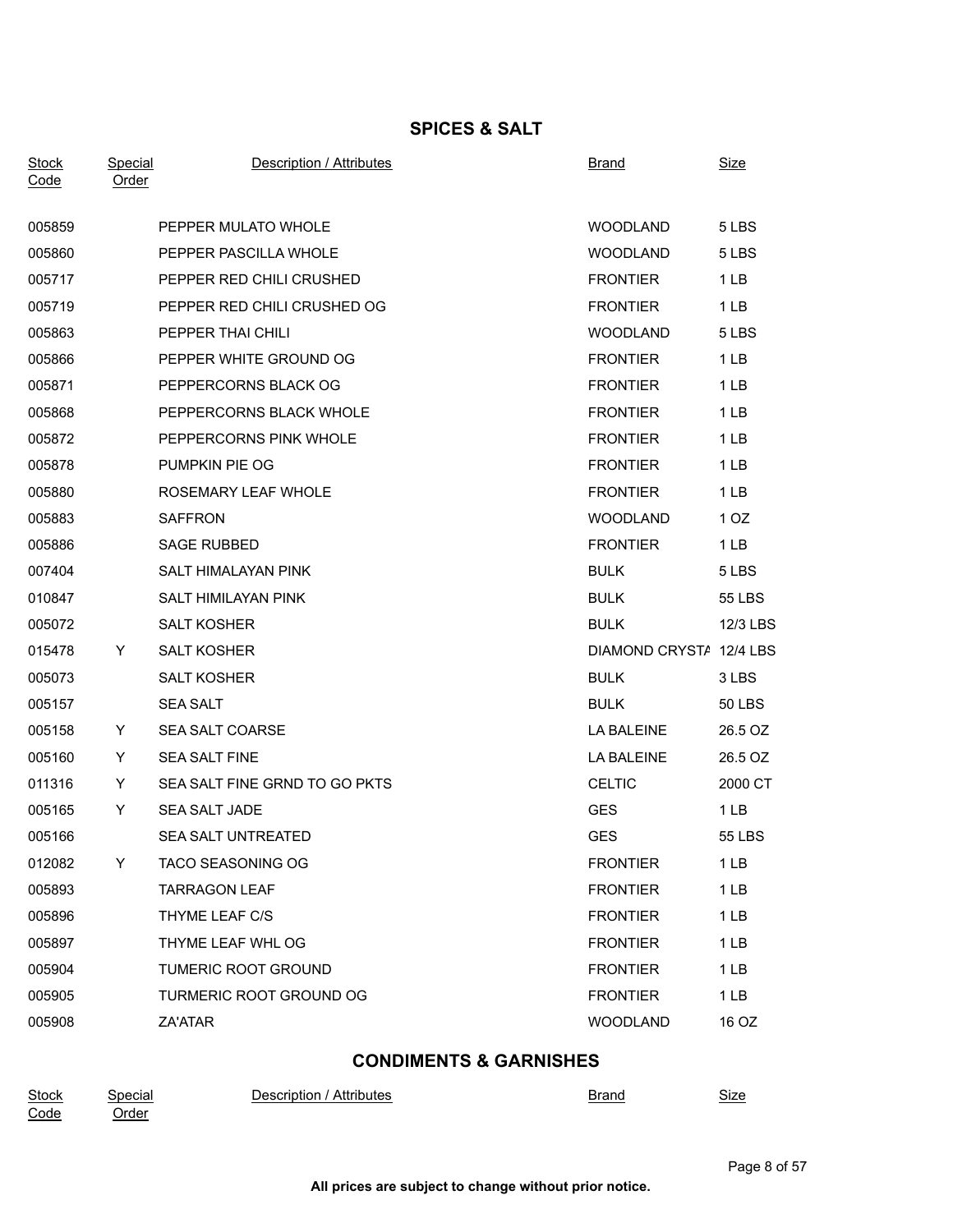## SPICES & SALT

| Stock Code | Special Order | Description / Attributes | Brand | Size |
|---|---|---|---|---|
| 005859 | | PEPPER MULATO WHOLE | WOODLAND | 5 LBS |
| 005860 | | PEPPER PASCILLA WHOLE | WOODLAND | 5 LBS |
| 005717 | | PEPPER RED CHILI CRUSHED | FRONTIER | 1 LB |
| 005719 | | PEPPER RED CHILI CRUSHED OG | FRONTIER | 1 LB |
| 005863 | | PEPPER THAI CHILI | WOODLAND | 5 LBS |
| 005866 | | PEPPER WHITE GROUND OG | FRONTIER | 1 LB |
| 005871 | | PEPPERCORNS BLACK OG | FRONTIER | 1 LB |
| 005868 | | PEPPERCORNS BLACK WHOLE | FRONTIER | 1 LB |
| 005872 | | PEPPERCORNS PINK WHOLE | FRONTIER | 1 LB |
| 005878 | | PUMPKIN PIE OG | FRONTIER | 1 LB |
| 005880 | | ROSEMARY LEAF WHOLE | FRONTIER | 1 LB |
| 005883 | | SAFFRON | WOODLAND | 1 OZ |
| 005886 | | SAGE RUBBED | FRONTIER | 1 LB |
| 007404 | | SALT HIMALAYAN PINK | BULK | 5 LBS |
| 010847 | | SALT HIMILAYAN PINK | BULK | 55 LBS |
| 005072 | | SALT KOSHER | BULK | 12/3 LBS |
| 015478 | Y | SALT KOSHER | DIAMOND CRYSTA | 12/4 LBS |
| 005073 | | SALT KOSHER | BULK | 3 LBS |
| 005157 | | SEA SALT | BULK | 50 LBS |
| 005158 | Y | SEA SALT COARSE | LA BALEINE | 26.5 OZ |
| 005160 | Y | SEA SALT FINE | LA BALEINE | 26.5 OZ |
| 011316 | Y | SEA SALT FINE GRND TO GO PKTS | CELTIC | 2000 CT |
| 005165 | Y | SEA SALT JADE | GES | 1 LB |
| 005166 | | SEA SALT UNTREATED | GES | 55 LBS |
| 012082 | Y | TACO SEASONING OG | FRONTIER | 1 LB |
| 005893 | | TARRAGON LEAF | FRONTIER | 1 LB |
| 005896 | | THYME LEAF C/S | FRONTIER | 1 LB |
| 005897 | | THYME LEAF WHL OG | FRONTIER | 1 LB |
| 005904 | | TUMERIC ROOT GROUND | FRONTIER | 1 LB |
| 005905 | | TURMERIC ROOT GROUND OG | FRONTIER | 1 LB |
| 005908 | | ZA'ATAR | WOODLAND | 16 OZ |

## CONDIMENTS & GARNISHES

| Stock Code | Special Order | Description / Attributes | Brand | Size |
|---|---|---|---|---|

**All prices are subject to change without prior notice.**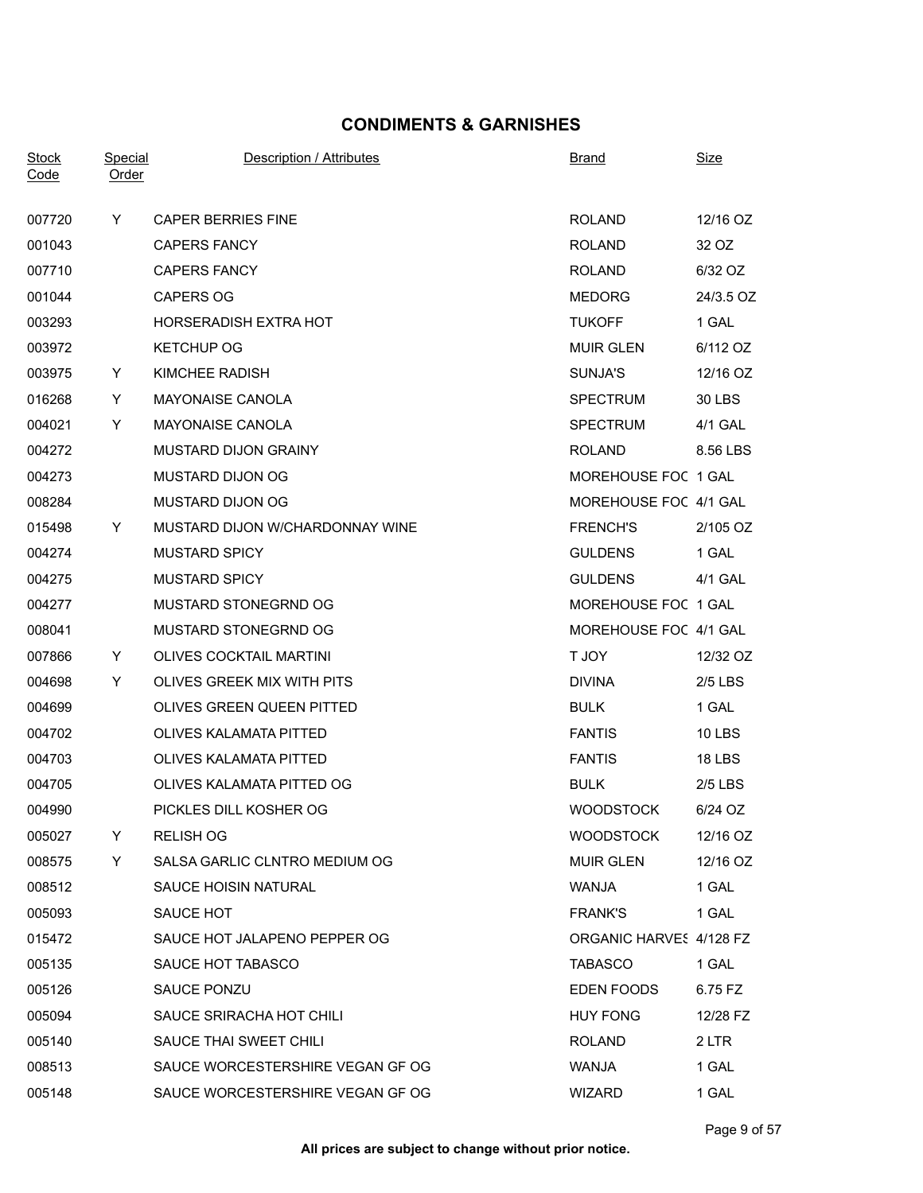# CONDIMENTS & GARNISHES

| Stock Code | Special Order | Description / Attributes | Brand | Size |
|---|---|---|---|---|
| 007720 | Y | CAPER BERRIES FINE | ROLAND | 12/16 OZ |
| 001043 | | CAPERS FANCY | ROLAND | 32 OZ |
| 007710 | | CAPERS FANCY | ROLAND | 6/32 OZ |
| 001044 | | CAPERS OG | MEDORG | 24/3.5 OZ |
| 003293 | | HORSERADISH EXTRA HOT | TUKOFF | 1 GAL |
| 003972 | | KETCHUP OG | MUIR GLEN | 6/112 OZ |
| 003975 | Y | KIMCHEE RADISH | SUNJA'S | 12/16 OZ |
| 016268 | Y | MAYONAISE CANOLA | SPECTRUM | 30 LBS |
| 004021 | Y | MAYONAISE CANOLA | SPECTRUM | 4/1 GAL |
| 004272 | | MUSTARD DIJON GRAINY | ROLAND | 8.56 LBS |
| 004273 | | MUSTARD DIJON OG | MOREHOUSE FOC | 1 GAL |
| 008284 | | MUSTARD DIJON OG | MOREHOUSE FOC | 4/1 GAL |
| 015498 | Y | MUSTARD DIJON W/CHARDONNAY WINE | FRENCH'S | 2/105 OZ |
| 004274 | | MUSTARD SPICY | GULDENS | 1 GAL |
| 004275 | | MUSTARD SPICY | GULDENS | 4/1 GAL |
| 004277 | | MUSTARD STONEGRND OG | MOREHOUSE FOC | 1 GAL |
| 008041 | | MUSTARD STONEGRND OG | MOREHOUSE FOC | 4/1 GAL |
| 007866 | Y | OLIVES COCKTAIL MARTINI | T JOY | 12/32 OZ |
| 004698 | Y | OLIVES GREEK MIX WITH PITS | DIVINA | 2/5 LBS |
| 004699 | | OLIVES GREEN QUEEN PITTED | BULK | 1 GAL |
| 004702 | | OLIVES KALAMATA PITTED | FANTIS | 10 LBS |
| 004703 | | OLIVES KALAMATA PITTED | FANTIS | 18 LBS |
| 004705 | | OLIVES KALAMATA PITTED OG | BULK | 2/5 LBS |
| 004990 | | PICKLES DILL KOSHER OG | WOODSTOCK | 6/24 OZ |
| 005027 | Y | RELISH OG | WOODSTOCK | 12/16 OZ |
| 008575 | Y | SALSA GARLIC CLNTRO MEDIUM OG | MUIR GLEN | 12/16 OZ |
| 008512 | | SAUCE HOISIN NATURAL | WANJA | 1 GAL |
| 005093 | | SAUCE HOT | FRANK'S | 1 GAL |
| 015472 | | SAUCE HOT JALAPENO PEPPER OG | ORGANIC HARVES | 4/128 FZ |
| 005135 | | SAUCE HOT TABASCO | TABASCO | 1 GAL |
| 005126 | | SAUCE PONZU | EDEN FOODS | 6.75 FZ |
| 005094 | | SAUCE SRIRACHA HOT CHILI | HUY FONG | 12/28 FZ |
| 005140 | | SAUCE THAI SWEET CHILI | ROLAND | 2 LTR |
| 008513 | | SAUCE WORCESTERSHIRE VEGAN GF OG | WANJA | 1 GAL |
| 005148 | | SAUCE WORCESTERSHIRE VEGAN GF OG | WIZARD | 1 GAL |

**All prices are subject to change without prior notice.**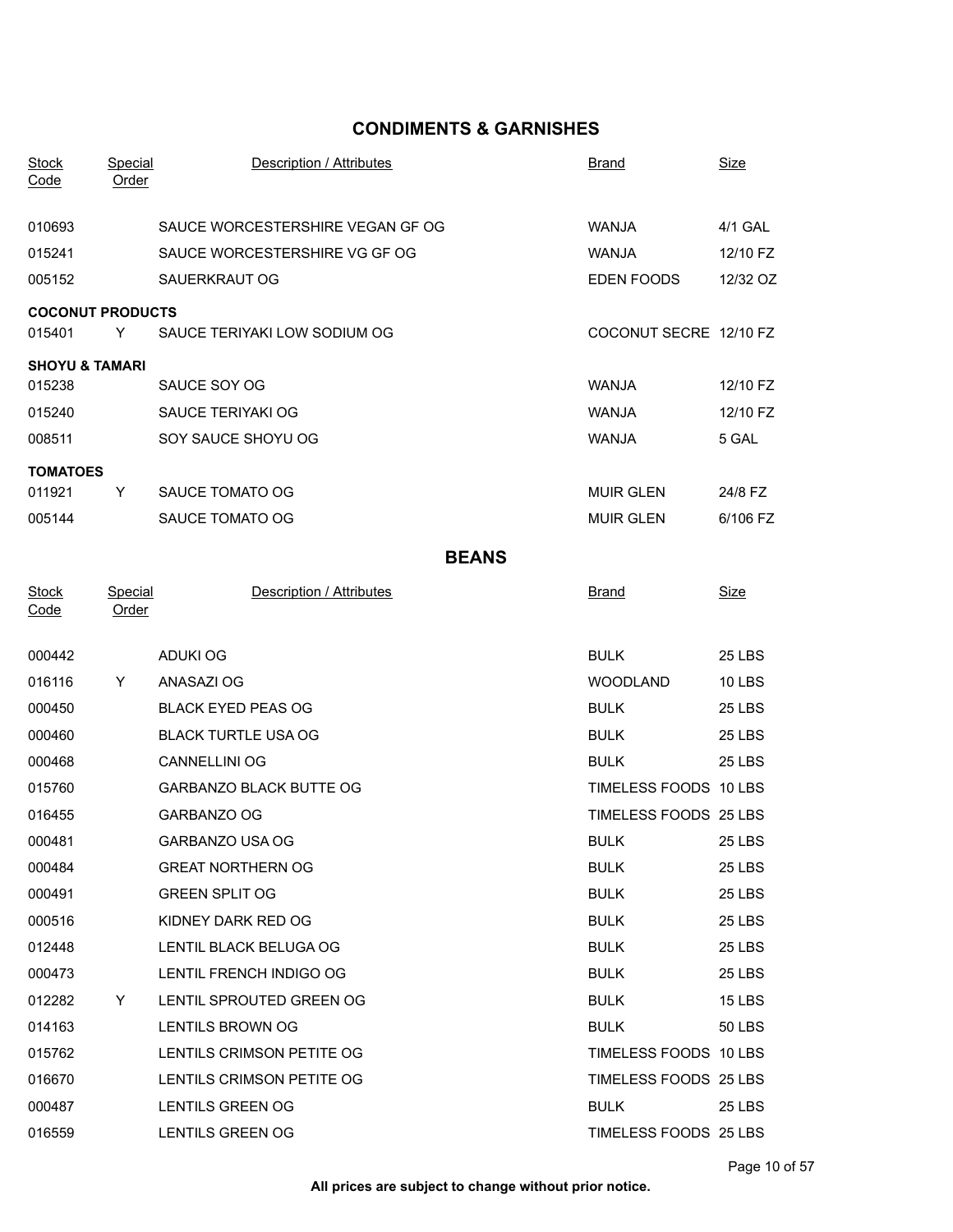## CONDIMENTS & GARNISHES

| Stock Code | Special Order | Description / Attributes | Brand | Size |
|---|---|---|---|---|
| 010693 | | SAUCE WORCESTERSHIRE VEGAN GF OG | WANJA | 4/1 GAL |
| 015241 | | SAUCE WORCESTERSHIRE VG GF OG | WANJA | 12/10 FZ |
| 005152 | | SAUERKRAUT OG | EDEN FOODS | 12/32 OZ |
| **COCONUT PRODUCTS** | | | | |
| 015401 | Y | SAUCE TERIYAKI LOW SODIUM OG | COCONUT SECRE | 12/10 FZ |
| **SHOYU & TAMARI** | | | | |
| 015238 | | SAUCE SOY OG | WANJA | 12/10 FZ |
| 015240 | | SAUCE TERIYAKI OG | WANJA | 12/10 FZ |
| 008511 | | SOY SAUCE SHOYU OG | WANJA | 5 GAL |
| **TOMATOES** | | | | |
| 011921 | Y | SAUCE TOMATO OG | MUIR GLEN | 24/8 FZ |
| 005144 | | SAUCE TOMATO OG | MUIR GLEN | 6/106 FZ |

## BEANS

| Stock Code | Special Order | Description / Attributes | Brand | Size |
|---|---|---|---|---|
| 000442 | | ADUKI OG | BULK | 25 LBS |
| 016116 | Y | ANASAZI OG | WOODLAND | 10 LBS |
| 000450 | | BLACK EYED PEAS OG | BULK | 25 LBS |
| 000460 | | BLACK TURTLE USA OG | BULK | 25 LBS |
| 000468 | | CANNELLINI OG | BULK | 25 LBS |
| 015760 | | GARBANZO BLACK BUTTE OG | TIMELESS FOODS | 10 LBS |
| 016455 | | GARBANZO OG | TIMELESS FOODS | 25 LBS |
| 000481 | | GARBANZO USA OG | BULK | 25 LBS |
| 000484 | | GREAT NORTHERN OG | BULK | 25 LBS |
| 000491 | | GREEN SPLIT OG | BULK | 25 LBS |
| 000516 | | KIDNEY DARK RED OG | BULK | 25 LBS |
| 012448 | | LENTIL BLACK BELUGA OG | BULK | 25 LBS |
| 000473 | | LENTIL FRENCH INDIGO OG | BULK | 25 LBS |
| 012282 | Y | LENTIL SPROUTED GREEN OG | BULK | 15 LBS |
| 014163 | | LENTILS BROWN OG | BULK | 50 LBS |
| 015762 | | LENTILS CRIMSON PETITE OG | TIMELESS FOODS | 10 LBS |
| 016670 | | LENTILS CRIMSON PETITE OG | TIMELESS FOODS | 25 LBS |
| 000487 | | LENTILS GREEN OG | BULK | 25 LBS |
| 016559 | | LENTILS GREEN OG | TIMELESS FOODS | 25 LBS |

**All prices are subject to change without prior notice.**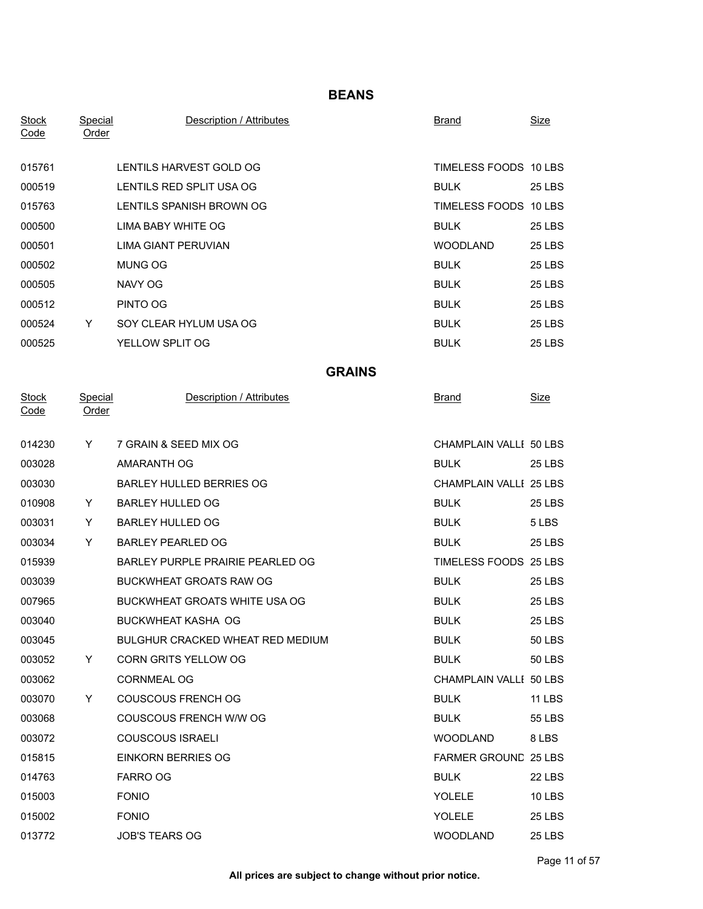## BEANS

| Stock Code | Special Order | Description / Attributes | Brand | Size |
|---|---|---|---|---|
| 015761 | | LENTILS HARVEST GOLD OG | TIMELESS FOODS | 10 LBS |
| 000519 | | LENTILS RED SPLIT USA OG | BULK | 25 LBS |
| 015763 | | LENTILS SPANISH BROWN OG | TIMELESS FOODS | 10 LBS |
| 000500 | | LIMA BABY WHITE OG | BULK | 25 LBS |
| 000501 | | LIMA GIANT PERUVIAN | WOODLAND | 25 LBS |
| 000502 | | MUNG OG | BULK | 25 LBS |
| 000505 | | NAVY OG | BULK | 25 LBS |
| 000512 | | PINTO OG | BULK | 25 LBS |
| 000524 | Y | SOY CLEAR HYLUM USA OG | BULK | 25 LBS |
| 000525 | | YELLOW SPLIT OG | BULK | 25 LBS |

## GRAINS

| Stock Code | Special Order | Description / Attributes | Brand | Size |
|---|---|---|---|---|
| 014230 | Y | 7 GRAIN & SEED MIX OG | CHAMPLAIN VALLE | 50 LBS |
| 003028 | | AMARANTH OG | BULK | 25 LBS |
| 003030 | | BARLEY HULLED BERRIES OG | CHAMPLAIN VALLE | 25 LBS |
| 010908 | Y | BARLEY HULLED OG | BULK | 25 LBS |
| 003031 | Y | BARLEY HULLED OG | BULK | 5 LBS |
| 003034 | Y | BARLEY PEARLED OG | BULK | 25 LBS |
| 015939 | | BARLEY PURPLE PRAIRIE PEARLED OG | TIMELESS FOODS | 25 LBS |
| 003039 | | BUCKWHEAT GROATS RAW OG | BULK | 25 LBS |
| 007965 | | BUCKWHEAT GROATS WHITE USA OG | BULK | 25 LBS |
| 003040 | | BUCKWHEAT KASHA OG | BULK | 25 LBS |
| 003045 | | BULGHUR CRACKED WHEAT RED MEDIUM | BULK | 50 LBS |
| 003052 | Y | CORN GRITS YELLOW OG | BULK | 50 LBS |
| 003062 | | CORNMEAL OG | CHAMPLAIN VALLE | 50 LBS |
| 003070 | Y | COUSCOUS FRENCH OG | BULK | 11 LBS |
| 003068 | | COUSCOUS FRENCH W/W OG | BULK | 55 LBS |
| 003072 | | COUSCOUS ISRAELI | WOODLAND | 8 LBS |
| 015815 | | EINKORN BERRIES OG | FARMER GROUND | 25 LBS |
| 014763 | | FARRO OG | BULK | 22 LBS |
| 015003 | | FONIO | YOLELE | 10 LBS |
| 015002 | | FONIO | YOLELE | 25 LBS |
| 013772 | | JOB'S TEARS OG | WOODLAND | 25 LBS |

**All prices are subject to change without prior notice.**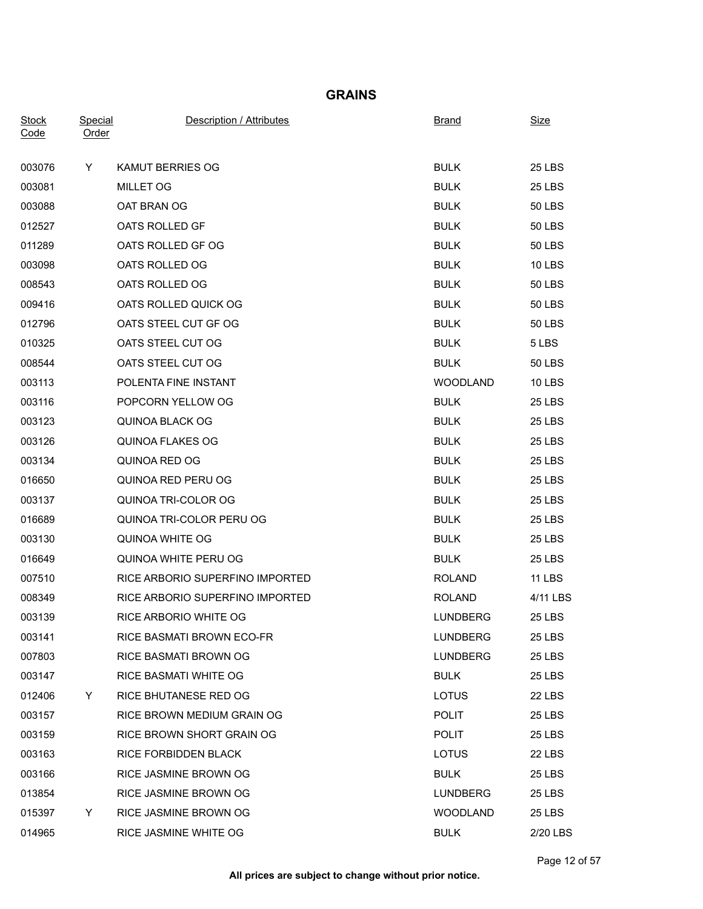## GRAINS

| Stock Code | Special Order | Description / Attributes | Brand | Size |
|---|---|---|---|---|
| 003076 | Y | KAMUT BERRIES OG | BULK | 25 LBS |
| 003081 | | MILLET OG | BULK | 25 LBS |
| 003088 | | OAT BRAN OG | BULK | 50 LBS |
| 012527 | | OATS ROLLED GF | BULK | 50 LBS |
| 011289 | | OATS ROLLED GF OG | BULK | 50 LBS |
| 003098 | | OATS ROLLED OG | BULK | 10 LBS |
| 008543 | | OATS ROLLED OG | BULK | 50 LBS |
| 009416 | | OATS ROLLED QUICK OG | BULK | 50 LBS |
| 012796 | | OATS STEEL CUT GF OG | BULK | 50 LBS |
| 010325 | | OATS STEEL CUT OG | BULK | 5 LBS |
| 008544 | | OATS STEEL CUT OG | BULK | 50 LBS |
| 003113 | | POLENTA FINE INSTANT | WOODLAND | 10 LBS |
| 003116 | | POPCORN YELLOW OG | BULK | 25 LBS |
| 003123 | | QUINOA BLACK OG | BULK | 25 LBS |
| 003126 | | QUINOA FLAKES OG | BULK | 25 LBS |
| 003134 | | QUINOA RED OG | BULK | 25 LBS |
| 016650 | | QUINOA RED PERU OG | BULK | 25 LBS |
| 003137 | | QUINOA TRI-COLOR OG | BULK | 25 LBS |
| 016689 | | QUINOA TRI-COLOR PERU OG | BULK | 25 LBS |
| 003130 | | QUINOA WHITE OG | BULK | 25 LBS |
| 016649 | | QUINOA WHITE PERU OG | BULK | 25 LBS |
| 007510 | | RICE ARBORIO SUPERFINO IMPORTED | ROLAND | 11 LBS |
| 008349 | | RICE ARBORIO SUPERFINO IMPORTED | ROLAND | 4/11 LBS |
| 003139 | | RICE ARBORIO WHITE OG | LUNDBERG | 25 LBS |
| 003141 | | RICE BASMATI BROWN ECO-FR | LUNDBERG | 25 LBS |
| 007803 | | RICE BASMATI BROWN OG | LUNDBERG | 25 LBS |
| 003147 | | RICE BASMATI WHITE OG | BULK | 25 LBS |
| 012406 | Y | RICE BHUTANESE RED OG | LOTUS | 22 LBS |
| 003157 | | RICE BROWN MEDIUM GRAIN OG | POLIT | 25 LBS |
| 003159 | | RICE BROWN SHORT GRAIN OG | POLIT | 25 LBS |
| 003163 | | RICE FORBIDDEN BLACK | LOTUS | 22 LBS |
| 003166 | | RICE JASMINE BROWN OG | BULK | 25 LBS |
| 013854 | | RICE JASMINE BROWN OG | LUNDBERG | 25 LBS |
| 015397 | Y | RICE JASMINE BROWN OG | WOODLAND | 25 LBS |
| 014965 | | RICE JASMINE WHITE OG | BULK | 2/20 LBS |

**All prices are subject to change without prior notice.**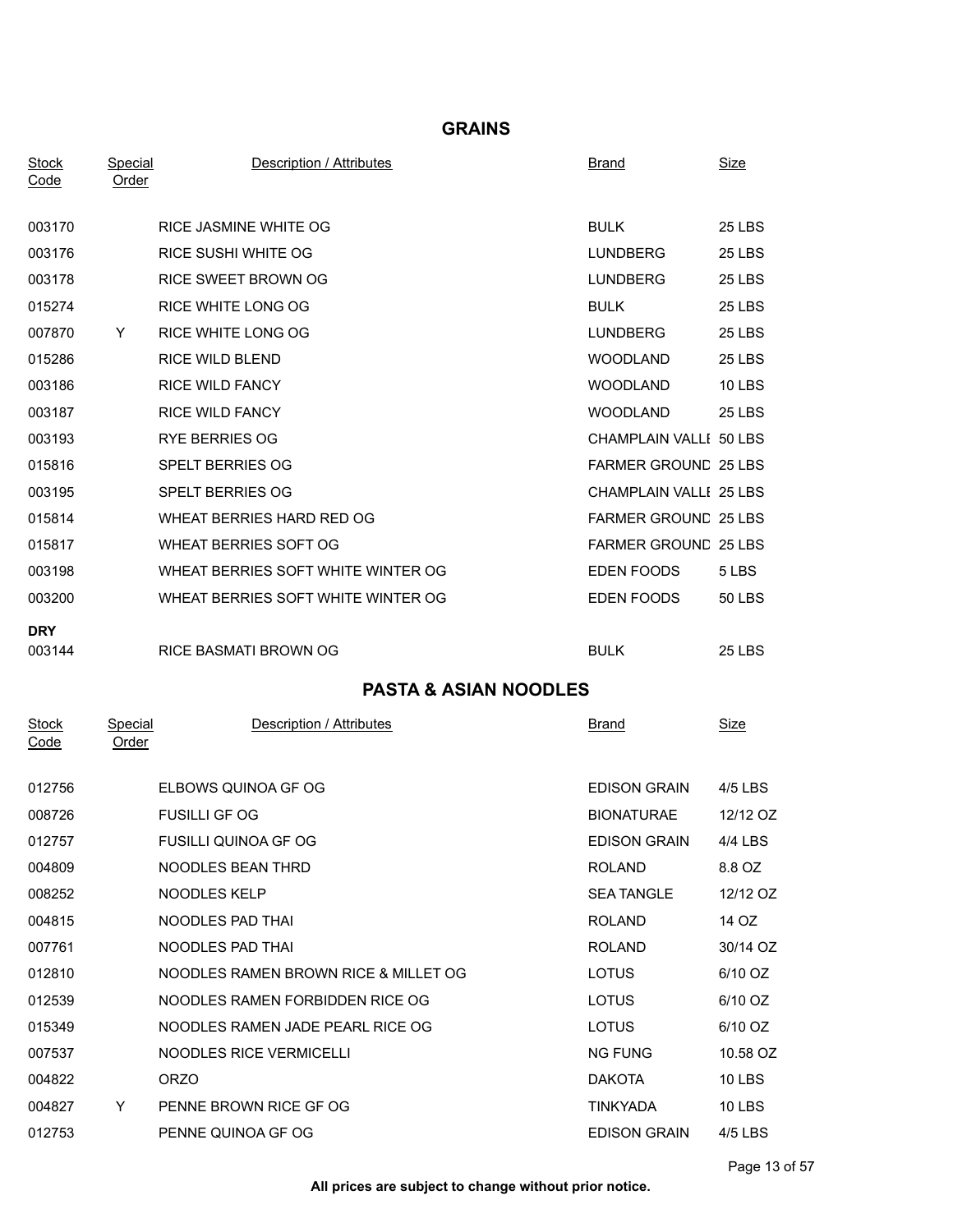## GRAINS

| Stock Code | Special Order | Description / Attributes | Brand | Size |
|---|---|---|---|---|
| 003170 | | RICE JASMINE WHITE OG | BULK | 25 LBS |
| 003176 | | RICE SUSHI WHITE OG | LUNDBERG | 25 LBS |
| 003178 | | RICE SWEET BROWN OG | LUNDBERG | 25 LBS |
| 015274 | | RICE WHITE LONG OG | BULK | 25 LBS |
| 007870 | Y | RICE WHITE LONG OG | LUNDBERG | 25 LBS |
| 015286 | | RICE WILD BLEND | WOODLAND | 25 LBS |
| 003186 | | RICE WILD FANCY | WOODLAND | 10 LBS |
| 003187 | | RICE WILD FANCY | WOODLAND | 25 LBS |
| 003193 | | RYE BERRIES OG | CHAMPLAIN VALLI | 50 LBS |
| 015816 | | SPELT BERRIES OG | FARMER GROUND | 25 LBS |
| 003195 | | SPELT BERRIES OG | CHAMPLAIN VALLI | 25 LBS |
| 015814 | | WHEAT BERRIES HARD RED OG | FARMER GROUND | 25 LBS |
| 015817 | | WHEAT BERRIES SOFT OG | FARMER GROUND | 25 LBS |
| 003198 | | WHEAT BERRIES SOFT WHITE WINTER OG | EDEN FOODS | 5 LBS |
| 003200 | | WHEAT BERRIES SOFT WHITE WINTER OG | EDEN FOODS | 50 LBS |
| **DRY** | | | | |
| 003144 | | RICE BASMATI BROWN OG | BULK | 25 LBS |

## PASTA & ASIAN NOODLES

| Stock Code | Special Order | Description / Attributes | Brand | Size |
|---|---|---|---|---|
| 012756 | | ELBOWS QUINOA GF OG | EDISON GRAIN | 4/5 LBS |
| 008726 | | FUSILLI GF OG | BIONATURAE | 12/12 OZ |
| 012757 | | FUSILLI QUINOA GF OG | EDISON GRAIN | 4/4 LBS |
| 004809 | | NOODLES BEAN THRD | ROLAND | 8.8 OZ |
| 008252 | | NOODLES KELP | SEA TANGLE | 12/12 OZ |
| 004815 | | NOODLES PAD THAI | ROLAND | 14 OZ |
| 007761 | | NOODLES PAD THAI | ROLAND | 30/14 OZ |
| 012810 | | NOODLES RAMEN BROWN RICE & MILLET OG | LOTUS | 6/10 OZ |
| 012539 | | NOODLES RAMEN FORBIDDEN RICE OG | LOTUS | 6/10 OZ |
| 015349 | | NOODLES RAMEN JADE PEARL RICE OG | LOTUS | 6/10 OZ |
| 007537 | | NOODLES RICE VERMICELLI | NG FUNG | 10.58 OZ |
| 004822 | | ORZO | DAKOTA | 10 LBS |
| 004827 | Y | PENNE BROWN RICE GF OG | TINKYADA | 10 LBS |
| 012753 | | PENNE QUINOA GF OG | EDISON GRAIN | 4/5 LBS |

**All prices are subject to change without prior notice.**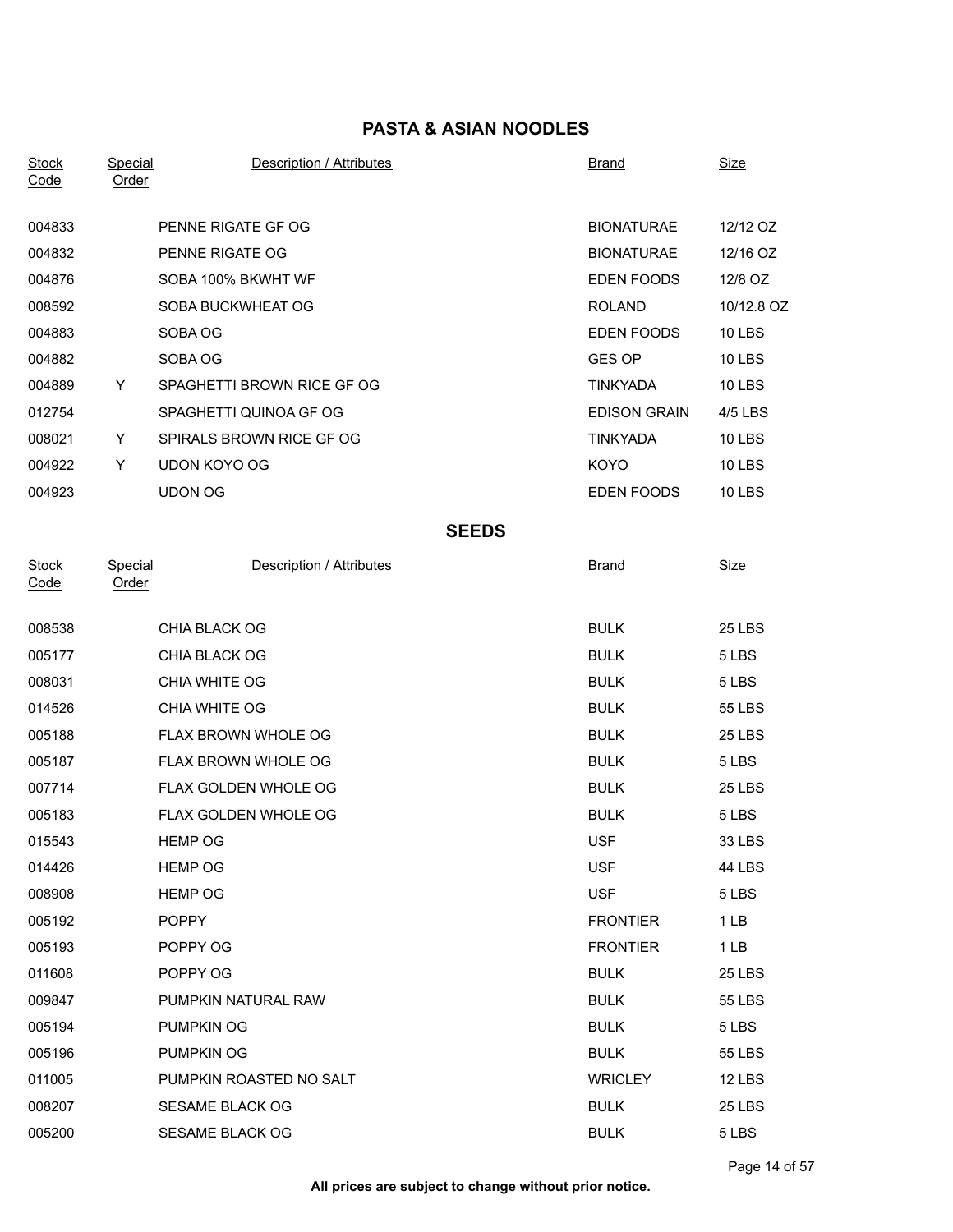## PASTA & ASIAN NOODLES

| Stock Code | Special Order | Description / Attributes | Brand | Size |
|---|---|---|---|---|
| 004833 | | PENNE RIGATE GF OG | BIONATURAE | 12/12 OZ |
| 004832 | | PENNE RIGATE OG | BIONATURAE | 12/16 OZ |
| 004876 | | SOBA 100% BKWHT WF | EDEN FOODS | 12/8 OZ |
| 008592 | | SOBA BUCKWHEAT OG | ROLAND | 10/12.8 OZ |
| 004883 | | SOBA OG | EDEN FOODS | 10 LBS |
| 004882 | | SOBA OG | GES OP | 10 LBS |
| 004889 | Y | SPAGHETTI BROWN RICE GF OG | TINKYADA | 10 LBS |
| 012754 | | SPAGHETTI QUINOA GF OG | EDISON GRAIN | 4/5 LBS |
| 008021 | Y | SPIRALS BROWN RICE GF OG | TINKYADA | 10 LBS |
| 004922 | Y | UDON KOYO OG | KOYO | 10 LBS |
| 004923 | | UDON OG | EDEN FOODS | 10 LBS |

## SEEDS

| Stock Code | Special Order | Description / Attributes | Brand | Size |
|---|---|---|---|---|
| 008538 | | CHIA BLACK OG | BULK | 25 LBS |
| 005177 | | CHIA BLACK OG | BULK | 5 LBS |
| 008031 | | CHIA WHITE OG | BULK | 5 LBS |
| 014526 | | CHIA WHITE OG | BULK | 55 LBS |
| 005188 | | FLAX BROWN WHOLE OG | BULK | 25 LBS |
| 005187 | | FLAX BROWN WHOLE OG | BULK | 5 LBS |
| 007714 | | FLAX GOLDEN WHOLE OG | BULK | 25 LBS |
| 005183 | | FLAX GOLDEN WHOLE OG | BULK | 5 LBS |
| 015543 | | HEMP OG | USF | 33 LBS |
| 014426 | | HEMP OG | USF | 44 LBS |
| 008908 | | HEMP OG | USF | 5 LBS |
| 005192 | | POPPY | FRONTIER | 1 LB |
| 005193 | | POPPY OG | FRONTIER | 1 LB |
| 011608 | | POPPY OG | BULK | 25 LBS |
| 009847 | | PUMPKIN NATURAL RAW | BULK | 55 LBS |
| 005194 | | PUMPKIN OG | BULK | 5 LBS |
| 005196 | | PUMPKIN OG | BULK | 55 LBS |
| 011005 | | PUMPKIN ROASTED NO SALT | WRICLEY | 12 LBS |
| 008207 | | SESAME BLACK OG | BULK | 25 LBS |
| 005200 | | SESAME BLACK OG | BULK | 5 LBS |

**All prices are subject to change without prior notice.**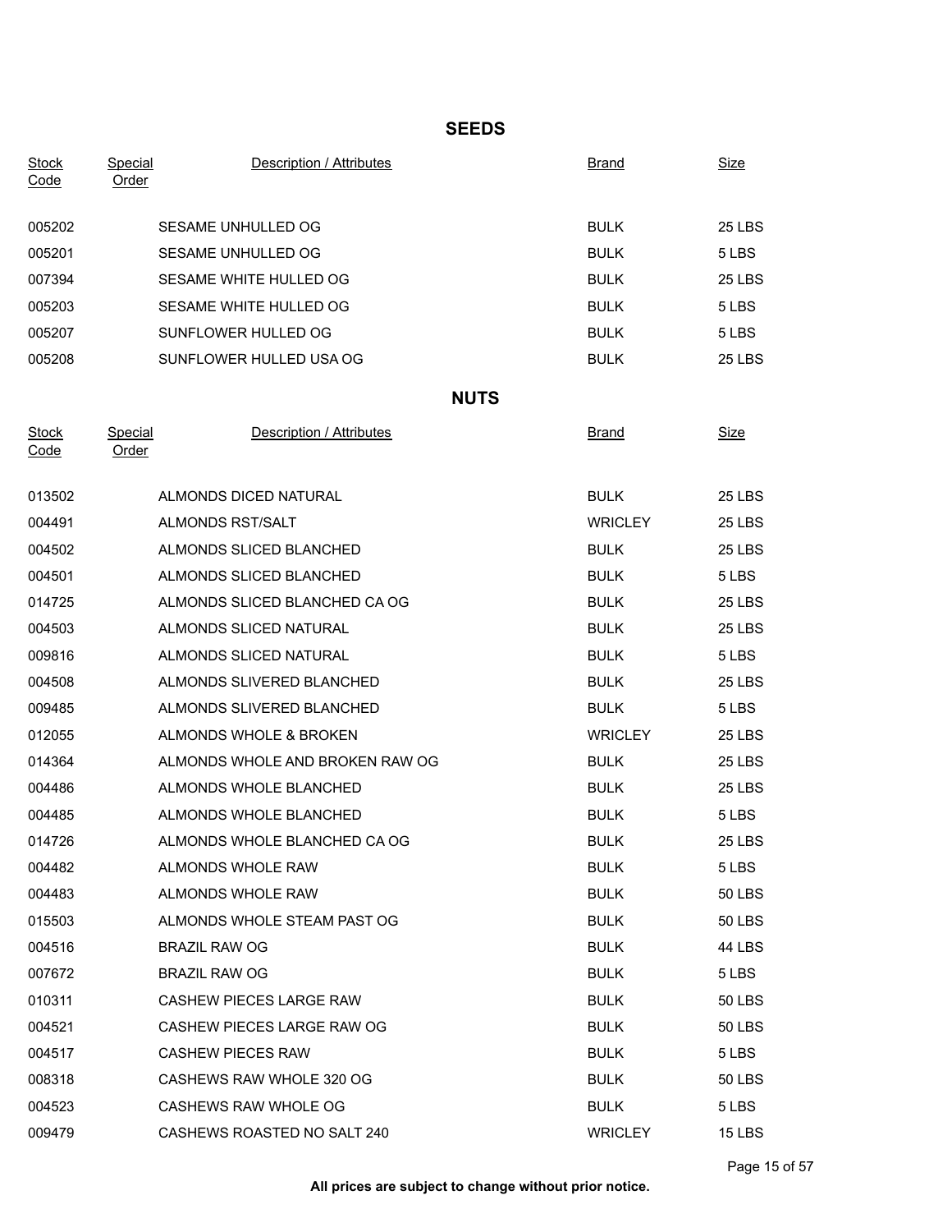## SEEDS

| Stock Code | Special Order | Description / Attributes | Brand | Size |
|---|---|---|---|---|
| 005202 | | SESAME UNHULLED OG | BULK | 25 LBS |
| 005201 | | SESAME UNHULLED OG | BULK | 5 LBS |
| 007394 | | SESAME WHITE HULLED OG | BULK | 25 LBS |
| 005203 | | SESAME WHITE HULLED OG | BULK | 5 LBS |
| 005207 | | SUNFLOWER HULLED OG | BULK | 5 LBS |
| 005208 | | SUNFLOWER HULLED USA OG | BULK | 25 LBS |

## NUTS

| Stock Code | Special Order | Description / Attributes | Brand | Size |
|---|---|---|---|---|
| 013502 | | ALMONDS DICED NATURAL | BULK | 25 LBS |
| 004491 | | ALMONDS RST/SALT | WRICLEY | 25 LBS |
| 004502 | | ALMONDS SLICED BLANCHED | BULK | 25 LBS |
| 004501 | | ALMONDS SLICED BLANCHED | BULK | 5 LBS |
| 014725 | | ALMONDS SLICED BLANCHED CA OG | BULK | 25 LBS |
| 004503 | | ALMONDS SLICED NATURAL | BULK | 25 LBS |
| 009816 | | ALMONDS SLICED NATURAL | BULK | 5 LBS |
| 004508 | | ALMONDS SLIVERED BLANCHED | BULK | 25 LBS |
| 009485 | | ALMONDS SLIVERED BLANCHED | BULK | 5 LBS |
| 012055 | | ALMONDS WHOLE & BROKEN | WRICLEY | 25 LBS |
| 014364 | | ALMONDS WHOLE AND BROKEN RAW OG | BULK | 25 LBS |
| 004486 | | ALMONDS WHOLE BLANCHED | BULK | 25 LBS |
| 004485 | | ALMONDS WHOLE BLANCHED | BULK | 5 LBS |
| 014726 | | ALMONDS WHOLE BLANCHED CA OG | BULK | 25 LBS |
| 004482 | | ALMONDS WHOLE RAW | BULK | 5 LBS |
| 004483 | | ALMONDS WHOLE RAW | BULK | 50 LBS |
| 015503 | | ALMONDS WHOLE STEAM PAST OG | BULK | 50 LBS |
| 004516 | | BRAZIL RAW OG | BULK | 44 LBS |
| 007672 | | BRAZIL RAW OG | BULK | 5 LBS |
| 010311 | | CASHEW PIECES LARGE RAW | BULK | 50 LBS |
| 004521 | | CASHEW PIECES LARGE RAW OG | BULK | 50 LBS |
| 004517 | | CASHEW PIECES RAW | BULK | 5 LBS |
| 008318 | | CASHEWS RAW WHOLE 320 OG | BULK | 50 LBS |
| 004523 | | CASHEWS RAW WHOLE OG | BULK | 5 LBS |
| 009479 | | CASHEWS ROASTED NO SALT 240 | WRICLEY | 15 LBS |

**All prices are subject to change without prior notice.**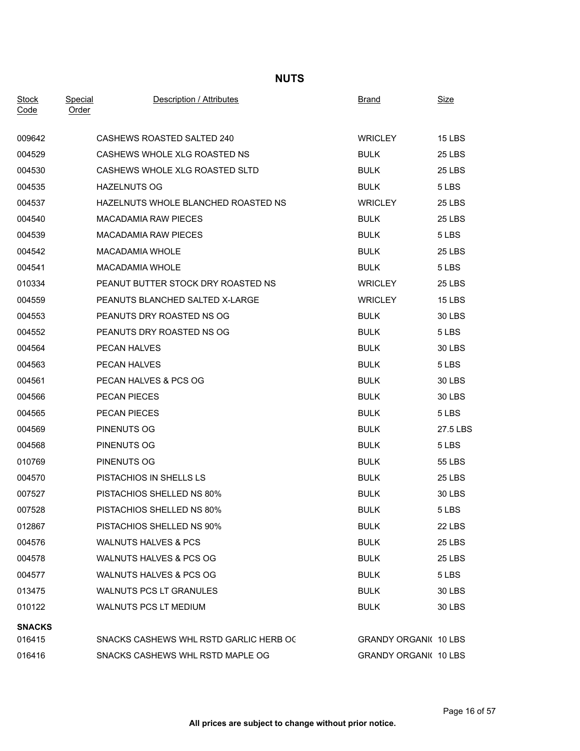# NUTS

| Stock Code | Special Order | Description / Attributes | Brand | Size |
|---|---|---|---|---|
| 009642 | | CASHEWS ROASTED SALTED 240 | WRICLEY | 15 LBS |
| 004529 | | CASHEWS WHOLE XLG ROASTED NS | BULK | 25 LBS |
| 004530 | | CASHEWS WHOLE XLG ROASTED SLTD | BULK | 25 LBS |
| 004535 | | HAZELNUTS OG | BULK | 5 LBS |
| 004537 | | HAZELNUTS WHOLE BLANCHED ROASTED NS | WRICLEY | 25 LBS |
| 004540 | | MACADAMIA RAW PIECES | BULK | 25 LBS |
| 004539 | | MACADAMIA RAW PIECES | BULK | 5 LBS |
| 004542 | | MACADAMIA WHOLE | BULK | 25 LBS |
| 004541 | | MACADAMIA WHOLE | BULK | 5 LBS |
| 010334 | | PEANUT BUTTER STOCK DRY ROASTED NS | WRICLEY | 25 LBS |
| 004559 | | PEANUTS BLANCHED SALTED X-LARGE | WRICLEY | 15 LBS |
| 004553 | | PEANUTS DRY ROASTED NS OG | BULK | 30 LBS |
| 004552 | | PEANUTS DRY ROASTED NS OG | BULK | 5 LBS |
| 004564 | | PECAN HALVES | BULK | 30 LBS |
| 004563 | | PECAN HALVES | BULK | 5 LBS |
| 004561 | | PECAN HALVES & PCS OG | BULK | 30 LBS |
| 004566 | | PECAN PIECES | BULK | 30 LBS |
| 004565 | | PECAN PIECES | BULK | 5 LBS |
| 004569 | | PINENUTS OG | BULK | 27.5 LBS |
| 004568 | | PINENUTS OG | BULK | 5 LBS |
| 010769 | | PINENUTS OG | BULK | 55 LBS |
| 004570 | | PISTACHIOS IN SHELLS LS | BULK | 25 LBS |
| 007527 | | PISTACHIOS SHELLED NS 80% | BULK | 30 LBS |
| 007528 | | PISTACHIOS SHELLED NS 80% | BULK | 5 LBS |
| 012867 | | PISTACHIOS SHELLED NS 90% | BULK | 22 LBS |
| 004576 | | WALNUTS HALVES & PCS | BULK | 25 LBS |
| 004578 | | WALNUTS HALVES & PCS OG | BULK | 25 LBS |
| 004577 | | WALNUTS HALVES & PCS OG | BULK | 5 LBS |
| 013475 | | WALNUTS PCS LT GRANULES | BULK | 30 LBS |
| 010122 | | WALNUTS PCS LT MEDIUM | BULK | 30 LBS |
| **SNACKS** | | | | |
| 016415 | | SNACKS CASHEWS WHL RSTD GARLIC HERB OG | GRANDY ORGANI( | 10 LBS |
| 016416 | | SNACKS CASHEWS WHL RSTD MAPLE OG | GRANDY ORGANI( | 10 LBS |

**All prices are subject to change without prior notice.**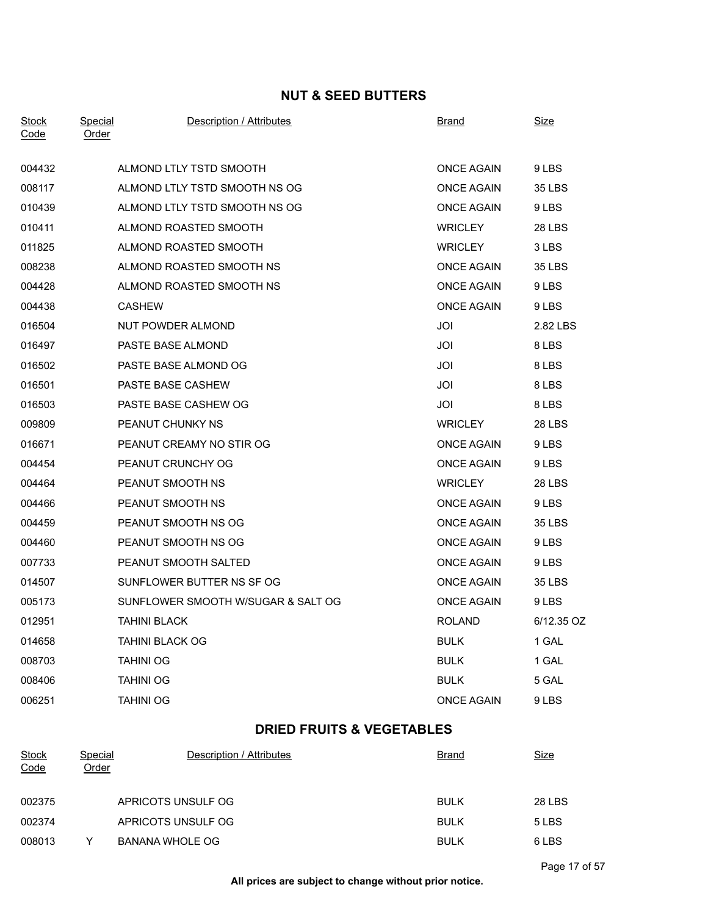## NUT & SEED BUTTERS

| Stock Code | Special Order | Description / Attributes | Brand | Size |
|---|---|---|---|---|
| 004432 | | ALMOND LTLY TSTD SMOOTH | ONCE AGAIN | 9 LBS |
| 008117 | | ALMOND LTLY TSTD SMOOTH NS OG | ONCE AGAIN | 35 LBS |
| 010439 | | ALMOND LTLY TSTD SMOOTH NS OG | ONCE AGAIN | 9 LBS |
| 010411 | | ALMOND ROASTED SMOOTH | WRICLEY | 28 LBS |
| 011825 | | ALMOND ROASTED SMOOTH | WRICLEY | 3 LBS |
| 008238 | | ALMOND ROASTED SMOOTH NS | ONCE AGAIN | 35 LBS |
| 004428 | | ALMOND ROASTED SMOOTH NS | ONCE AGAIN | 9 LBS |
| 004438 | | CASHEW | ONCE AGAIN | 9 LBS |
| 016504 | | NUT POWDER ALMOND | JOI | 2.82 LBS |
| 016497 | | PASTE BASE ALMOND | JOI | 8 LBS |
| 016502 | | PASTE BASE ALMOND OG | JOI | 8 LBS |
| 016501 | | PASTE BASE CASHEW | JOI | 8 LBS |
| 016503 | | PASTE BASE CASHEW OG | JOI | 8 LBS |
| 009809 | | PEANUT CHUNKY NS | WRICLEY | 28 LBS |
| 016671 | | PEANUT CREAMY NO STIR OG | ONCE AGAIN | 9 LBS |
| 004454 | | PEANUT CRUNCHY OG | ONCE AGAIN | 9 LBS |
| 004464 | | PEANUT SMOOTH NS | WRICLEY | 28 LBS |
| 004466 | | PEANUT SMOOTH NS | ONCE AGAIN | 9 LBS |
| 004459 | | PEANUT SMOOTH NS OG | ONCE AGAIN | 35 LBS |
| 004460 | | PEANUT SMOOTH NS OG | ONCE AGAIN | 9 LBS |
| 007733 | | PEANUT SMOOTH SALTED | ONCE AGAIN | 9 LBS |
| 014507 | | SUNFLOWER BUTTER NS SF OG | ONCE AGAIN | 35 LBS |
| 005173 | | SUNFLOWER SMOOTH W/SUGAR & SALT OG | ONCE AGAIN | 9 LBS |
| 012951 | | TAHINI BLACK | ROLAND | 6/12.35 OZ |
| 014658 | | TAHINI BLACK OG | BULK | 1 GAL |
| 008703 | | TAHINI OG | BULK | 1 GAL |
| 008406 | | TAHINI OG | BULK | 5 GAL |
| 006251 | | TAHINI OG | ONCE AGAIN | 9 LBS |

## DRIED FRUITS & VEGETABLES

| Stock Code | Special Order | Description / Attributes | Brand | Size |
|---|---|---|---|---|
| 002375 | | APRICOTS UNSULF OG | BULK | 28 LBS |
| 002374 | | APRICOTS UNSULF OG | BULK | 5 LBS |
| 008013 | Y | BANANA WHOLE OG | BULK | 6 LBS |

**All prices are subject to change without prior notice.**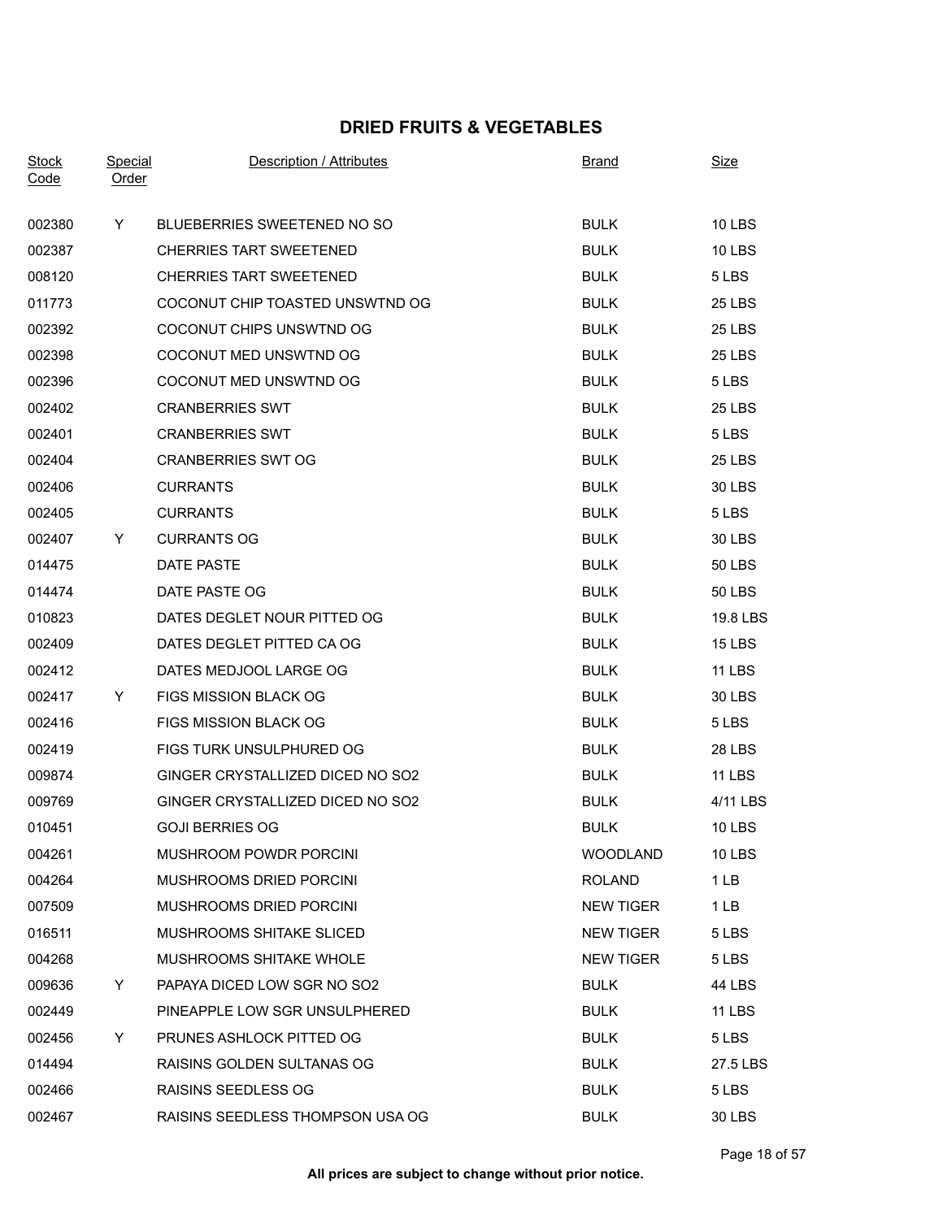## DRIED FRUITS & VEGETABLES

| Stock Code | Special Order | Description / Attributes | Brand | Size |
|---|---|---|---|---|
| 002380 | Y | BLUEBERRIES SWEETENED NO SO | BULK | 10 LBS |
| 002387 | | CHERRIES TART SWEETENED | BULK | 10 LBS |
| 008120 | | CHERRIES TART SWEETENED | BULK | 5 LBS |
| 011773 | | COCONUT CHIP TOASTED UNSWTND OG | BULK | 25 LBS |
| 002392 | | COCONUT CHIPS UNSWTND OG | BULK | 25 LBS |
| 002398 | | COCONUT MED UNSWTND OG | BULK | 25 LBS |
| 002396 | | COCONUT MED UNSWTND OG | BULK | 5 LBS |
| 002402 | | CRANBERRIES SWT | BULK | 25 LBS |
| 002401 | | CRANBERRIES SWT | BULK | 5 LBS |
| 002404 | | CRANBERRIES SWT OG | BULK | 25 LBS |
| 002406 | | CURRANTS | BULK | 30 LBS |
| 002405 | | CURRANTS | BULK | 5 LBS |
| 002407 | Y | CURRANTS OG | BULK | 30 LBS |
| 014475 | | DATE PASTE | BULK | 50 LBS |
| 014474 | | DATE PASTE OG | BULK | 50 LBS |
| 010823 | | DATES DEGLET NOUR PITTED OG | BULK | 19.8 LBS |
| 002409 | | DATES DEGLET PITTED CA OG | BULK | 15 LBS |
| 002412 | | DATES MEDJOOL LARGE OG | BULK | 11 LBS |
| 002417 | Y | FIGS MISSION BLACK OG | BULK | 30 LBS |
| 002416 | | FIGS MISSION BLACK OG | BULK | 5 LBS |
| 002419 | | FIGS TURK UNSULPHURED OG | BULK | 28 LBS |
| 009874 | | GINGER CRYSTALLIZED DICED NO SO2 | BULK | 11 LBS |
| 009769 | | GINGER CRYSTALLIZED DICED NO SO2 | BULK | 4/11 LBS |
| 010451 | | GOJI BERRIES OG | BULK | 10 LBS |
| 004261 | | MUSHROOM POWDR PORCINI | WOODLAND | 10 LBS |
| 004264 | | MUSHROOMS DRIED PORCINI | ROLAND | 1 LB |
| 007509 | | MUSHROOMS DRIED PORCINI | NEW TIGER | 1 LB |
| 016511 | | MUSHROOMS SHITAKE SLICED | NEW TIGER | 5 LBS |
| 004268 | | MUSHROOMS SHITAKE WHOLE | NEW TIGER | 5 LBS |
| 009636 | Y | PAPAYA DICED LOW SGR NO SO2 | BULK | 44 LBS |
| 002449 | | PINEAPPLE LOW SGR UNSULPHERED | BULK | 11 LBS |
| 002456 | Y | PRUNES ASHLOCK PITTED OG | BULK | 5 LBS |
| 014494 | | RAISINS GOLDEN SULTANAS OG | BULK | 27.5 LBS |
| 002466 | | RAISINS SEEDLESS OG | BULK | 5 LBS |
| 002467 | | RAISINS SEEDLESS THOMPSON USA OG | BULK | 30 LBS |

**All prices are subject to change without prior notice.**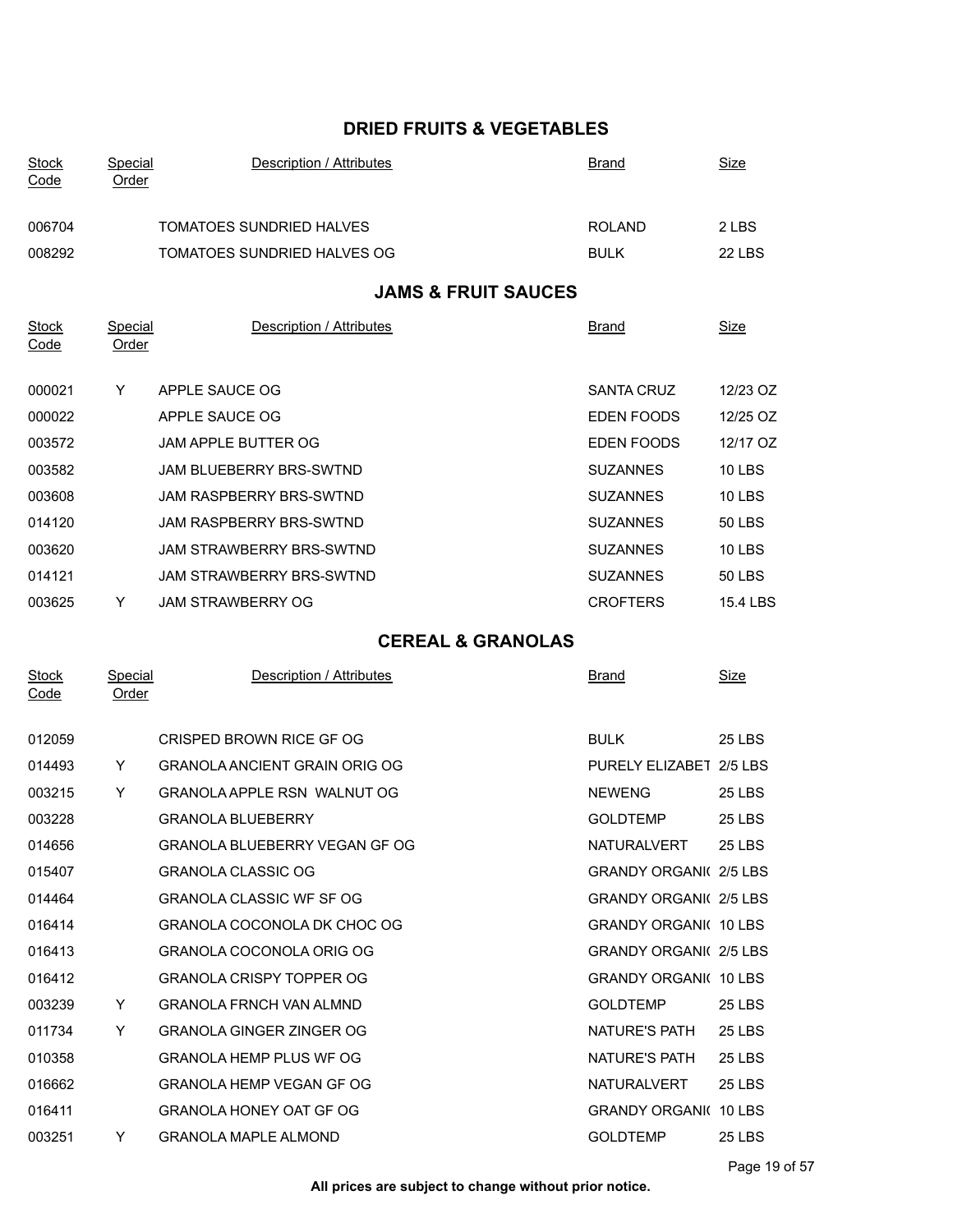## DRIED FRUITS & VEGETABLES

| Stock Code | Special Order | Description / Attributes | Brand | Size |
|---|---|---|---|---|
| 006704 | | TOMATOES SUNDRIED HALVES | ROLAND | 2 LBS |
| 008292 | | TOMATOES SUNDRIED HALVES OG | BULK | 22 LBS |

## JAMS & FRUIT SAUCES

| Stock Code | Special Order | Description / Attributes | Brand | Size |
|---|---|---|---|---|
| 000021 | Y | APPLE SAUCE OG | SANTA CRUZ | 12/23 OZ |
| 000022 | | APPLE SAUCE OG | EDEN FOODS | 12/25 OZ |
| 003572 | | JAM APPLE BUTTER OG | EDEN FOODS | 12/17 OZ |
| 003582 | | JAM BLUEBERRY BRS-SWTND | SUZANNES | 10 LBS |
| 003608 | | JAM RASPBERRY BRS-SWTND | SUZANNES | 10 LBS |
| 014120 | | JAM RASPBERRY BRS-SWTND | SUZANNES | 50 LBS |
| 003620 | | JAM STRAWBERRY BRS-SWTND | SUZANNES | 10 LBS |
| 014121 | | JAM STRAWBERRY BRS-SWTND | SUZANNES | 50 LBS |
| 003625 | Y | JAM STRAWBERRY OG | CROFTERS | 15.4 LBS |

## CEREAL & GRANOLAS

| Stock Code | Special Order | Description / Attributes | Brand | Size |
|---|---|---|---|---|
| 012059 | | CRISPED BROWN RICE GF OG | BULK | 25 LBS |
| 014493 | Y | GRANOLA ANCIENT GRAIN ORIG OG | PURELY ELIZABET | 2/5 LBS |
| 003215 | Y | GRANOLA APPLE RSN WALNUT OG | NEWENG | 25 LBS |
| 003228 | | GRANOLA BLUEBERRY | GOLDTEMP | 25 LBS |
| 014656 | | GRANOLA BLUEBERRY VEGAN GF OG | NATURALVERT | 25 LBS |
| 015407 | | GRANOLA CLASSIC OG | GRANDY ORGANI( | 2/5 LBS |
| 014464 | | GRANOLA CLASSIC WF SF OG | GRANDY ORGANI( | 2/5 LBS |
| 016414 | | GRANOLA COCONOLA DK CHOC OG | GRANDY ORGANI( | 10 LBS |
| 016413 | | GRANOLA COCONOLA ORIG OG | GRANDY ORGANI( | 2/5 LBS |
| 016412 | | GRANOLA CRISPY TOPPER OG | GRANDY ORGANI( | 10 LBS |
| 003239 | Y | GRANOLA FRNCH VAN ALMND | GOLDTEMP | 25 LBS |
| 011734 | Y | GRANOLA GINGER ZINGER OG | NATURE'S PATH | 25 LBS |
| 010358 | | GRANOLA HEMP PLUS WF OG | NATURE'S PATH | 25 LBS |
| 016662 | | GRANOLA HEMP VEGAN GF OG | NATURALVERT | 25 LBS |
| 016411 | | GRANOLA HONEY OAT GF OG | GRANDY ORGANI( | 10 LBS |
| 003251 | Y | GRANOLA MAPLE ALMOND | GOLDTEMP | 25 LBS |

**All prices are subject to change without prior notice.**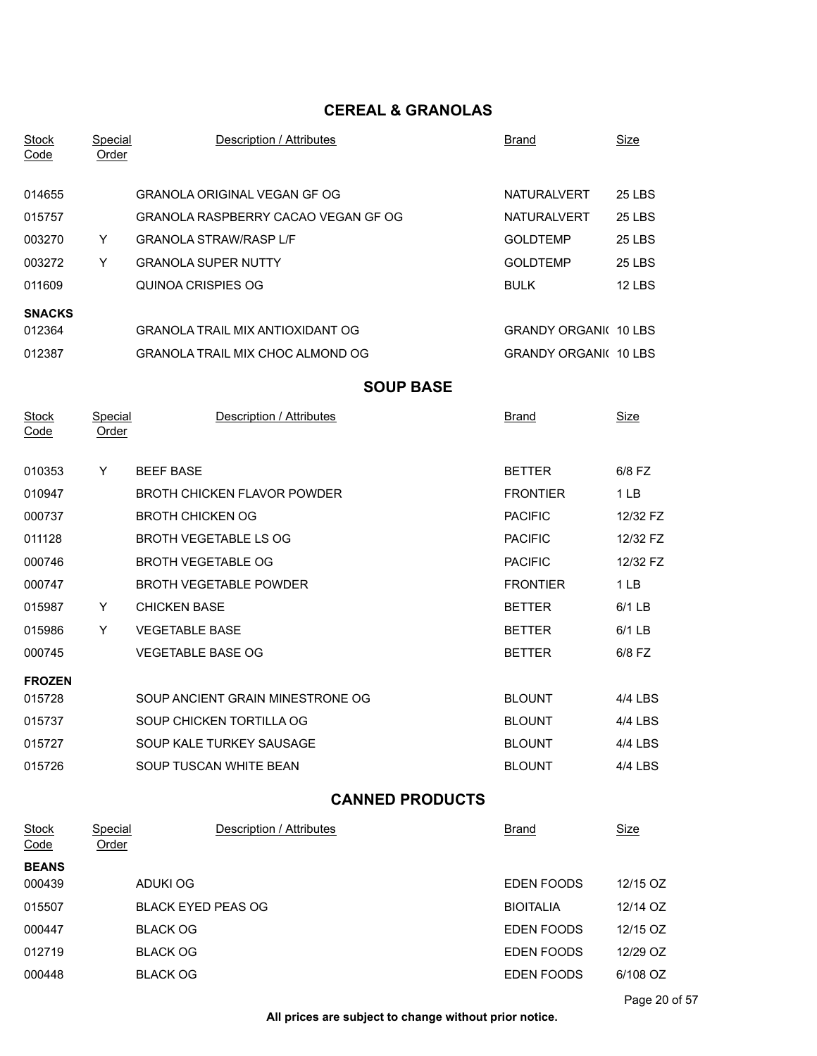## CEREAL & GRANOLAS

| Stock Code | Special Order | Description / Attributes | Brand | Size |
|---|---|---|---|---|
| 014655 | | GRANOLA ORIGINAL VEGAN GF OG | NATURALVERT | 25 LBS |
| 015757 | | GRANOLA RASPBERRY CACAO VEGAN GF OG | NATURALVERT | 25 LBS |
| 003270 | Y | GRANOLA STRAW/RASP L/F | GOLDTEMP | 25 LBS |
| 003272 | Y | GRANOLA SUPER NUTTY | GOLDTEMP | 25 LBS |
| 011609 | | QUINOA CRISPIES OG | BULK | 12 LBS |
| **SNACKS** | | | | |
| 012364 | | GRANOLA TRAIL MIX ANTIOXIDANT OG | GRANDY ORGANI( | 10 LBS |
| 012387 | | GRANOLA TRAIL MIX CHOC ALMOND OG | GRANDY ORGANI( | 10 LBS |

## SOUP BASE

| Stock Code | Special Order | Description / Attributes | Brand | Size |
|---|---|---|---|---|
| 010353 | Y | BEEF BASE | BETTER | 6/8 FZ |
| 010947 | | BROTH CHICKEN FLAVOR POWDER | FRONTIER | 1 LB |
| 000737 | | BROTH CHICKEN OG | PACIFIC | 12/32 FZ |
| 011128 | | BROTH VEGETABLE LS OG | PACIFIC | 12/32 FZ |
| 000746 | | BROTH VEGETABLE OG | PACIFIC | 12/32 FZ |
| 000747 | | BROTH VEGETABLE POWDER | FRONTIER | 1 LB |
| 015987 | Y | CHICKEN BASE | BETTER | 6/1 LB |
| 015986 | Y | VEGETABLE BASE | BETTER | 6/1 LB |
| 000745 | | VEGETABLE BASE OG | BETTER | 6/8 FZ |
| **FROZEN** | | | | |
| 015728 | | SOUP ANCIENT GRAIN MINESTRONE OG | BLOUNT | 4/4 LBS |
| 015737 | | SOUP CHICKEN TORTILLA OG | BLOUNT | 4/4 LBS |
| 015727 | | SOUP KALE TURKEY SAUSAGE | BLOUNT | 4/4 LBS |
| 015726 | | SOUP TUSCAN WHITE BEAN | BLOUNT | 4/4 LBS |

## CANNED PRODUCTS

| Stock Code | Special Order | Description / Attributes | Brand | Size |
|---|---|---|---|---|
| **BEANS** | | | | |
| 000439 | | ADUKI OG | EDEN FOODS | 12/15 OZ |
| 015507 | | BLACK EYED PEAS OG | BIOITALIA | 12/14 OZ |
| 000447 | | BLACK OG | EDEN FOODS | 12/15 OZ |
| 012719 | | BLACK OG | EDEN FOODS | 12/29 OZ |
| 000448 | | BLACK OG | EDEN FOODS | 6/108 OZ |

**All prices are subject to change without prior notice.**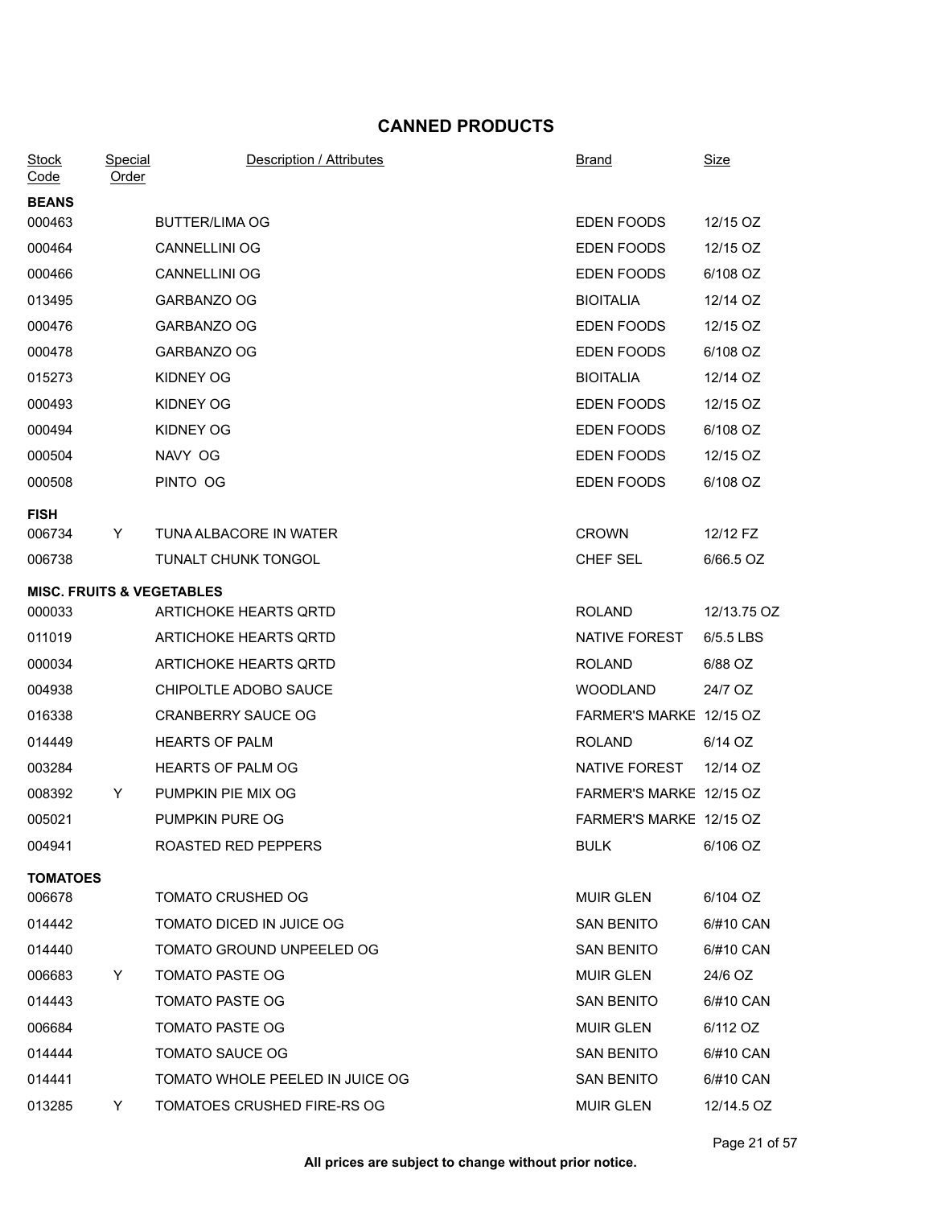# CANNED PRODUCTS

| Stock Code | Special Order | Description / Attributes | Brand | Size |
|---|---|---|---|---|
| **BEANS** | | | | |
| 000463 | | BUTTER/LIMA OG | EDEN FOODS | 12/15 OZ |
| 000464 | | CANNELLINI OG | EDEN FOODS | 12/15 OZ |
| 000466 | | CANNELLINI OG | EDEN FOODS | 6/108 OZ |
| 013495 | | GARBANZO OG | BIOITALIA | 12/14 OZ |
| 000476 | | GARBANZO OG | EDEN FOODS | 12/15 OZ |
| 000478 | | GARBANZO OG | EDEN FOODS | 6/108 OZ |
| 015273 | | KIDNEY OG | BIOITALIA | 12/14 OZ |
| 000493 | | KIDNEY OG | EDEN FOODS | 12/15 OZ |
| 000494 | | KIDNEY OG | EDEN FOODS | 6/108 OZ |
| 000504 | | NAVY OG | EDEN FOODS | 12/15 OZ |
| 000508 | | PINTO OG | EDEN FOODS | 6/108 OZ |
| **FISH** | | | | |
| 006734 | Y | TUNA ALBACORE IN WATER | CROWN | 12/12 FZ |
| 006738 | | TUNALT CHUNK TONGOL | CHEF SEL | 6/66.5 OZ |
| **MISC. FRUITS & VEGETABLES** | | | | |
| 000033 | | ARTICHOKE HEARTS QRTD | ROLAND | 12/13.75 OZ |
| 011019 | | ARTICHOKE HEARTS QRTD | NATIVE FOREST | 6/5.5 LBS |
| 000034 | | ARTICHOKE HEARTS QRTD | ROLAND | 6/88 OZ |
| 004938 | | CHIPOLTLE ADOBO SAUCE | WOODLAND | 24/7 OZ |
| 016338 | | CRANBERRY SAUCE OG | FARMER'S MARKE | 12/15 OZ |
| 014449 | | HEARTS OF PALM | ROLAND | 6/14 OZ |
| 003284 | | HEARTS OF PALM OG | NATIVE FOREST | 12/14 OZ |
| 008392 | Y | PUMPKIN PIE MIX OG | FARMER'S MARKE | 12/15 OZ |
| 005021 | | PUMPKIN PURE OG | FARMER'S MARKE | 12/15 OZ |
| 004941 | | ROASTED RED PEPPERS | BULK | 6/106 OZ |
| **TOMATOES** | | | | |
| 006678 | | TOMATO CRUSHED OG | MUIR GLEN | 6/104 OZ |
| 014442 | | TOMATO DICED IN JUICE OG | SAN BENITO | 6/#10 CAN |
| 014440 | | TOMATO GROUND UNPEELED OG | SAN BENITO | 6/#10 CAN |
| 006683 | Y | TOMATO PASTE OG | MUIR GLEN | 24/6 OZ |
| 014443 | | TOMATO PASTE OG | SAN BENITO | 6/#10 CAN |
| 006684 | | TOMATO PASTE OG | MUIR GLEN | 6/112 OZ |
| 014444 | | TOMATO SAUCE OG | SAN BENITO | 6/#10 CAN |
| 014441 | | TOMATO WHOLE PEELED IN JUICE OG | SAN BENITO | 6/#10 CAN |
| 013285 | Y | TOMATOES CRUSHED FIRE-RS OG | MUIR GLEN | 12/14.5 OZ |

**All prices are subject to change without prior notice.**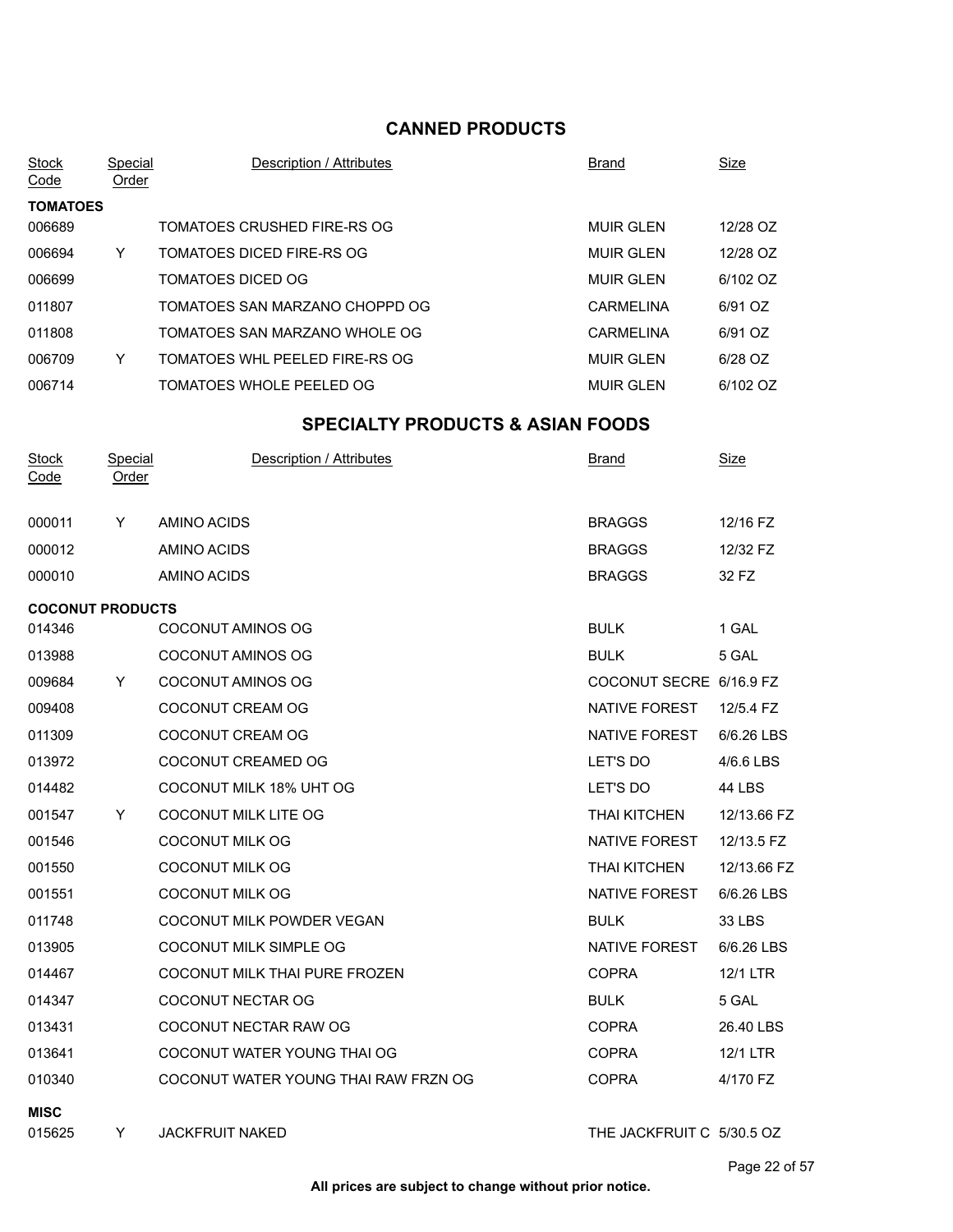## CANNED PRODUCTS

| Stock Code | Special Order | Description / Attributes | Brand | Size |
|---|---|---|---|---|
| **TOMATOES** | | | | |
| 006689 | | TOMATOES CRUSHED FIRE-RS OG | MUIR GLEN | 12/28 OZ |
| 006694 | Y | TOMATOES DICED FIRE-RS OG | MUIR GLEN | 12/28 OZ |
| 006699 | | TOMATOES DICED OG | MUIR GLEN | 6/102 OZ |
| 011807 | | TOMATOES SAN MARZANO CHOPPD OG | CARMELINA | 6/91 OZ |
| 011808 | | TOMATOES SAN MARZANO WHOLE OG | CARMELINA | 6/91 OZ |
| 006709 | Y | TOMATOES WHL PEELED FIRE-RS OG | MUIR GLEN | 6/28 OZ |
| 006714 | | TOMATOES WHOLE PEELED OG | MUIR GLEN | 6/102 OZ |

## SPECIALTY PRODUCTS & ASIAN FOODS

| Stock Code | Special Order | Description / Attributes | Brand | Size |
|---|---|---|---|---|
| 000011 | Y | AMINO ACIDS | BRAGGS | 12/16 FZ |
| 000012 | | AMINO ACIDS | BRAGGS | 12/32 FZ |
| 000010 | | AMINO ACIDS | BRAGGS | 32 FZ |
| **COCONUT PRODUCTS** | | | | |
| 014346 | | COCONUT AMINOS OG | BULK | 1 GAL |
| 013988 | | COCONUT AMINOS OG | BULK | 5 GAL |
| 009684 | Y | COCONUT AMINOS OG | COCONUT SECRE | 6/16.9 FZ |
| 009408 | | COCONUT CREAM OG | NATIVE FOREST | 12/5.4 FZ |
| 011309 | | COCONUT CREAM OG | NATIVE FOREST | 6/6.26 LBS |
| 013972 | | COCONUT CREAMED OG | LET'S DO | 4/6.6 LBS |
| 014482 | | COCONUT MILK 18% UHT OG | LET'S DO | 44 LBS |
| 001547 | Y | COCONUT MILK LITE OG | THAI KITCHEN | 12/13.66 FZ |
| 001546 | | COCONUT MILK OG | NATIVE FOREST | 12/13.5 FZ |
| 001550 | | COCONUT MILK OG | THAI KITCHEN | 12/13.66 FZ |
| 001551 | | COCONUT MILK OG | NATIVE FOREST | 6/6.26 LBS |
| 011748 | | COCONUT MILK POWDER VEGAN | BULK | 33 LBS |
| 013905 | | COCONUT MILK SIMPLE OG | NATIVE FOREST | 6/6.26 LBS |
| 014467 | | COCONUT MILK THAI PURE FROZEN | COPRA | 12/1 LTR |
| 014347 | | COCONUT NECTAR OG | BULK | 5 GAL |
| 013431 | | COCONUT NECTAR RAW OG | COPRA | 26.40 LBS |
| 013641 | | COCONUT WATER YOUNG THAI OG | COPRA | 12/1 LTR |
| 010340 | | COCONUT WATER YOUNG THAI RAW FRZN OG | COPRA | 4/170 FZ |
| **MISC** | | | | |
| 015625 | Y | JACKFRUIT NAKED | THE JACKFRUIT C | 5/30.5 OZ |

**All prices are subject to change without prior notice.**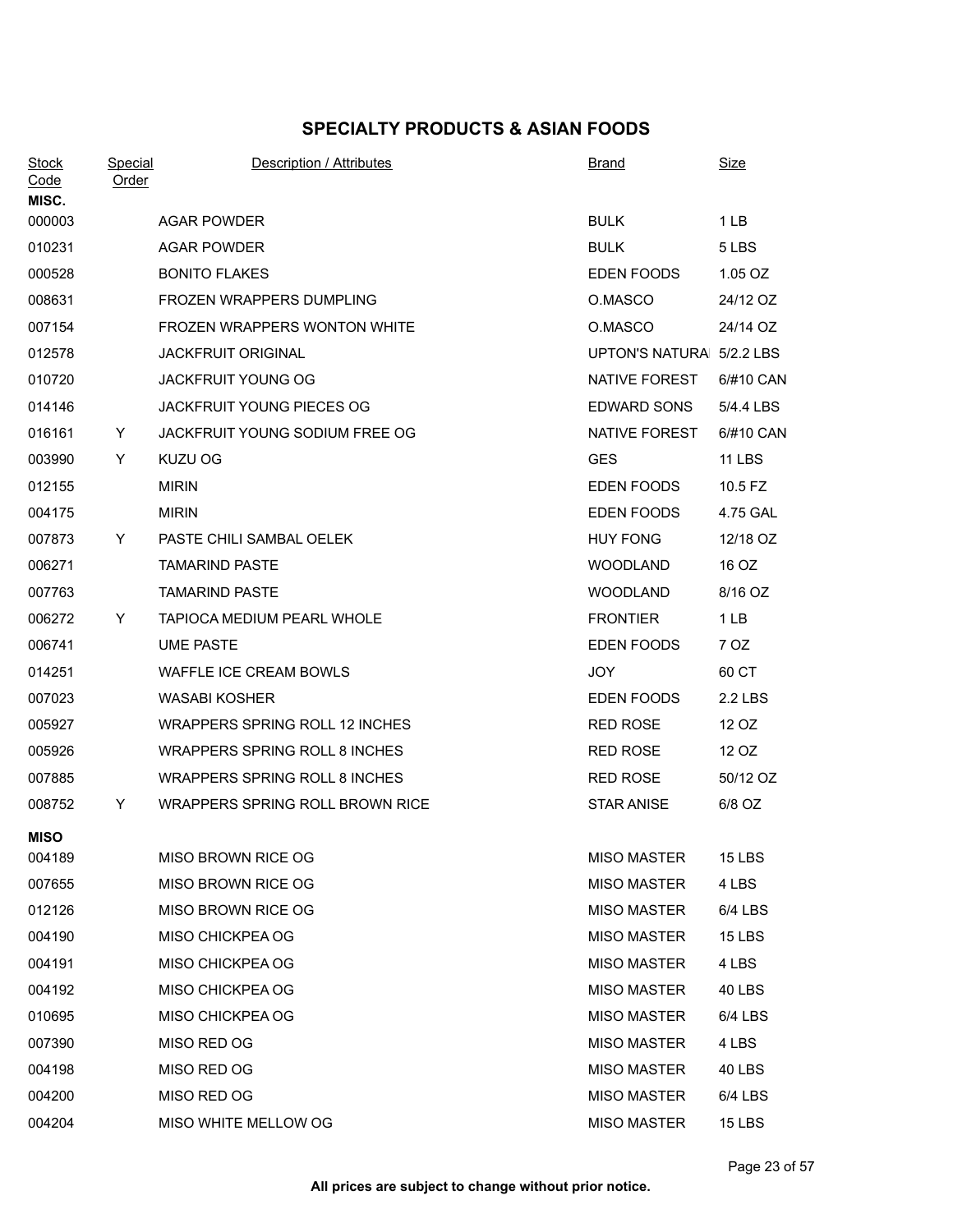## SPECIALTY PRODUCTS & ASIAN FOODS

| Stock Code | Special Order | Description / Attributes | Brand | Size |
|---|---|---|---|---|
| **MISC.** | | | | |
| 000003 | | AGAR POWDER | BULK | 1 LB |
| 010231 | | AGAR POWDER | BULK | 5 LBS |
| 000528 | | BONITO FLAKES | EDEN FOODS | 1.05 OZ |
| 008631 | | FROZEN WRAPPERS DUMPLING | O.MASCO | 24/12 OZ |
| 007154 | | FROZEN WRAPPERS WONTON WHITE | O.MASCO | 24/14 OZ |
| 012578 | | JACKFRUIT ORIGINAL | UPTON'S NATURA | 5/2.2 LBS |
| 010720 | | JACKFRUIT YOUNG OG | NATIVE FOREST | 6/#10 CAN |
| 014146 | | JACKFRUIT YOUNG PIECES OG | EDWARD SONS | 5/4.4 LBS |
| 016161 | Y | JACKFRUIT YOUNG SODIUM FREE OG | NATIVE FOREST | 6/#10 CAN |
| 003990 | Y | KUZU OG | GES | 11 LBS |
| 012155 | | MIRIN | EDEN FOODS | 10.5 FZ |
| 004175 | | MIRIN | EDEN FOODS | 4.75 GAL |
| 007873 | Y | PASTE CHILI SAMBAL OELEK | HUY FONG | 12/18 OZ |
| 006271 | | TAMARIND PASTE | WOODLAND | 16 OZ |
| 007763 | | TAMARIND PASTE | WOODLAND | 8/16 OZ |
| 006272 | Y | TAPIOCA MEDIUM PEARL WHOLE | FRONTIER | 1 LB |
| 006741 | | UME PASTE | EDEN FOODS | 7 OZ |
| 014251 | | WAFFLE ICE CREAM BOWLS | JOY | 60 CT |
| 007023 | | WASABI KOSHER | EDEN FOODS | 2.2 LBS |
| 005927 | | WRAPPERS SPRING ROLL 12 INCHES | RED ROSE | 12 OZ |
| 005926 | | WRAPPERS SPRING ROLL 8 INCHES | RED ROSE | 12 OZ |
| 007885 | | WRAPPERS SPRING ROLL 8 INCHES | RED ROSE | 50/12 OZ |
| 008752 | Y | WRAPPERS SPRING ROLL BROWN RICE | STAR ANISE | 6/8 OZ |
| **MISO** | | | | |
| 004189 | | MISO BROWN RICE OG | MISO MASTER | 15 LBS |
| 007655 | | MISO BROWN RICE OG | MISO MASTER | 4 LBS |
| 012126 | | MISO BROWN RICE OG | MISO MASTER | 6/4 LBS |
| 004190 | | MISO CHICKPEA OG | MISO MASTER | 15 LBS |
| 004191 | | MISO CHICKPEA OG | MISO MASTER | 4 LBS |
| 004192 | | MISO CHICKPEA OG | MISO MASTER | 40 LBS |
| 010695 | | MISO CHICKPEA OG | MISO MASTER | 6/4 LBS |
| 007390 | | MISO RED OG | MISO MASTER | 4 LBS |
| 004198 | | MISO RED OG | MISO MASTER | 40 LBS |
| 004200 | | MISO RED OG | MISO MASTER | 6/4 LBS |
| 004204 | | MISO WHITE MELLOW OG | MISO MASTER | 15 LBS |

**All prices are subject to change without prior notice.**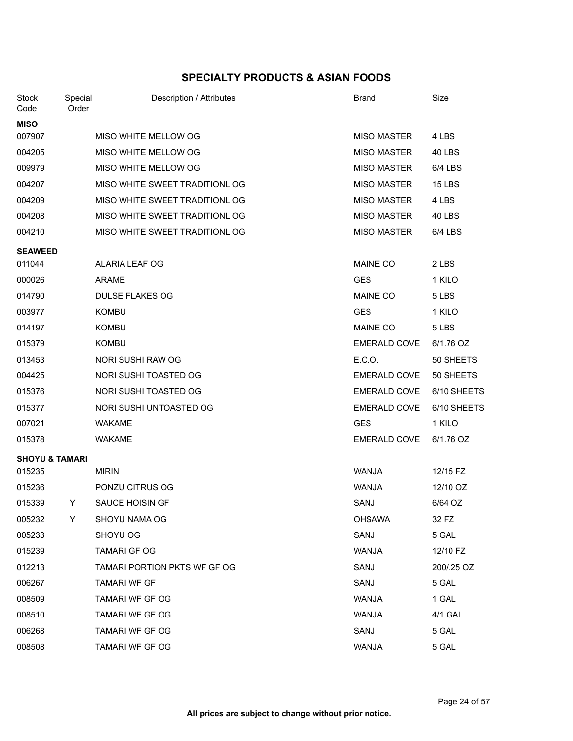# SPECIALTY PRODUCTS & ASIAN FOODS

| Stock Code | Special Order | Description / Attributes | Brand | Size |
|---|---|---|---|---|
| **MISO** | | | | |
| 007907 | | MISO WHITE MELLOW OG | MISO MASTER | 4 LBS |
| 004205 | | MISO WHITE MELLOW OG | MISO MASTER | 40 LBS |
| 009979 | | MISO WHITE MELLOW OG | MISO MASTER | 6/4 LBS |
| 004207 | | MISO WHITE SWEET TRADITIONL OG | MISO MASTER | 15 LBS |
| 004209 | | MISO WHITE SWEET TRADITIONL OG | MISO MASTER | 4 LBS |
| 004208 | | MISO WHITE SWEET TRADITIONL OG | MISO MASTER | 40 LBS |
| 004210 | | MISO WHITE SWEET TRADITIONL OG | MISO MASTER | 6/4 LBS |
| **SEAWEED** | | | | |
| 011044 | | ALARIA LEAF OG | MAINE CO | 2 LBS |
| 000026 | | ARAME | GES | 1 KILO |
| 014790 | | DULSE FLAKES OG | MAINE CO | 5 LBS |
| 003977 | | KOMBU | GES | 1 KILO |
| 014197 | | KOMBU | MAINE CO | 5 LBS |
| 015379 | | KOMBU | EMERALD COVE | 6/1.76 OZ |
| 013453 | | NORI SUSHI RAW OG | E.C.O. | 50 SHEETS |
| 004425 | | NORI SUSHI TOASTED OG | EMERALD COVE | 50 SHEETS |
| 015376 | | NORI SUSHI TOASTED OG | EMERALD COVE | 6/10 SHEETS |
| 015377 | | NORI SUSHI UNTOASTED OG | EMERALD COVE | 6/10 SHEETS |
| 007021 | | WAKAME | GES | 1 KILO |
| 015378 | | WAKAME | EMERALD COVE | 6/1.76 OZ |
| **SHOYU & TAMARI** | | | | |
| 015235 | | MIRIN | WANJA | 12/15 FZ |
| 015236 | | PONZU CITRUS OG | WANJA | 12/10 OZ |
| 015339 | Y | SAUCE HOISIN GF | SANJ | 6/64 OZ |
| 005232 | Y | SHOYU NAMA OG | OHSAWA | 32 FZ |
| 005233 | | SHOYU OG | SANJ | 5 GAL |
| 015239 | | TAMARI GF OG | WANJA | 12/10 FZ |
| 012213 | | TAMARI PORTION PKTS WF GF OG | SANJ | 200/.25 OZ |
| 006267 | | TAMARI WF GF | SANJ | 5 GAL |
| 008509 | | TAMARI WF GF OG | WANJA | 1 GAL |
| 008510 | | TAMARI WF GF OG | WANJA | 4/1 GAL |
| 006268 | | TAMARI WF GF OG | SANJ | 5 GAL |
| 008508 | | TAMARI WF GF OG | WANJA | 5 GAL |

**All prices are subject to change without prior notice.**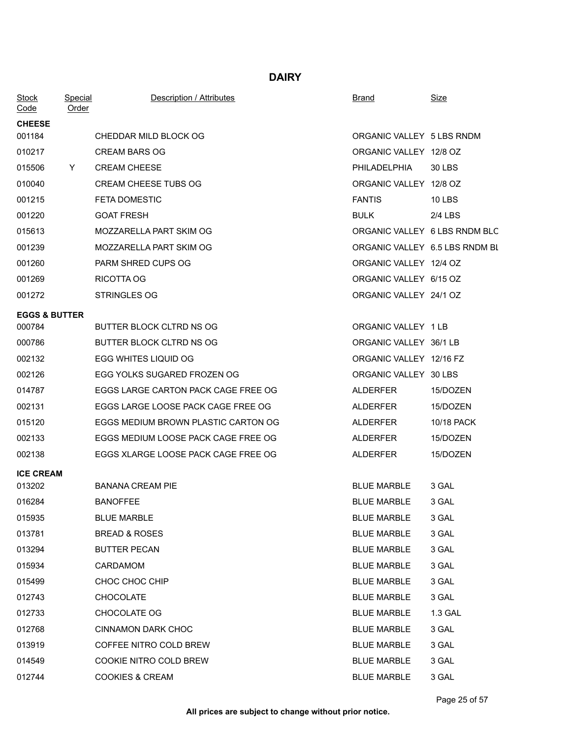# DAIRY

| Stock Code | Special Order | Description / Attributes | Brand | Size |
|---|---|---|---|---|
| **CHEESE** | | | | |
| 001184 | | CHEDDAR MILD BLOCK OG | ORGANIC VALLEY | 5 LBS RNDM |
| 010217 | | CREAM BARS OG | ORGANIC VALLEY | 12/8 OZ |
| 015506 | Y | CREAM CHEESE | PHILADELPHIA | 30 LBS |
| 010040 | | CREAM CHEESE TUBS OG | ORGANIC VALLEY | 12/8 OZ |
| 001215 | | FETA DOMESTIC | FANTIS | 10 LBS |
| 001220 | | GOAT FRESH | BULK | 2/4 LBS |
| 015613 | | MOZZARELLA PART SKIM OG | ORGANIC VALLEY | 6 LBS RNDM BLC |
| 001239 | | MOZZARELLA PART SKIM OG | ORGANIC VALLEY | 6.5 LBS RNDM BL |
| 001260 | | PARM SHRED CUPS OG | ORGANIC VALLEY | 12/4 OZ |
| 001269 | | RICOTTA OG | ORGANIC VALLEY | 6/15 OZ |
| 001272 | | STRINGLES OG | ORGANIC VALLEY | 24/1 OZ |
| **EGGS & BUTTER** | | | | |
| 000784 | | BUTTER BLOCK CLTRD NS OG | ORGANIC VALLEY | 1 LB |
| 000786 | | BUTTER BLOCK CLTRD NS OG | ORGANIC VALLEY | 36/1 LB |
| 002132 | | EGG WHITES LIQUID OG | ORGANIC VALLEY | 12/16 FZ |
| 002126 | | EGG YOLKS SUGARED FROZEN OG | ORGANIC VALLEY | 30 LBS |
| 014787 | | EGGS LARGE CARTON PACK CAGE FREE OG | ALDERFER | 15/DOZEN |
| 002131 | | EGGS LARGE LOOSE PACK CAGE FREE OG | ALDERFER | 15/DOZEN |
| 015120 | | EGGS MEDIUM BROWN PLASTIC CARTON OG | ALDERFER | 10/18 PACK |
| 002133 | | EGGS MEDIUM LOOSE PACK CAGE FREE OG | ALDERFER | 15/DOZEN |
| 002138 | | EGGS XLARGE LOOSE PACK CAGE FREE OG | ALDERFER | 15/DOZEN |
| **ICE CREAM** | | | | |
| 013202 | | BANANA CREAM PIE | BLUE MARBLE | 3 GAL |
| 016284 | | BANOFFEE | BLUE MARBLE | 3 GAL |
| 015935 | | BLUE MARBLE | BLUE MARBLE | 3 GAL |
| 013781 | | BREAD & ROSES | BLUE MARBLE | 3 GAL |
| 013294 | | BUTTER PECAN | BLUE MARBLE | 3 GAL |
| 015934 | | CARDAMOM | BLUE MARBLE | 3 GAL |
| 015499 | | CHOC CHOC CHIP | BLUE MARBLE | 3 GAL |
| 012743 | | CHOCOLATE | BLUE MARBLE | 3 GAL |
| 012733 | | CHOCOLATE OG | BLUE MARBLE | 1.3 GAL |
| 012768 | | CINNAMON DARK CHOC | BLUE MARBLE | 3 GAL |
| 013919 | | COFFEE NITRO COLD BREW | BLUE MARBLE | 3 GAL |
| 014549 | | COOKIE NITRO COLD BREW | BLUE MARBLE | 3 GAL |
| 012744 | | COOKIES & CREAM | BLUE MARBLE | 3 GAL |

**All prices are subject to change without prior notice.**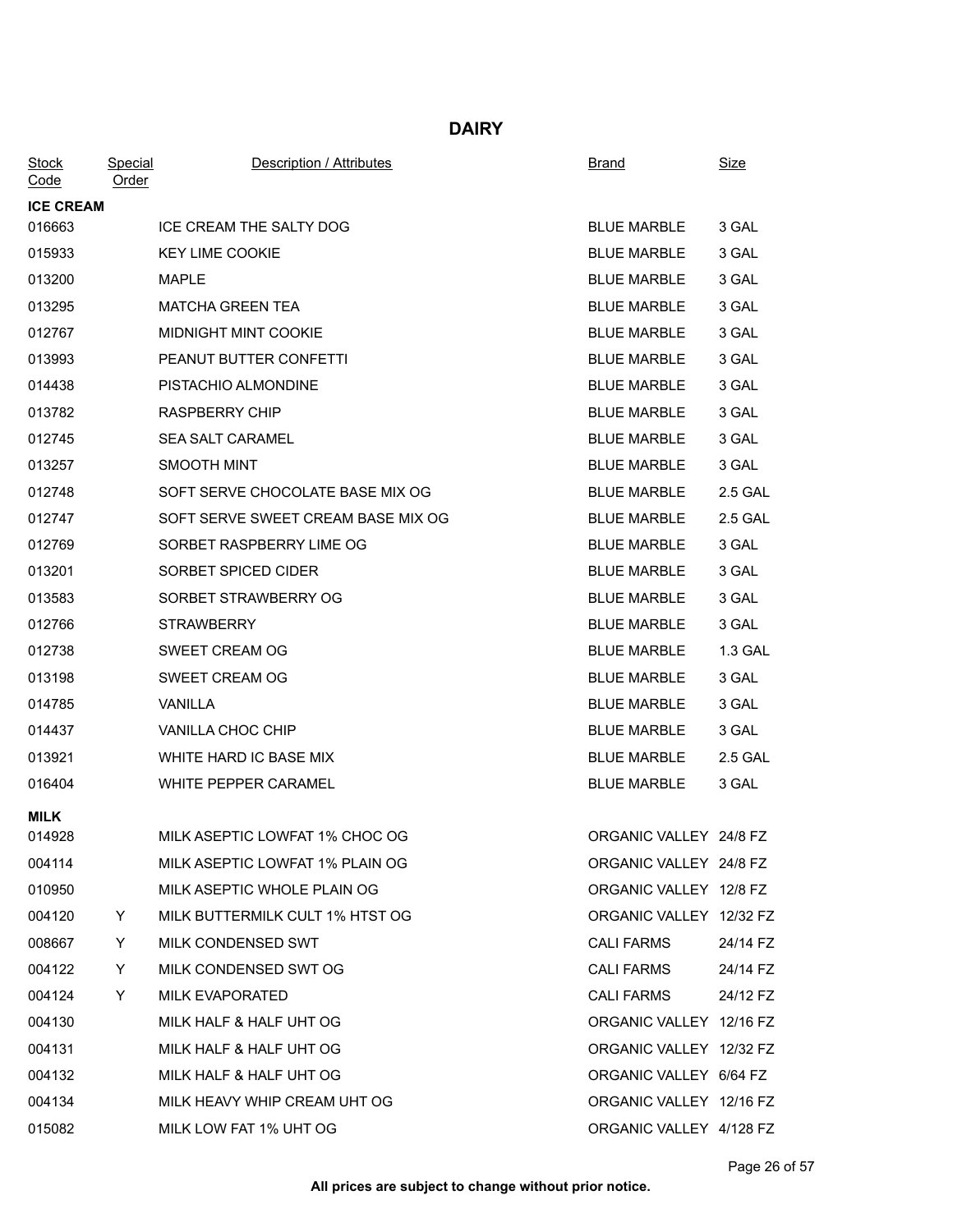# DAIRY

| Stock Code | Special Order | Description / Attributes | Brand | Size |
|---|---|---|---|---|
| **ICE CREAM** | | | | |
| 016663 | | ICE CREAM THE SALTY DOG | BLUE MARBLE | 3 GAL |
| 015933 | | KEY LIME COOKIE | BLUE MARBLE | 3 GAL |
| 013200 | | MAPLE | BLUE MARBLE | 3 GAL |
| 013295 | | MATCHA GREEN TEA | BLUE MARBLE | 3 GAL |
| 012767 | | MIDNIGHT MINT COOKIE | BLUE MARBLE | 3 GAL |
| 013993 | | PEANUT BUTTER CONFETTI | BLUE MARBLE | 3 GAL |
| 014438 | | PISTACHIO ALMONDINE | BLUE MARBLE | 3 GAL |
| 013782 | | RASPBERRY CHIP | BLUE MARBLE | 3 GAL |
| 012745 | | SEA SALT CARAMEL | BLUE MARBLE | 3 GAL |
| 013257 | | SMOOTH MINT | BLUE MARBLE | 3 GAL |
| 012748 | | SOFT SERVE CHOCOLATE BASE MIX OG | BLUE MARBLE | 2.5 GAL |
| 012747 | | SOFT SERVE SWEET CREAM BASE MIX OG | BLUE MARBLE | 2.5 GAL |
| 012769 | | SORBET RASPBERRY LIME OG | BLUE MARBLE | 3 GAL |
| 013201 | | SORBET SPICED CIDER | BLUE MARBLE | 3 GAL |
| 013583 | | SORBET STRAWBERRY OG | BLUE MARBLE | 3 GAL |
| 012766 | | STRAWBERRY | BLUE MARBLE | 3 GAL |
| 012738 | | SWEET CREAM OG | BLUE MARBLE | 1.3 GAL |
| 013198 | | SWEET CREAM OG | BLUE MARBLE | 3 GAL |
| 014785 | | VANILLA | BLUE MARBLE | 3 GAL |
| 014437 | | VANILLA CHOC CHIP | BLUE MARBLE | 3 GAL |
| 013921 | | WHITE HARD IC BASE MIX | BLUE MARBLE | 2.5 GAL |
| 016404 | | WHITE PEPPER CARAMEL | BLUE MARBLE | 3 GAL |
| **MILK** | | | | |
| 014928 | | MILK ASEPTIC LOWFAT 1% CHOC OG | ORGANIC VALLEY | 24/8 FZ |
| 004114 | | MILK ASEPTIC LOWFAT 1% PLAIN OG | ORGANIC VALLEY | 24/8 FZ |
| 010950 | | MILK ASEPTIC WHOLE PLAIN OG | ORGANIC VALLEY | 12/8 FZ |
| 004120 | Y | MILK BUTTERMILK CULT 1% HTST OG | ORGANIC VALLEY | 12/32 FZ |
| 008667 | Y | MILK CONDENSED SWT | CALI FARMS | 24/14 FZ |
| 004122 | Y | MILK CONDENSED SWT OG | CALI FARMS | 24/14 FZ |
| 004124 | Y | MILK EVAPORATED | CALI FARMS | 24/12 FZ |
| 004130 | | MILK HALF & HALF UHT OG | ORGANIC VALLEY | 12/16 FZ |
| 004131 | | MILK HALF & HALF UHT OG | ORGANIC VALLEY | 12/32 FZ |
| 004132 | | MILK HALF & HALF UHT OG | ORGANIC VALLEY | 6/64 FZ |
| 004134 | | MILK HEAVY WHIP CREAM UHT OG | ORGANIC VALLEY | 12/16 FZ |
| 015082 | | MILK LOW FAT 1% UHT OG | ORGANIC VALLEY | 4/128 FZ |

**All prices are subject to change without prior notice.**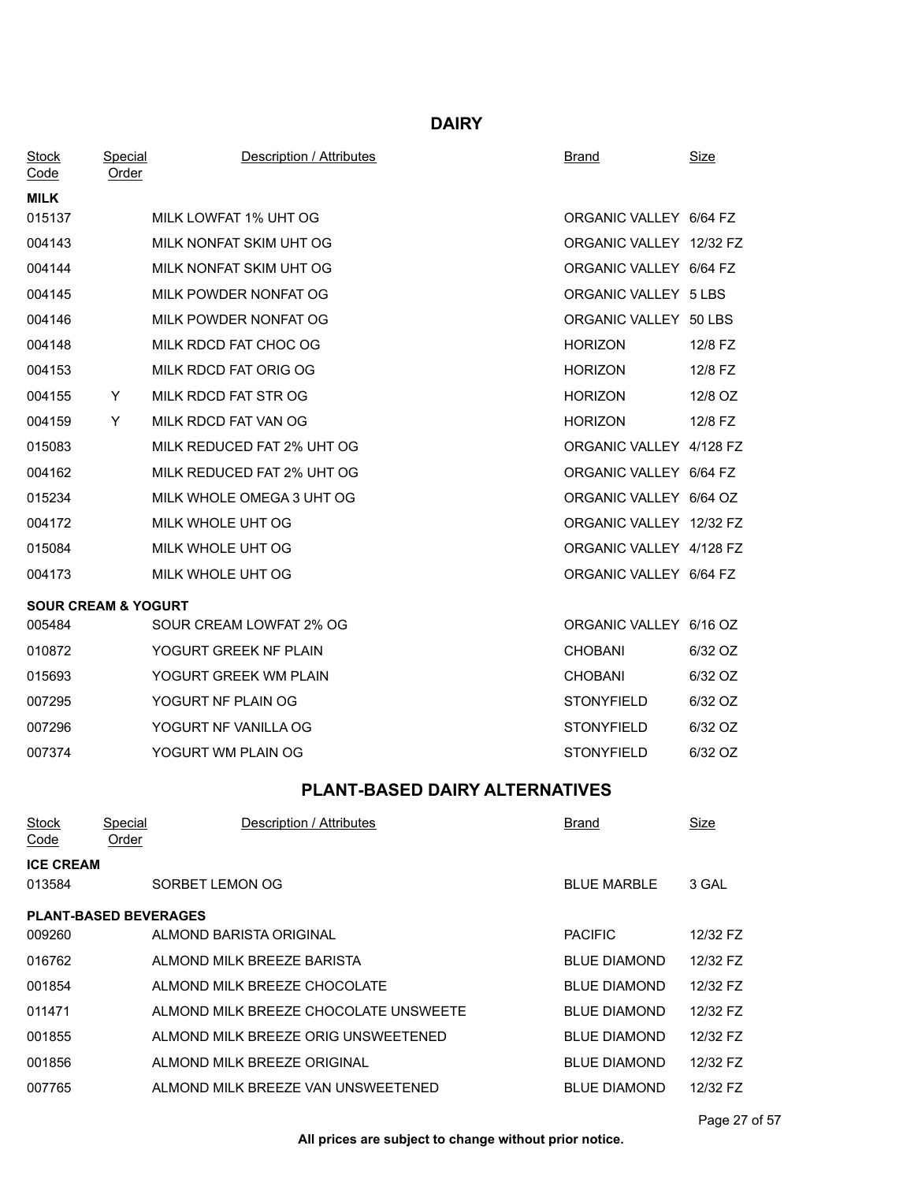# DAIRY

| Stock Code | Special Order | Description / Attributes | Brand | Size |
|---|---|---|---|---|
| **MILK** | | | | |
| 015137 | | MILK LOWFAT 1% UHT OG | ORGANIC VALLEY | 6/64 FZ |
| 004143 | | MILK NONFAT SKIM UHT OG | ORGANIC VALLEY | 12/32 FZ |
| 004144 | | MILK NONFAT SKIM UHT OG | ORGANIC VALLEY | 6/64 FZ |
| 004145 | | MILK POWDER NONFAT OG | ORGANIC VALLEY | 5 LBS |
| 004146 | | MILK POWDER NONFAT OG | ORGANIC VALLEY | 50 LBS |
| 004148 | | MILK RDCD FAT CHOC OG | HORIZON | 12/8 FZ |
| 004153 | | MILK RDCD FAT ORIG OG | HORIZON | 12/8 FZ |
| 004155 | Y | MILK RDCD FAT STR OG | HORIZON | 12/8 OZ |
| 004159 | Y | MILK RDCD FAT VAN OG | HORIZON | 12/8 FZ |
| 015083 | | MILK REDUCED FAT 2% UHT OG | ORGANIC VALLEY | 4/128 FZ |
| 004162 | | MILK REDUCED FAT 2% UHT OG | ORGANIC VALLEY | 6/64 FZ |
| 015234 | | MILK WHOLE OMEGA 3 UHT OG | ORGANIC VALLEY | 6/64 OZ |
| 004172 | | MILK WHOLE UHT OG | ORGANIC VALLEY | 12/32 FZ |
| 015084 | | MILK WHOLE UHT OG | ORGANIC VALLEY | 4/128 FZ |
| 004173 | | MILK WHOLE UHT OG | ORGANIC VALLEY | 6/64 FZ |
| **SOUR CREAM & YOGURT** | | | | |
| 005484 | | SOUR CREAM LOWFAT 2% OG | ORGANIC VALLEY | 6/16 OZ |
| 010872 | | YOGURT GREEK NF PLAIN | CHOBANI | 6/32 OZ |
| 015693 | | YOGURT GREEK WM PLAIN | CHOBANI | 6/32 OZ |
| 007295 | | YOGURT NF PLAIN OG | STONYFIELD | 6/32 OZ |
| 007296 | | YOGURT NF VANILLA OG | STONYFIELD | 6/32 OZ |
| 007374 | | YOGURT WM PLAIN OG | STONYFIELD | 6/32 OZ |

# PLANT-BASED DAIRY ALTERNATIVES

| Stock Code | Special Order | Description / Attributes | Brand | Size |
|---|---|---|---|---|
| **ICE CREAM** | | | | |
| 013584 | | SORBET LEMON OG | BLUE MARBLE | 3 GAL |
| **PLANT-BASED BEVERAGES** | | | | |
| 009260 | | ALMOND BARISTA ORIGINAL | PACIFIC | 12/32 FZ |
| 016762 | | ALMOND MILK BREEZE BARISTA | BLUE DIAMOND | 12/32 FZ |
| 001854 | | ALMOND MILK BREEZE CHOCOLATE | BLUE DIAMOND | 12/32 FZ |
| 011471 | | ALMOND MILK BREEZE CHOCOLATE UNSWEETE | BLUE DIAMOND | 12/32 FZ |
| 001855 | | ALMOND MILK BREEZE ORIG UNSWEETENED | BLUE DIAMOND | 12/32 FZ |
| 001856 | | ALMOND MILK BREEZE ORIGINAL | BLUE DIAMOND | 12/32 FZ |
| 007765 | | ALMOND MILK BREEZE VAN UNSWEETENED | BLUE DIAMOND | 12/32 FZ |

**All prices are subject to change without prior notice.**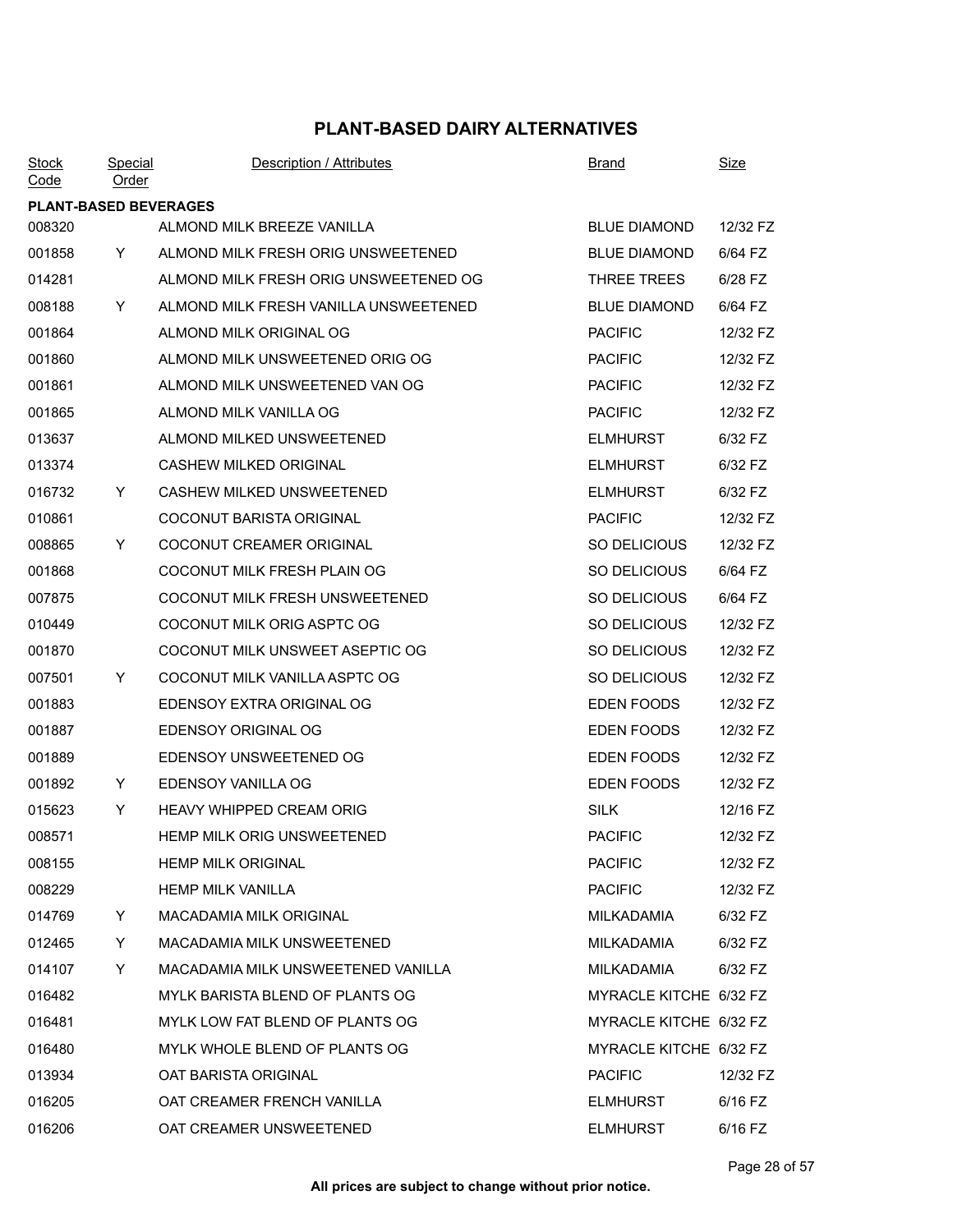# PLANT-BASED DAIRY ALTERNATIVES

| Stock Code | Special Order | Description / Attributes | Brand | Size |
|---|---|---|---|---|
| **PLANT-BASED BEVERAGES** | | | | |
| 008320 | | ALMOND MILK BREEZE VANILLA | BLUE DIAMOND | 12/32 FZ |
| 001858 | Y | ALMOND MILK FRESH ORIG UNSWEETENED | BLUE DIAMOND | 6/64 FZ |
| 014281 | | ALMOND MILK FRESH ORIG UNSWEETENED OG | THREE TREES | 6/28 FZ |
| 008188 | Y | ALMOND MILK FRESH VANILLA UNSWEETENED | BLUE DIAMOND | 6/64 FZ |
| 001864 | | ALMOND MILK ORIGINAL OG | PACIFIC | 12/32 FZ |
| 001860 | | ALMOND MILK UNSWEETENED ORIG OG | PACIFIC | 12/32 FZ |
| 001861 | | ALMOND MILK UNSWEETENED VAN OG | PACIFIC | 12/32 FZ |
| 001865 | | ALMOND MILK VANILLA OG | PACIFIC | 12/32 FZ |
| 013637 | | ALMOND MILKED UNSWEETENED | ELMHURST | 6/32 FZ |
| 013374 | | CASHEW MILKED ORIGINAL | ELMHURST | 6/32 FZ |
| 016732 | Y | CASHEW MILKED UNSWEETENED | ELMHURST | 6/32 FZ |
| 010861 | | COCONUT BARISTA ORIGINAL | PACIFIC | 12/32 FZ |
| 008865 | Y | COCONUT CREAMER ORIGINAL | SO DELICIOUS | 12/32 FZ |
| 001868 | | COCONUT MILK FRESH PLAIN OG | SO DELICIOUS | 6/64 FZ |
| 007875 | | COCONUT MILK FRESH UNSWEETENED | SO DELICIOUS | 6/64 FZ |
| 010449 | | COCONUT MILK ORIG ASPTC OG | SO DELICIOUS | 12/32 FZ |
| 001870 | | COCONUT MILK UNSWEET ASEPTIC OG | SO DELICIOUS | 12/32 FZ |
| 007501 | Y | COCONUT MILK VANILLA ASPTC OG | SO DELICIOUS | 12/32 FZ |
| 001883 | | EDENSOY EXTRA ORIGINAL OG | EDEN FOODS | 12/32 FZ |
| 001887 | | EDENSOY ORIGINAL OG | EDEN FOODS | 12/32 FZ |
| 001889 | | EDENSOY UNSWEETENED OG | EDEN FOODS | 12/32 FZ |
| 001892 | Y | EDENSOY VANILLA OG | EDEN FOODS | 12/32 FZ |
| 015623 | Y | HEAVY WHIPPED CREAM ORIG | SILK | 12/16 FZ |
| 008571 | | HEMP MILK ORIG UNSWEETENED | PACIFIC | 12/32 FZ |
| 008155 | | HEMP MILK ORIGINAL | PACIFIC | 12/32 FZ |
| 008229 | | HEMP MILK VANILLA | PACIFIC | 12/32 FZ |
| 014769 | Y | MACADAMIA MILK ORIGINAL | MILKADAMIA | 6/32 FZ |
| 012465 | Y | MACADAMIA MILK UNSWEETENED | MILKADAMIA | 6/32 FZ |
| 014107 | Y | MACADAMIA MILK UNSWEETENED VANILLA | MILKADAMIA | 6/32 FZ |
| 016482 | | MYLK BARISTA BLEND OF PLANTS OG | MYRACLE KITCHE | 6/32 FZ |
| 016481 | | MYLK LOW FAT BLEND OF PLANTS OG | MYRACLE KITCHE | 6/32 FZ |
| 016480 | | MYLK WHOLE BLEND OF PLANTS OG | MYRACLE KITCHE | 6/32 FZ |
| 013934 | | OAT BARISTA ORIGINAL | PACIFIC | 12/32 FZ |
| 016205 | | OAT CREAMER FRENCH VANILLA | ELMHURST | 6/16 FZ |
| 016206 | | OAT CREAMER UNSWEETENED | ELMHURST | 6/16 FZ |

**All prices are subject to change without prior notice.**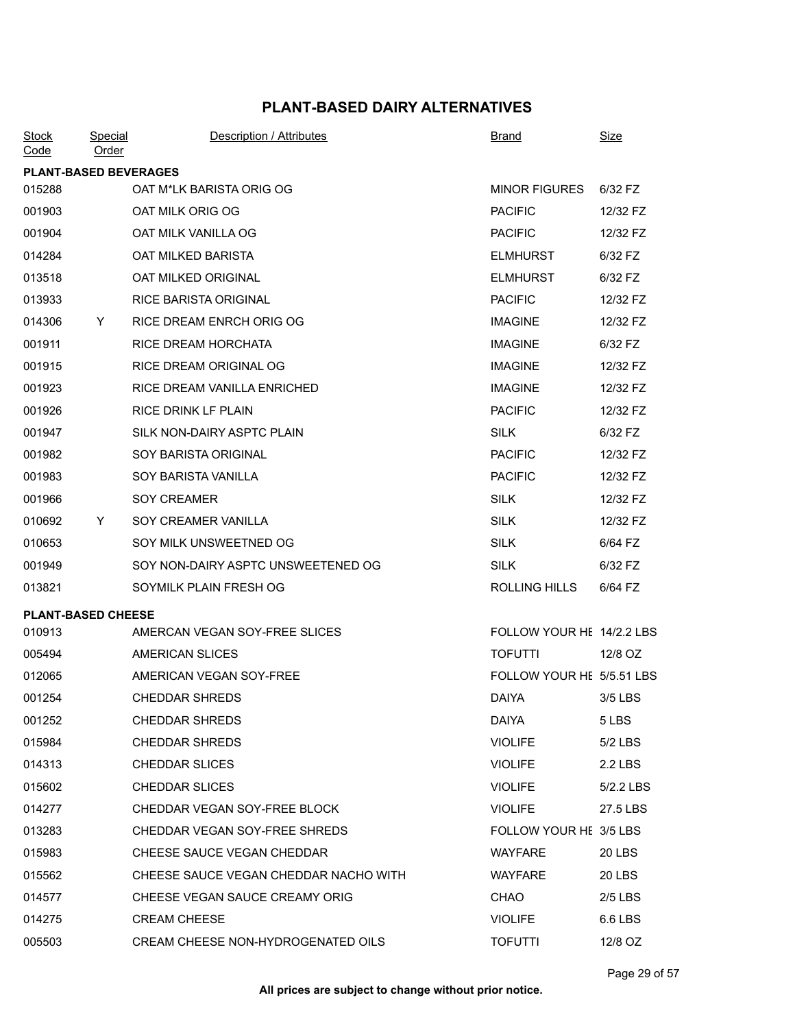# PLANT-BASED DAIRY ALTERNATIVES

| Stock Code | Special Order | Description / Attributes | Brand | Size |
|---|---|---|---|---|
| **PLANT-BASED BEVERAGES** | | | | |
| 015288 | | OAT M*LK BARISTA ORIG OG | MINOR FIGURES | 6/32 FZ |
| 001903 | | OAT MILK ORIG OG | PACIFIC | 12/32 FZ |
| 001904 | | OAT MILK VANILLA OG | PACIFIC | 12/32 FZ |
| 014284 | | OAT MILKED BARISTA | ELMHURST | 6/32 FZ |
| 013518 | | OAT MILKED ORIGINAL | ELMHURST | 6/32 FZ |
| 013933 | | RICE BARISTA ORIGINAL | PACIFIC | 12/32 FZ |
| 014306 | Y | RICE DREAM ENRCH ORIG OG | IMAGINE | 12/32 FZ |
| 001911 | | RICE DREAM HORCHATA | IMAGINE | 6/32 FZ |
| 001915 | | RICE DREAM ORIGINAL OG | IMAGINE | 12/32 FZ |
| 001923 | | RICE DREAM VANILLA ENRICHED | IMAGINE | 12/32 FZ |
| 001926 | | RICE DRINK LF PLAIN | PACIFIC | 12/32 FZ |
| 001947 | | SILK NON-DAIRY ASPTC PLAIN | SILK | 6/32 FZ |
| 001982 | | SOY BARISTA ORIGINAL | PACIFIC | 12/32 FZ |
| 001983 | | SOY BARISTA VANILLA | PACIFIC | 12/32 FZ |
| 001966 | | SOY CREAMER | SILK | 12/32 FZ |
| 010692 | Y | SOY CREAMER VANILLA | SILK | 12/32 FZ |
| 010653 | | SOY MILK UNSWEETNED OG | SILK | 6/64 FZ |
| 001949 | | SOY NON-DAIRY ASPTC UNSWEETENED OG | SILK | 6/32 FZ |
| 013821 | | SOYMILK PLAIN FRESH OG | ROLLING HILLS | 6/64 FZ |
| **PLANT-BASED CHEESE** | | | | |
| 010913 | | AMERCAN VEGAN SOY-FREE SLICES | FOLLOW YOUR HE | 14/2.2 LBS |
| 005494 | | AMERICAN SLICES | TOFUTTI | 12/8 OZ |
| 012065 | | AMERICAN VEGAN SOY-FREE | FOLLOW YOUR HE | 5/5.51 LBS |
| 001254 | | CHEDDAR SHREDS | DAIYA | 3/5 LBS |
| 001252 | | CHEDDAR SHREDS | DAIYA | 5 LBS |
| 015984 | | CHEDDAR SHREDS | VIOLIFE | 5/2 LBS |
| 014313 | | CHEDDAR SLICES | VIOLIFE | 2.2 LBS |
| 015602 | | CHEDDAR SLICES | VIOLIFE | 5/2.2 LBS |
| 014277 | | CHEDDAR VEGAN SOY-FREE BLOCK | VIOLIFE | 27.5 LBS |
| 013283 | | CHEDDAR VEGAN SOY-FREE SHREDS | FOLLOW YOUR HE | 3/5 LBS |
| 015983 | | CHEESE SAUCE VEGAN CHEDDAR | WAYFARE | 20 LBS |
| 015562 | | CHEESE SAUCE VEGAN CHEDDAR NACHO WITH | WAYFARE | 20 LBS |
| 014577 | | CHEESE VEGAN SAUCE CREAMY ORIG | CHAO | 2/5 LBS |
| 014275 | | CREAM CHEESE | VIOLIFE | 6.6 LBS |
| 005503 | | CREAM CHEESE NON-HYDROGENATED OILS | TOFUTTI | 12/8 OZ |

**All prices are subject to change without prior notice.**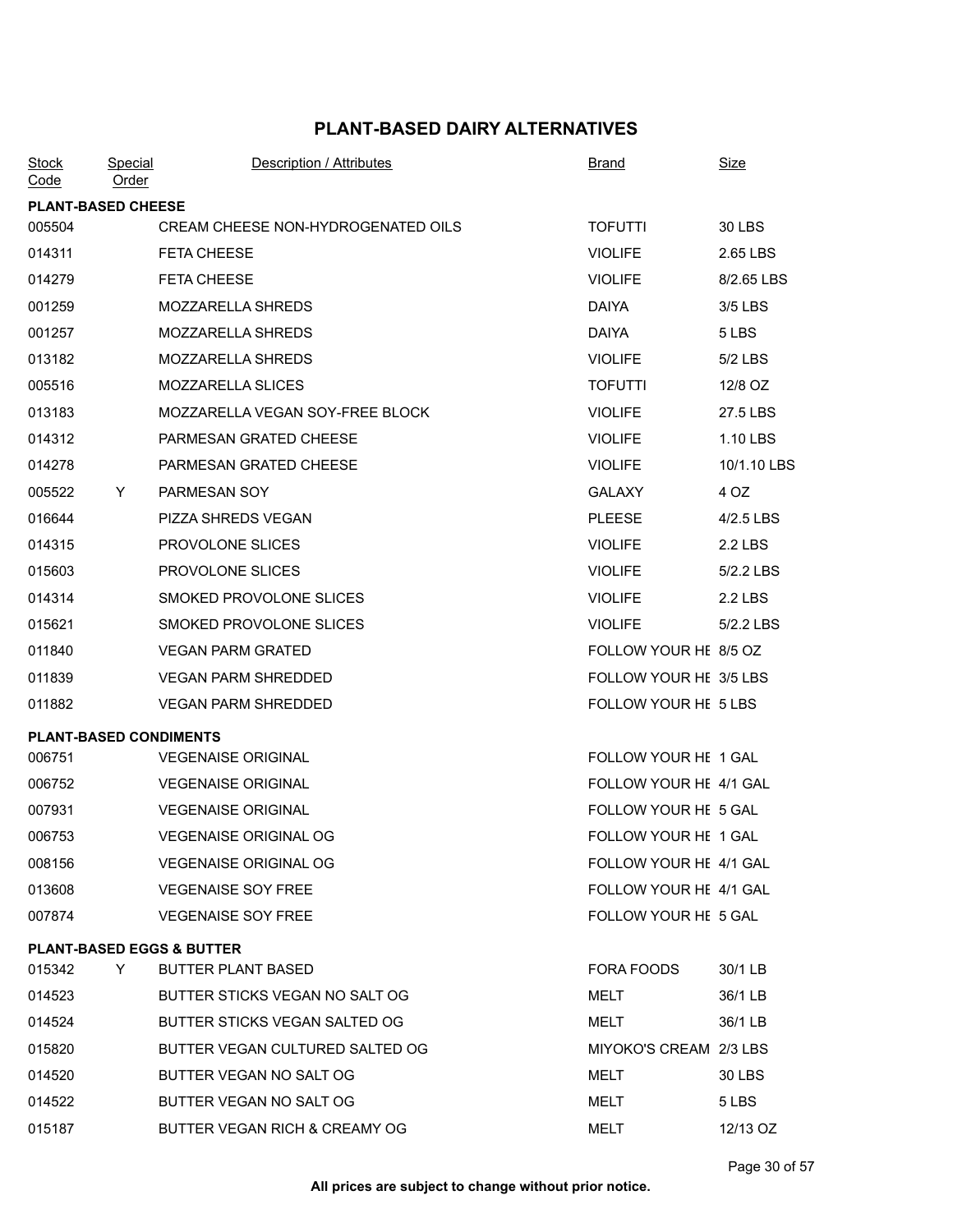# PLANT-BASED DAIRY ALTERNATIVES

| Stock Code | Special Order | Description / Attributes | Brand | Size |
|---|---|---|---|---|
| **PLANT-BASED CHEESE** | | | | |
| 005504 | | CREAM CHEESE NON-HYDROGENATED OILS | TOFUTTI | 30 LBS |
| 014311 | | FETA CHEESE | VIOLIFE | 2.65 LBS |
| 014279 | | FETA CHEESE | VIOLIFE | 8/2.65 LBS |
| 001259 | | MOZZARELLA SHREDS | DAIYA | 3/5 LBS |
| 001257 | | MOZZARELLA SHREDS | DAIYA | 5 LBS |
| 013182 | | MOZZARELLA SHREDS | VIOLIFE | 5/2 LBS |
| 005516 | | MOZZARELLA SLICES | TOFUTTI | 12/8 OZ |
| 013183 | | MOZZARELLA VEGAN SOY-FREE BLOCK | VIOLIFE | 27.5 LBS |
| 014312 | | PARMESAN GRATED CHEESE | VIOLIFE | 1.10 LBS |
| 014278 | | PARMESAN GRATED CHEESE | VIOLIFE | 10/1.10 LBS |
| 005522 | Y | PARMESAN SOY | GALAXY | 4 OZ |
| 016644 | | PIZZA SHREDS VEGAN | PLEESE | 4/2.5 LBS |
| 014315 | | PROVOLONE SLICES | VIOLIFE | 2.2 LBS |
| 015603 | | PROVOLONE SLICES | VIOLIFE | 5/2.2 LBS |
| 014314 | | SMOKED PROVOLONE SLICES | VIOLIFE | 2.2 LBS |
| 015621 | | SMOKED PROVOLONE SLICES | VIOLIFE | 5/2.2 LBS |
| 011840 | | VEGAN PARM GRATED | FOLLOW YOUR HE | 8/5 OZ |
| 011839 | | VEGAN PARM SHREDDED | FOLLOW YOUR HE | 3/5 LBS |
| 011882 | | VEGAN PARM SHREDDED | FOLLOW YOUR HE | 5 LBS |
| **PLANT-BASED CONDIMENTS** | | | | |
| 006751 | | VEGENAISE ORIGINAL | FOLLOW YOUR HE | 1 GAL |
| 006752 | | VEGENAISE ORIGINAL | FOLLOW YOUR HE | 4/1 GAL |
| 007931 | | VEGENAISE ORIGINAL | FOLLOW YOUR HE | 5 GAL |
| 006753 | | VEGENAISE ORIGINAL OG | FOLLOW YOUR HE | 1 GAL |
| 008156 | | VEGENAISE ORIGINAL OG | FOLLOW YOUR HE | 4/1 GAL |
| 013608 | | VEGENAISE SOY FREE | FOLLOW YOUR HE | 4/1 GAL |
| 007874 | | VEGENAISE SOY FREE | FOLLOW YOUR HE | 5 GAL |
| **PLANT-BASED EGGS & BUTTER** | | | | |
| 015342 | Y | BUTTER PLANT BASED | FORA FOODS | 30/1 LB |
| 014523 | | BUTTER STICKS VEGAN NO SALT OG | MELT | 36/1 LB |
| 014524 | | BUTTER STICKS VEGAN SALTED OG | MELT | 36/1 LB |
| 015820 | | BUTTER VEGAN CULTURED SALTED OG | MIYOKO'S CREAM | 2/3 LBS |
| 014520 | | BUTTER VEGAN NO SALT OG | MELT | 30 LBS |
| 014522 | | BUTTER VEGAN NO SALT OG | MELT | 5 LBS |
| 015187 | | BUTTER VEGAN RICH & CREAMY OG | MELT | 12/13 OZ |

**All prices are subject to change without prior notice.**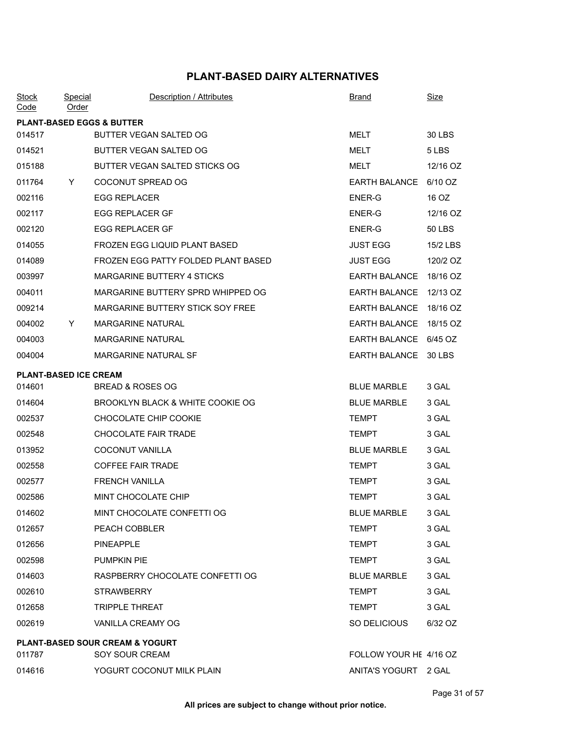# PLANT-BASED DAIRY ALTERNATIVES

| Stock Code | Special Order | Description / Attributes | Brand | Size |
|---|---|---|---|---|
| **PLANT-BASED EGGS & BUTTER** | | | | |
| 014517 | | BUTTER VEGAN SALTED OG | MELT | 30 LBS |
| 014521 | | BUTTER VEGAN SALTED OG | MELT | 5 LBS |
| 015188 | | BUTTER VEGAN SALTED STICKS OG | MELT | 12/16 OZ |
| 011764 | Y | COCONUT SPREAD OG | EARTH BALANCE | 6/10 OZ |
| 002116 | | EGG REPLACER | ENER-G | 16 OZ |
| 002117 | | EGG REPLACER GF | ENER-G | 12/16 OZ |
| 002120 | | EGG REPLACER GF | ENER-G | 50 LBS |
| 014055 | | FROZEN EGG LIQUID PLANT BASED | JUST EGG | 15/2 LBS |
| 014089 | | FROZEN EGG PATTY FOLDED PLANT BASED | JUST EGG | 120/2 OZ |
| 003997 | | MARGARINE BUTTERY 4 STICKS | EARTH BALANCE | 18/16 OZ |
| 004011 | | MARGARINE BUTTERY SPRD WHIPPED OG | EARTH BALANCE | 12/13 OZ |
| 009214 | | MARGARINE BUTTERY STICK SOY FREE | EARTH BALANCE | 18/16 OZ |
| 004002 | Y | MARGARINE NATURAL | EARTH BALANCE | 18/15 OZ |
| 004003 | | MARGARINE NATURAL | EARTH BALANCE | 6/45 OZ |
| 004004 | | MARGARINE NATURAL SF | EARTH BALANCE | 30 LBS |
| **PLANT-BASED ICE CREAM** | | | | |
| 014601 | | BREAD & ROSES OG | BLUE MARBLE | 3 GAL |
| 014604 | | BROOKLYN BLACK & WHITE COOKIE OG | BLUE MARBLE | 3 GAL |
| 002537 | | CHOCOLATE CHIP COOKIE | TEMPT | 3 GAL |
| 002548 | | CHOCOLATE FAIR TRADE | TEMPT | 3 GAL |
| 013952 | | COCONUT VANILLA | BLUE MARBLE | 3 GAL |
| 002558 | | COFFEE FAIR TRADE | TEMPT | 3 GAL |
| 002577 | | FRENCH VANILLA | TEMPT | 3 GAL |
| 002586 | | MINT CHOCOLATE CHIP | TEMPT | 3 GAL |
| 014602 | | MINT CHOCOLATE CONFETTI OG | BLUE MARBLE | 3 GAL |
| 012657 | | PEACH COBBLER | TEMPT | 3 GAL |
| 012656 | | PINEAPPLE | TEMPT | 3 GAL |
| 002598 | | PUMPKIN PIE | TEMPT | 3 GAL |
| 014603 | | RASPBERRY CHOCOLATE CONFETTI OG | BLUE MARBLE | 3 GAL |
| 002610 | | STRAWBERRY | TEMPT | 3 GAL |
| 012658 | | TRIPPLE THREAT | TEMPT | 3 GAL |
| 002619 | | VANILLA CREAMY OG | SO DELICIOUS | 6/32 OZ |
| **PLANT-BASED SOUR CREAM & YOGURT** | | | | |
| 011787 | | SOY SOUR CREAM | FOLLOW YOUR HE | 4/16 OZ |
| 014616 | | YOGURT COCONUT MILK PLAIN | ANITA'S YOGURT | 2 GAL |

**All prices are subject to change without prior notice.**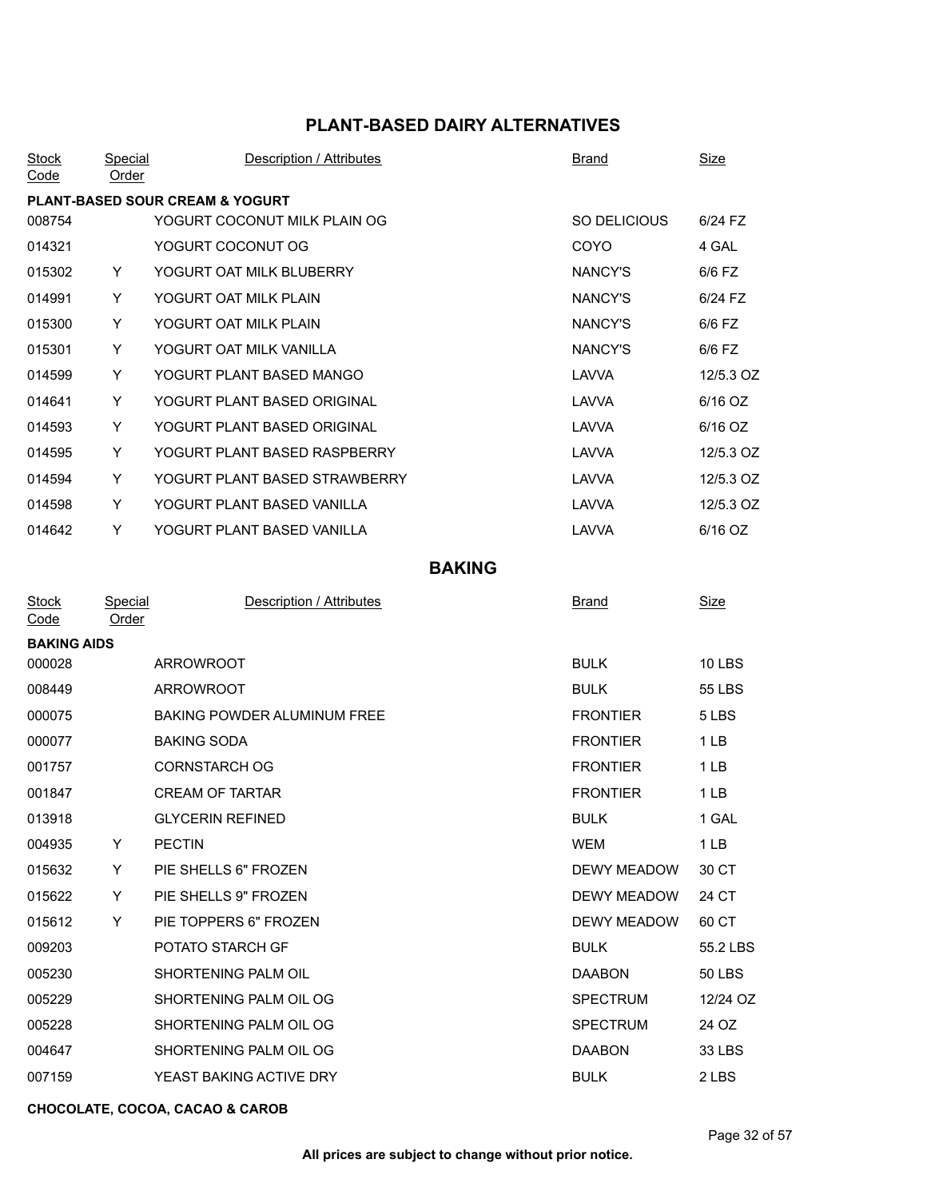## PLANT-BASED DAIRY ALTERNATIVES

| Stock Code | Special Order | Description / Attributes | Brand | Size |
|---|---|---|---|---|
| **PLANT-BASED SOUR CREAM & YOGURT** | | | | |
| 008754 | | YOGURT COCONUT MILK PLAIN OG | SO DELICIOUS | 6/24 FZ |
| 014321 | | YOGURT COCONUT OG | COYO | 4 GAL |
| 015302 | Y | YOGURT OAT MILK BLUBERRY | NANCY'S | 6/6 FZ |
| 014991 | Y | YOGURT OAT MILK PLAIN | NANCY'S | 6/24 FZ |
| 015300 | Y | YOGURT OAT MILK PLAIN | NANCY'S | 6/6 FZ |
| 015301 | Y | YOGURT OAT MILK VANILLA | NANCY'S | 6/6 FZ |
| 014599 | Y | YOGURT PLANT BASED MANGO | LAVVA | 12/5.3 OZ |
| 014641 | Y | YOGURT PLANT BASED ORIGINAL | LAVVA | 6/16 OZ |
| 014593 | Y | YOGURT PLANT BASED ORIGINAL | LAVVA | 6/16 OZ |
| 014595 | Y | YOGURT PLANT BASED RASPBERRY | LAVVA | 12/5.3 OZ |
| 014594 | Y | YOGURT PLANT BASED STRAWBERRY | LAVVA | 12/5.3 OZ |
| 014598 | Y | YOGURT PLANT BASED VANILLA | LAVVA | 12/5.3 OZ |
| 014642 | Y | YOGURT PLANT BASED VANILLA | LAVVA | 6/16 OZ |

## BAKING

| Stock Code | Special Order | Description / Attributes | Brand | Size |
|---|---|---|---|---|
| **BAKING AIDS** | | | | |
| 000028 | | ARROWROOT | BULK | 10 LBS |
| 008449 | | ARROWROOT | BULK | 55 LBS |
| 000075 | | BAKING POWDER ALUMINUM FREE | FRONTIER | 5 LBS |
| 000077 | | BAKING SODA | FRONTIER | 1 LB |
| 001757 | | CORNSTARCH OG | FRONTIER | 1 LB |
| 001847 | | CREAM OF TARTAR | FRONTIER | 1 LB |
| 013918 | | GLYCERIN REFINED | BULK | 1 GAL |
| 004935 | Y | PECTIN | WEM | 1 LB |
| 015632 | Y | PIE SHELLS 6" FROZEN | DEWY MEADOW | 30 CT |
| 015622 | Y | PIE SHELLS 9" FROZEN | DEWY MEADOW | 24 CT |
| 015612 | Y | PIE TOPPERS 6" FROZEN | DEWY MEADOW | 60 CT |
| 009203 | | POTATO STARCH GF | BULK | 55.2 LBS |
| 005230 | | SHORTENING PALM OIL | DAABON | 50 LBS |
| 005229 | | SHORTENING PALM OIL OG | SPECTRUM | 12/24 OZ |
| 005228 | | SHORTENING PALM OIL OG | SPECTRUM | 24 OZ |
| 004647 | | SHORTENING PALM OIL OG | DAABON | 33 LBS |
| 007159 | | YEAST BAKING ACTIVE DRY | BULK | 2 LBS |

**CHOCOLATE, COCOA, CACAO & CAROB**

All prices are subject to change without prior notice.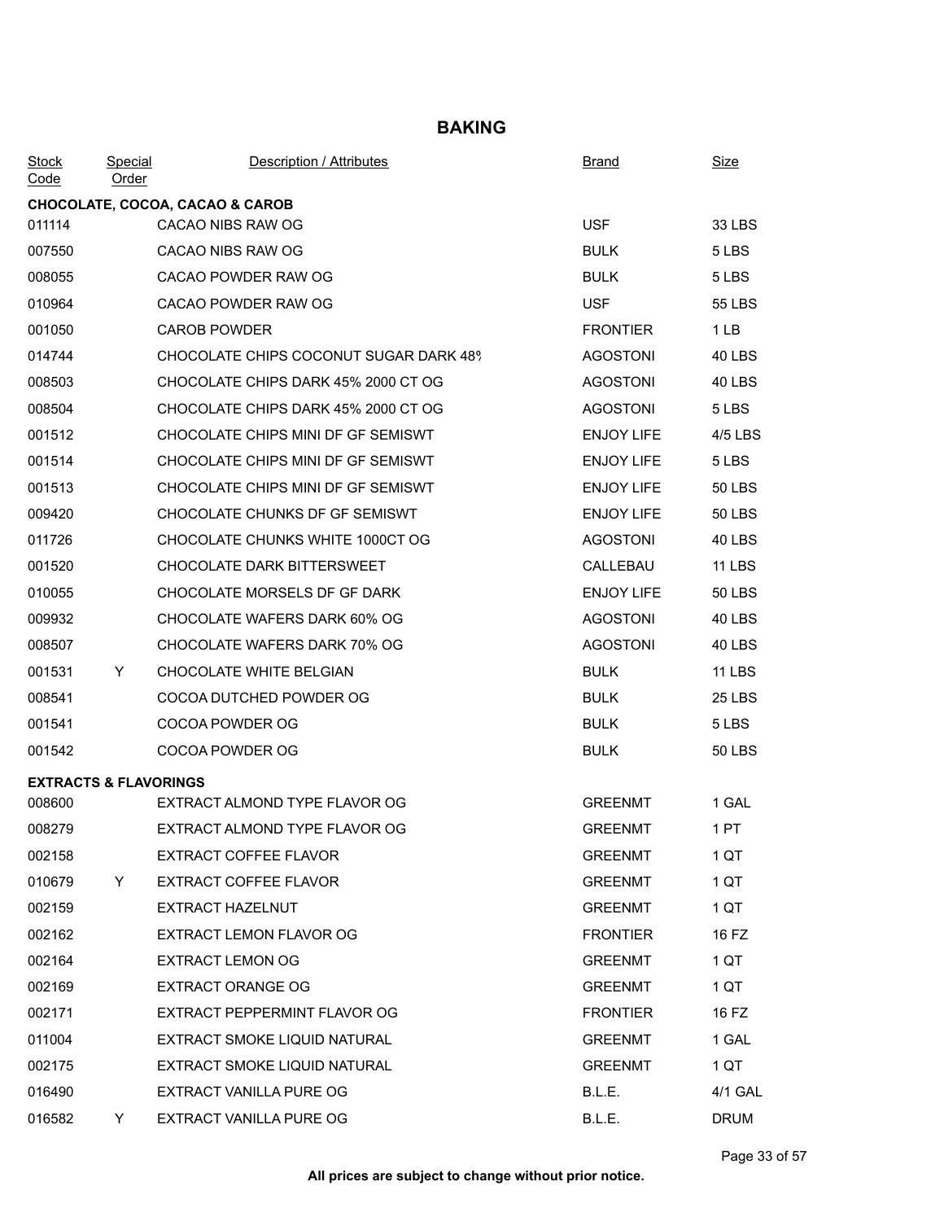# BAKING

| Stock Code | Special Order | Description / Attributes | Brand | Size |
|---|---|---|---|---|
| **CHOCOLATE, COCOA, CACAO & CAROB** | | | | |
| 011114 | | CACAO NIBS RAW OG | USF | 33 LBS |
| 007550 | | CACAO NIBS RAW OG | BULK | 5 LBS |
| 008055 | | CACAO POWDER RAW OG | BULK | 5 LBS |
| 010964 | | CACAO POWDER RAW OG | USF | 55 LBS |
| 001050 | | CAROB POWDER | FRONTIER | 1 LB |
| 014744 | | CHOCOLATE CHIPS COCONUT SUGAR DARK 48% | AGOSTONI | 40 LBS |
| 008503 | | CHOCOLATE CHIPS DARK 45% 2000 CT OG | AGOSTONI | 40 LBS |
| 008504 | | CHOCOLATE CHIPS DARK 45% 2000 CT OG | AGOSTONI | 5 LBS |
| 001512 | | CHOCOLATE CHIPS MINI DF GF SEMISWT | ENJOY LIFE | 4/5 LBS |
| 001514 | | CHOCOLATE CHIPS MINI DF GF SEMISWT | ENJOY LIFE | 5 LBS |
| 001513 | | CHOCOLATE CHIPS MINI DF GF SEMISWT | ENJOY LIFE | 50 LBS |
| 009420 | | CHOCOLATE CHUNKS DF GF SEMISWT | ENJOY LIFE | 50 LBS |
| 011726 | | CHOCOLATE CHUNKS WHITE 1000CT OG | AGOSTONI | 40 LBS |
| 001520 | | CHOCOLATE DARK BITTERSWEET | CALLEBAU | 11 LBS |
| 010055 | | CHOCOLATE MORSELS DF GF DARK | ENJOY LIFE | 50 LBS |
| 009932 | | CHOCOLATE WAFERS DARK 60% OG | AGOSTONI | 40 LBS |
| 008507 | | CHOCOLATE WAFERS DARK 70% OG | AGOSTONI | 40 LBS |
| 001531 | Y | CHOCOLATE WHITE BELGIAN | BULK | 11 LBS |
| 008541 | | COCOA DUTCHED POWDER OG | BULK | 25 LBS |
| 001541 | | COCOA POWDER OG | BULK | 5 LBS |
| 001542 | | COCOA POWDER OG | BULK | 50 LBS |
| **EXTRACTS & FLAVORINGS** | | | | |
| 008600 | | EXTRACT ALMOND TYPE FLAVOR OG | GREENMT | 1 GAL |
| 008279 | | EXTRACT ALMOND TYPE FLAVOR OG | GREENMT | 1 PT |
| 002158 | | EXTRACT COFFEE FLAVOR | GREENMT | 1 QT |
| 010679 | Y | EXTRACT COFFEE FLAVOR | GREENMT | 1 QT |
| 002159 | | EXTRACT HAZELNUT | GREENMT | 1 QT |
| 002162 | | EXTRACT LEMON FLAVOR OG | FRONTIER | 16 FZ |
| 002164 | | EXTRACT LEMON OG | GREENMT | 1 QT |
| 002169 | | EXTRACT ORANGE OG | GREENMT | 1 QT |
| 002171 | | EXTRACT PEPPERMINT FLAVOR OG | FRONTIER | 16 FZ |
| 011004 | | EXTRACT SMOKE LIQUID NATURAL | GREENMT | 1 GAL |
| 002175 | | EXTRACT SMOKE LIQUID NATURAL | GREENMT | 1 QT |
| 016490 | | EXTRACT VANILLA PURE OG | B.L.E. | 4/1 GAL |
| 016582 | Y | EXTRACT VANILLA PURE OG | B.L.E. | DRUM |

**All prices are subject to change without prior notice.**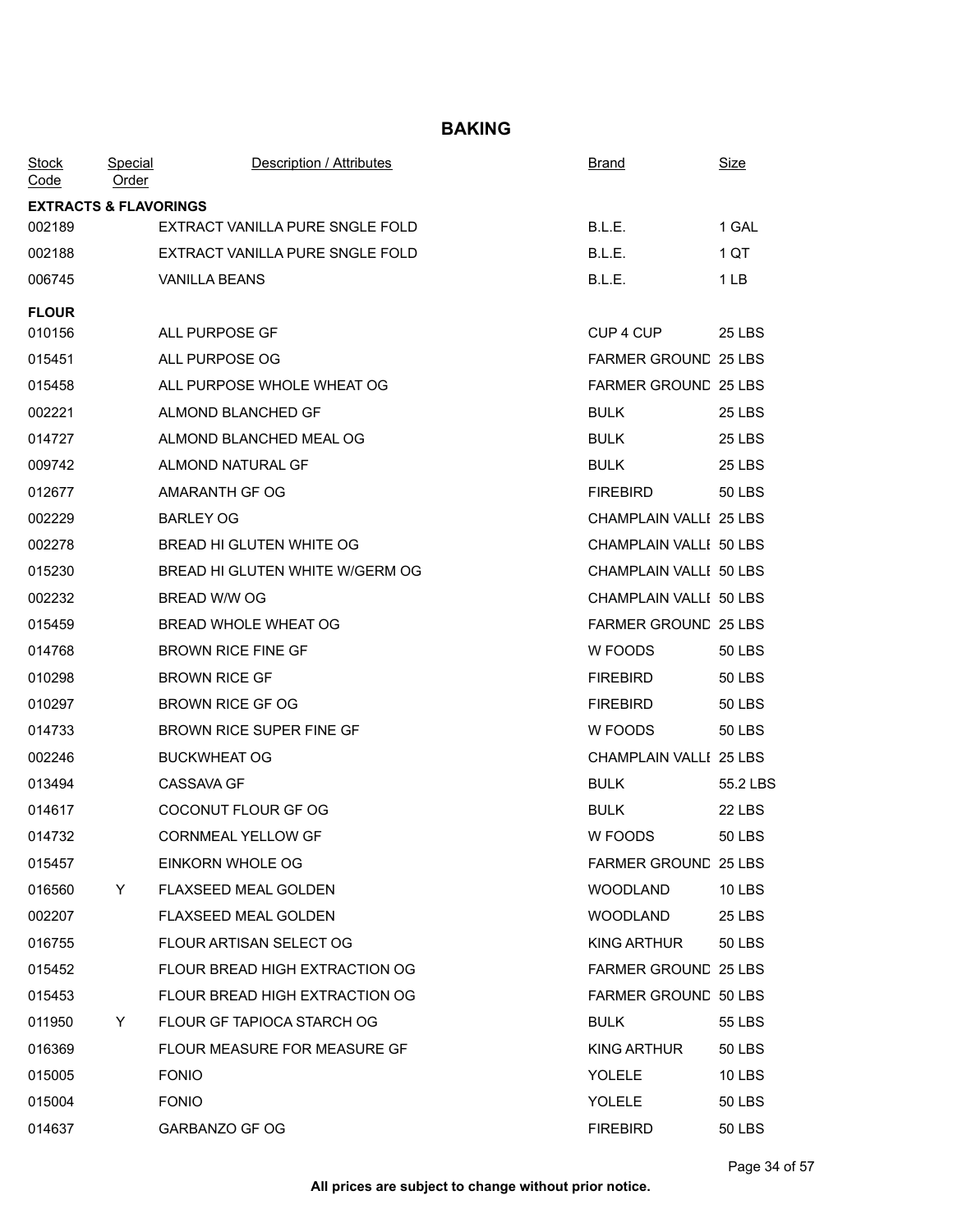# BAKING

| Stock Code | Special Order | Description / Attributes | Brand | Size |
|---|---|---|---|---|
| **EXTRACTS & FLAVORINGS** | | | | |
| 002189 | | EXTRACT VANILLA PURE SNGLE FOLD | B.L.E. | 1 GAL |
| 002188 | | EXTRACT VANILLA PURE SNGLE FOLD | B.L.E. | 1 QT |
| 006745 | | VANILLA BEANS | B.L.E. | 1 LB |
| **FLOUR** | | | | |
| 010156 | | ALL PURPOSE GF | CUP 4 CUP | 25 LBS |
| 015451 | | ALL PURPOSE OG | FARMER GROUND | 25 LBS |
| 015458 | | ALL PURPOSE WHOLE WHEAT OG | FARMER GROUND | 25 LBS |
| 002221 | | ALMOND BLANCHED GF | BULK | 25 LBS |
| 014727 | | ALMOND BLANCHED MEAL OG | BULK | 25 LBS |
| 009742 | | ALMOND NATURAL GF | BULK | 25 LBS |
| 012677 | | AMARANTH GF OG | FIREBIRD | 50 LBS |
| 002229 | | BARLEY OG | CHAMPLAIN VALLE | 25 LBS |
| 002278 | | BREAD HI GLUTEN WHITE OG | CHAMPLAIN VALLE | 50 LBS |
| 015230 | | BREAD HI GLUTEN WHITE W/GERM OG | CHAMPLAIN VALLE | 50 LBS |
| 002232 | | BREAD W/W OG | CHAMPLAIN VALLE | 50 LBS |
| 015459 | | BREAD WHOLE WHEAT OG | FARMER GROUND | 25 LBS |
| 014768 | | BROWN RICE FINE GF | W FOODS | 50 LBS |
| 010298 | | BROWN RICE GF | FIREBIRD | 50 LBS |
| 010297 | | BROWN RICE GF OG | FIREBIRD | 50 LBS |
| 014733 | | BROWN RICE SUPER FINE GF | W FOODS | 50 LBS |
| 002246 | | BUCKWHEAT OG | CHAMPLAIN VALLE | 25 LBS |
| 013494 | | CASSAVA GF | BULK | 55.2 LBS |
| 014617 | | COCONUT FLOUR GF OG | BULK | 22 LBS |
| 014732 | | CORNMEAL YELLOW GF | W FOODS | 50 LBS |
| 015457 | | EINKORN WHOLE OG | FARMER GROUND | 25 LBS |
| 016560 | Y | FLAXSEED MEAL GOLDEN | WOODLAND | 10 LBS |
| 002207 | | FLAXSEED MEAL GOLDEN | WOODLAND | 25 LBS |
| 016755 | | FLOUR ARTISAN SELECT OG | KING ARTHUR | 50 LBS |
| 015452 | | FLOUR BREAD HIGH EXTRACTION OG | FARMER GROUND | 25 LBS |
| 015453 | | FLOUR BREAD HIGH EXTRACTION OG | FARMER GROUND | 50 LBS |
| 011950 | Y | FLOUR GF TAPIOCA STARCH OG | BULK | 55 LBS |
| 016369 | | FLOUR MEASURE FOR MEASURE GF | KING ARTHUR | 50 LBS |
| 015005 | | FONIO | YOLELE | 10 LBS |
| 015004 | | FONIO | YOLELE | 50 LBS |
| 014637 | | GARBANZO GF OG | FIREBIRD | 50 LBS |

**All prices are subject to change without prior notice.**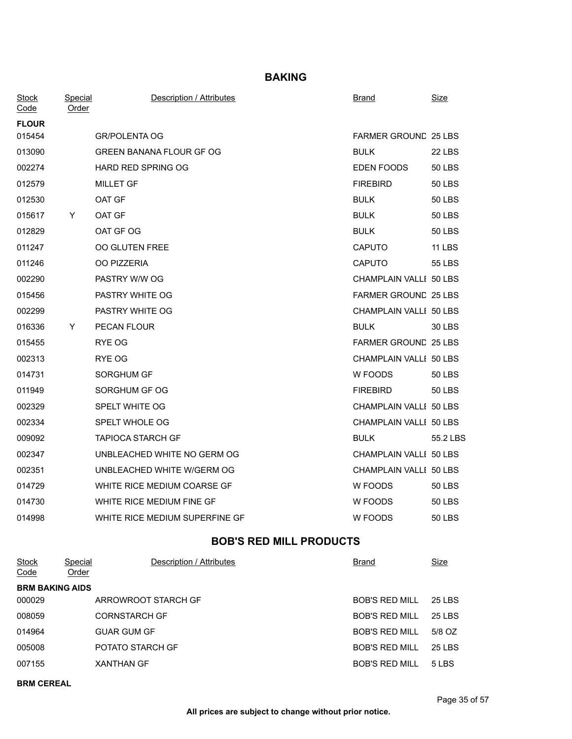## BAKING

| Stock Code | Special Order | Description / Attributes | Brand | Size |
|---|---|---|---|---|
| **FLOUR** | | | | |
| 015454 | | GR/POLENTA OG | FARMER GROUND | 25 LBS |
| 013090 | | GREEN BANANA FLOUR GF OG | BULK | 22 LBS |
| 002274 | | HARD RED SPRING OG | EDEN FOODS | 50 LBS |
| 012579 | | MILLET GF | FIREBIRD | 50 LBS |
| 012530 | | OAT GF | BULK | 50 LBS |
| 015617 | Y | OAT GF | BULK | 50 LBS |
| 012829 | | OAT GF OG | BULK | 50 LBS |
| 011247 | | OO GLUTEN FREE | CAPUTO | 11 LBS |
| 011246 | | OO PIZZERIA | CAPUTO | 55 LBS |
| 002290 | | PASTRY W/W OG | CHAMPLAIN VALLE | 50 LBS |
| 015456 | | PASTRY WHITE OG | FARMER GROUND | 25 LBS |
| 002299 | | PASTRY WHITE OG | CHAMPLAIN VALLE | 50 LBS |
| 016336 | Y | PECAN FLOUR | BULK | 30 LBS |
| 015455 | | RYE OG | FARMER GROUND | 25 LBS |
| 002313 | | RYE OG | CHAMPLAIN VALLE | 50 LBS |
| 014731 | | SORGHUM GF | W FOODS | 50 LBS |
| 011949 | | SORGHUM GF OG | FIREBIRD | 50 LBS |
| 002329 | | SPELT WHITE OG | CHAMPLAIN VALLE | 50 LBS |
| 002334 | | SPELT WHOLE OG | CHAMPLAIN VALLE | 50 LBS |
| 009092 | | TAPIOCA STARCH GF | BULK | 55.2 LBS |
| 002347 | | UNBLEACHED WHITE NO GERM OG | CHAMPLAIN VALLE | 50 LBS |
| 002351 | | UNBLEACHED WHITE W/GERM OG | CHAMPLAIN VALLE | 50 LBS |
| 014729 | | WHITE RICE MEDIUM COARSE GF | W FOODS | 50 LBS |
| 014730 | | WHITE RICE MEDIUM FINE GF | W FOODS | 50 LBS |
| 014998 | | WHITE RICE MEDIUM SUPERFINE GF | W FOODS | 50 LBS |

## BOB'S RED MILL PRODUCTS

| Stock Code | Special Order | Description / Attributes | Brand | Size |
|---|---|---|---|---|
| **BRM BAKING AIDS** | | | | |
| 000029 | | ARROWROOT STARCH GF | BOB'S RED MILL | 25 LBS |
| 008059 | | CORNSTARCH GF | BOB'S RED MILL | 25 LBS |
| 014964 | | GUAR GUM GF | BOB'S RED MILL | 5/8 OZ |
| 005008 | | POTATO STARCH GF | BOB'S RED MILL | 25 LBS |
| 007155 | | XANTHAN GF | BOB'S RED MILL | 5 LBS |
| **BRM CEREAL** | | | | |

All prices are subject to change without prior notice.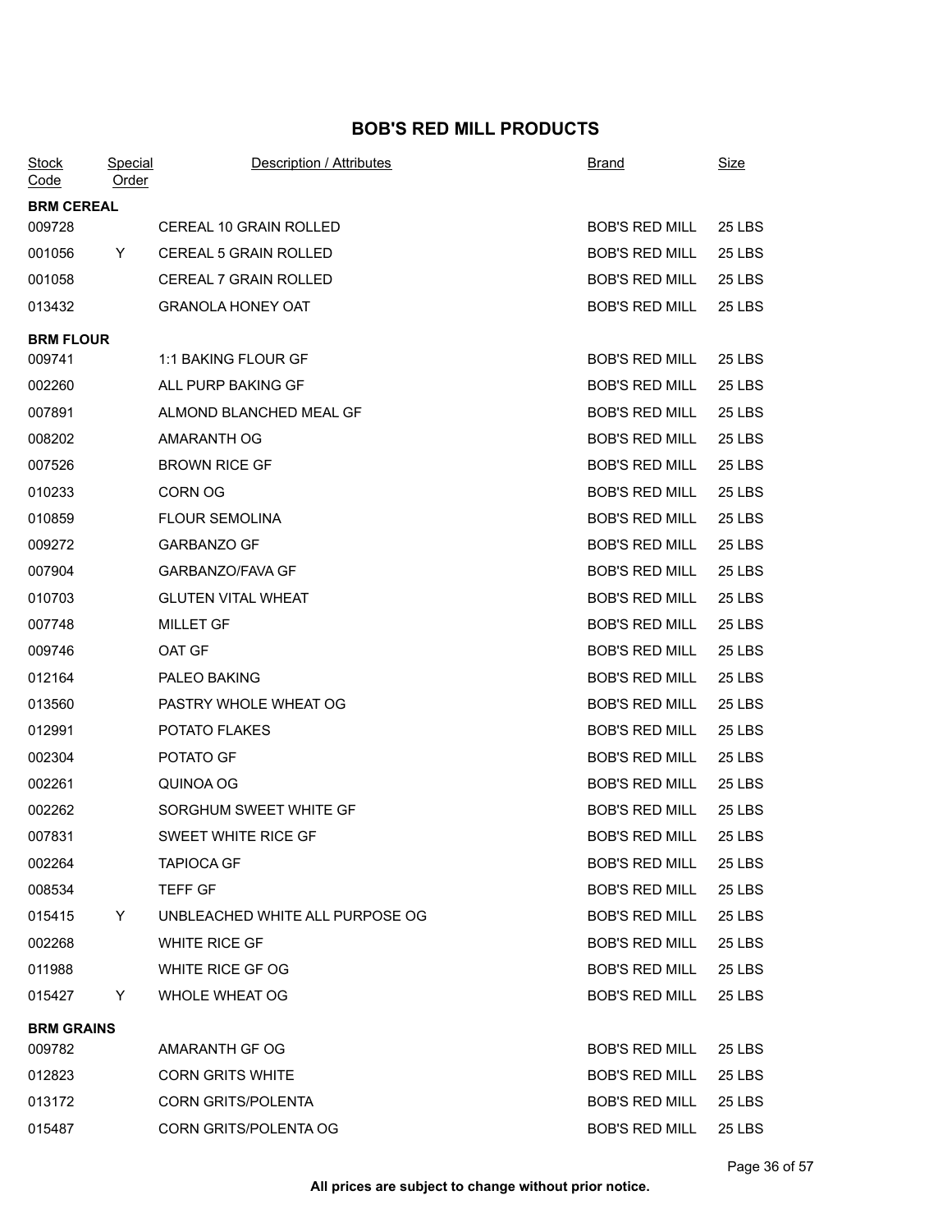# BOB'S RED MILL PRODUCTS

| Stock Code | Special Order | Description / Attributes | Brand | Size |
|---|---|---|---|---|
| **BRM CEREAL** | | | | |
| 009728 | | CEREAL 10 GRAIN ROLLED | BOB'S RED MILL | 25 LBS |
| 001056 | Y | CEREAL 5 GRAIN ROLLED | BOB'S RED MILL | 25 LBS |
| 001058 | | CEREAL 7 GRAIN ROLLED | BOB'S RED MILL | 25 LBS |
| 013432 | | GRANOLA HONEY OAT | BOB'S RED MILL | 25 LBS |
| **BRM FLOUR** | | | | |
| 009741 | | 1:1 BAKING FLOUR GF | BOB'S RED MILL | 25 LBS |
| 002260 | | ALL PURP BAKING GF | BOB'S RED MILL | 25 LBS |
| 007891 | | ALMOND BLANCHED MEAL GF | BOB'S RED MILL | 25 LBS |
| 008202 | | AMARANTH OG | BOB'S RED MILL | 25 LBS |
| 007526 | | BROWN RICE GF | BOB'S RED MILL | 25 LBS |
| 010233 | | CORN OG | BOB'S RED MILL | 25 LBS |
| 010859 | | FLOUR SEMOLINA | BOB'S RED MILL | 25 LBS |
| 009272 | | GARBANZO GF | BOB'S RED MILL | 25 LBS |
| 007904 | | GARBANZO/FAVA GF | BOB'S RED MILL | 25 LBS |
| 010703 | | GLUTEN VITAL WHEAT | BOB'S RED MILL | 25 LBS |
| 007748 | | MILLET GF | BOB'S RED MILL | 25 LBS |
| 009746 | | OAT GF | BOB'S RED MILL | 25 LBS |
| 012164 | | PALEO BAKING | BOB'S RED MILL | 25 LBS |
| 013560 | | PASTRY WHOLE WHEAT OG | BOB'S RED MILL | 25 LBS |
| 012991 | | POTATO FLAKES | BOB'S RED MILL | 25 LBS |
| 002304 | | POTATO GF | BOB'S RED MILL | 25 LBS |
| 002261 | | QUINOA OG | BOB'S RED MILL | 25 LBS |
| 002262 | | SORGHUM SWEET WHITE GF | BOB'S RED MILL | 25 LBS |
| 007831 | | SWEET WHITE RICE GF | BOB'S RED MILL | 25 LBS |
| 002264 | | TAPIOCA GF | BOB'S RED MILL | 25 LBS |
| 008534 | | TEFF GF | BOB'S RED MILL | 25 LBS |
| 015415 | Y | UNBLEACHED WHITE ALL PURPOSE OG | BOB'S RED MILL | 25 LBS |
| 002268 | | WHITE RICE GF | BOB'S RED MILL | 25 LBS |
| 011988 | | WHITE RICE GF OG | BOB'S RED MILL | 25 LBS |
| 015427 | Y | WHOLE WHEAT OG | BOB'S RED MILL | 25 LBS |
| **BRM GRAINS** | | | | |
| 009782 | | AMARANTH GF OG | BOB'S RED MILL | 25 LBS |
| 012823 | | CORN GRITS WHITE | BOB'S RED MILL | 25 LBS |
| 013172 | | CORN GRITS/POLENTA | BOB'S RED MILL | 25 LBS |
| 015487 | | CORN GRITS/POLENTA OG | BOB'S RED MILL | 25 LBS |

**All prices are subject to change without prior notice.**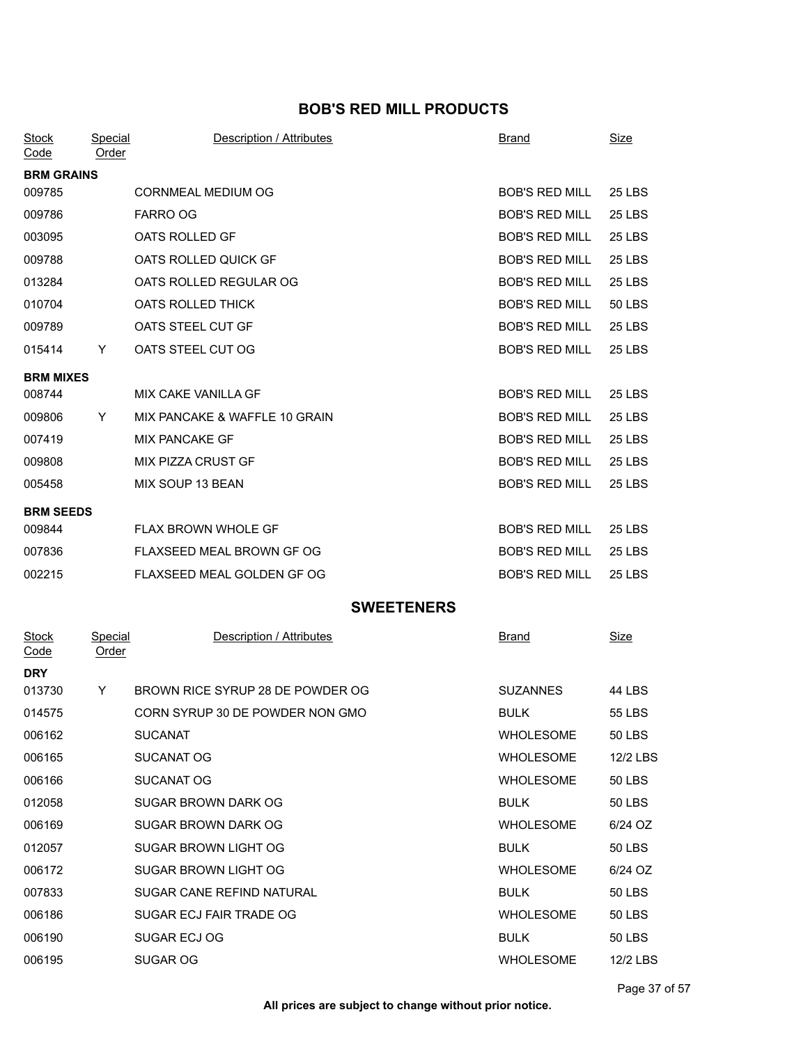## BOB'S RED MILL PRODUCTS

| Stock Code | Special Order | Description / Attributes | Brand | Size |
|---|---|---|---|---|
| **BRM GRAINS** | | | | |
| 009785 | | CORNMEAL MEDIUM OG | BOB'S RED MILL | 25 LBS |
| 009786 | | FARRO OG | BOB'S RED MILL | 25 LBS |
| 003095 | | OATS ROLLED GF | BOB'S RED MILL | 25 LBS |
| 009788 | | OATS ROLLED QUICK GF | BOB'S RED MILL | 25 LBS |
| 013284 | | OATS ROLLED REGULAR OG | BOB'S RED MILL | 25 LBS |
| 010704 | | OATS ROLLED THICK | BOB'S RED MILL | 50 LBS |
| 009789 | | OATS STEEL CUT GF | BOB'S RED MILL | 25 LBS |
| 015414 | Y | OATS STEEL CUT OG | BOB'S RED MILL | 25 LBS |
| **BRM MIXES** | | | | |
| 008744 | | MIX CAKE VANILLA GF | BOB'S RED MILL | 25 LBS |
| 009806 | Y | MIX PANCAKE & WAFFLE 10 GRAIN | BOB'S RED MILL | 25 LBS |
| 007419 | | MIX PANCAKE GF | BOB'S RED MILL | 25 LBS |
| 009808 | | MIX PIZZA CRUST GF | BOB'S RED MILL | 25 LBS |
| 005458 | | MIX SOUP 13 BEAN | BOB'S RED MILL | 25 LBS |
| **BRM SEEDS** | | | | |
| 009844 | | FLAX BROWN WHOLE GF | BOB'S RED MILL | 25 LBS |
| 007836 | | FLAXSEED MEAL BROWN GF OG | BOB'S RED MILL | 25 LBS |
| 002215 | | FLAXSEED MEAL GOLDEN GF OG | BOB'S RED MILL | 25 LBS |

## SWEETENERS

| Stock Code | Special Order | Description / Attributes | Brand | Size |
|---|---|---|---|---|
| **DRY** | | | | |
| 013730 | Y | BROWN RICE SYRUP 28 DE POWDER OG | SUZANNES | 44 LBS |
| 014575 | | CORN SYRUP 30 DE POWDER NON GMO | BULK | 55 LBS |
| 006162 | | SUCANAT | WHOLESOME | 50 LBS |
| 006165 | | SUCANAT OG | WHOLESOME | 12/2 LBS |
| 006166 | | SUCANAT OG | WHOLESOME | 50 LBS |
| 012058 | | SUGAR BROWN DARK OG | BULK | 50 LBS |
| 006169 | | SUGAR BROWN DARK OG | WHOLESOME | 6/24 OZ |
| 012057 | | SUGAR BROWN LIGHT OG | BULK | 50 LBS |
| 006172 | | SUGAR BROWN LIGHT OG | WHOLESOME | 6/24 OZ |
| 007833 | | SUGAR CANE REFIND NATURAL | BULK | 50 LBS |
| 006186 | | SUGAR ECJ FAIR TRADE OG | WHOLESOME | 50 LBS |
| 006190 | | SUGAR ECJ OG | BULK | 50 LBS |
| 006195 | | SUGAR OG | WHOLESOME | 12/2 LBS |

**All prices are subject to change without prior notice.**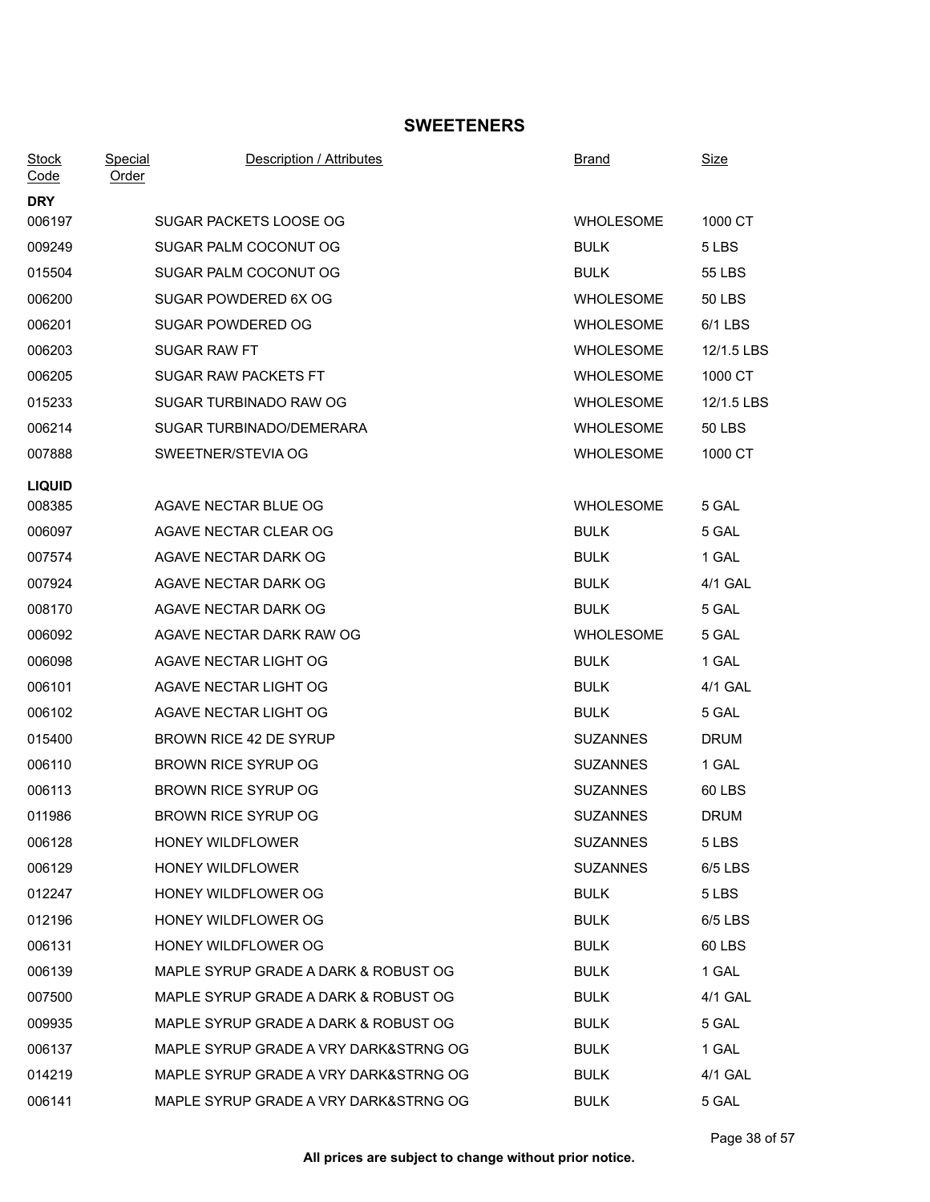# SWEETENERS

| Stock Code | Special Order | Description / Attributes | Brand | Size |
|---|---|---|---|---|
| **DRY** | | | | |
| 006197 | | SUGAR PACKETS LOOSE OG | WHOLESOME | 1000 CT |
| 009249 | | SUGAR PALM COCONUT OG | BULK | 5 LBS |
| 015504 | | SUGAR PALM COCONUT OG | BULK | 55 LBS |
| 006200 | | SUGAR POWDERED 6X OG | WHOLESOME | 50 LBS |
| 006201 | | SUGAR POWDERED OG | WHOLESOME | 6/1 LBS |
| 006203 | | SUGAR RAW FT | WHOLESOME | 12/1.5 LBS |
| 006205 | | SUGAR RAW PACKETS FT | WHOLESOME | 1000 CT |
| 015233 | | SUGAR TURBINADO RAW OG | WHOLESOME | 12/1.5 LBS |
| 006214 | | SUGAR TURBINADO/DEMERARA | WHOLESOME | 50 LBS |
| 007888 | | SWEETNER/STEVIA OG | WHOLESOME | 1000 CT |
| **LIQUID** | | | | |
| 008385 | | AGAVE NECTAR BLUE OG | WHOLESOME | 5 GAL |
| 006097 | | AGAVE NECTAR CLEAR OG | BULK | 5 GAL |
| 007574 | | AGAVE NECTAR DARK OG | BULK | 1 GAL |
| 007924 | | AGAVE NECTAR DARK OG | BULK | 4/1 GAL |
| 008170 | | AGAVE NECTAR DARK OG | BULK | 5 GAL |
| 006092 | | AGAVE NECTAR DARK RAW OG | WHOLESOME | 5 GAL |
| 006098 | | AGAVE NECTAR LIGHT OG | BULK | 1 GAL |
| 006101 | | AGAVE NECTAR LIGHT OG | BULK | 4/1 GAL |
| 006102 | | AGAVE NECTAR LIGHT OG | BULK | 5 GAL |
| 015400 | | BROWN RICE 42 DE SYRUP | SUZANNES | DRUM |
| 006110 | | BROWN RICE SYRUP OG | SUZANNES | 1 GAL |
| 006113 | | BROWN RICE SYRUP OG | SUZANNES | 60 LBS |
| 011986 | | BROWN RICE SYRUP OG | SUZANNES | DRUM |
| 006128 | | HONEY WILDFLOWER | SUZANNES | 5 LBS |
| 006129 | | HONEY WILDFLOWER | SUZANNES | 6/5 LBS |
| 012247 | | HONEY WILDFLOWER OG | BULK | 5 LBS |
| 012196 | | HONEY WILDFLOWER OG | BULK | 6/5 LBS |
| 006131 | | HONEY WILDFLOWER OG | BULK | 60 LBS |
| 006139 | | MAPLE SYRUP GRADE A DARK & ROBUST OG | BULK | 1 GAL |
| 007500 | | MAPLE SYRUP GRADE A DARK & ROBUST OG | BULK | 4/1 GAL |
| 009935 | | MAPLE SYRUP GRADE A DARK & ROBUST OG | BULK | 5 GAL |
| 006137 | | MAPLE SYRUP GRADE A VRY DARK&STRNG OG | BULK | 1 GAL |
| 014219 | | MAPLE SYRUP GRADE A VRY DARK&STRNG OG | BULK | 4/1 GAL |
| 006141 | | MAPLE SYRUP GRADE A VRY DARK&STRNG OG | BULK | 5 GAL |

**All prices are subject to change without prior notice.**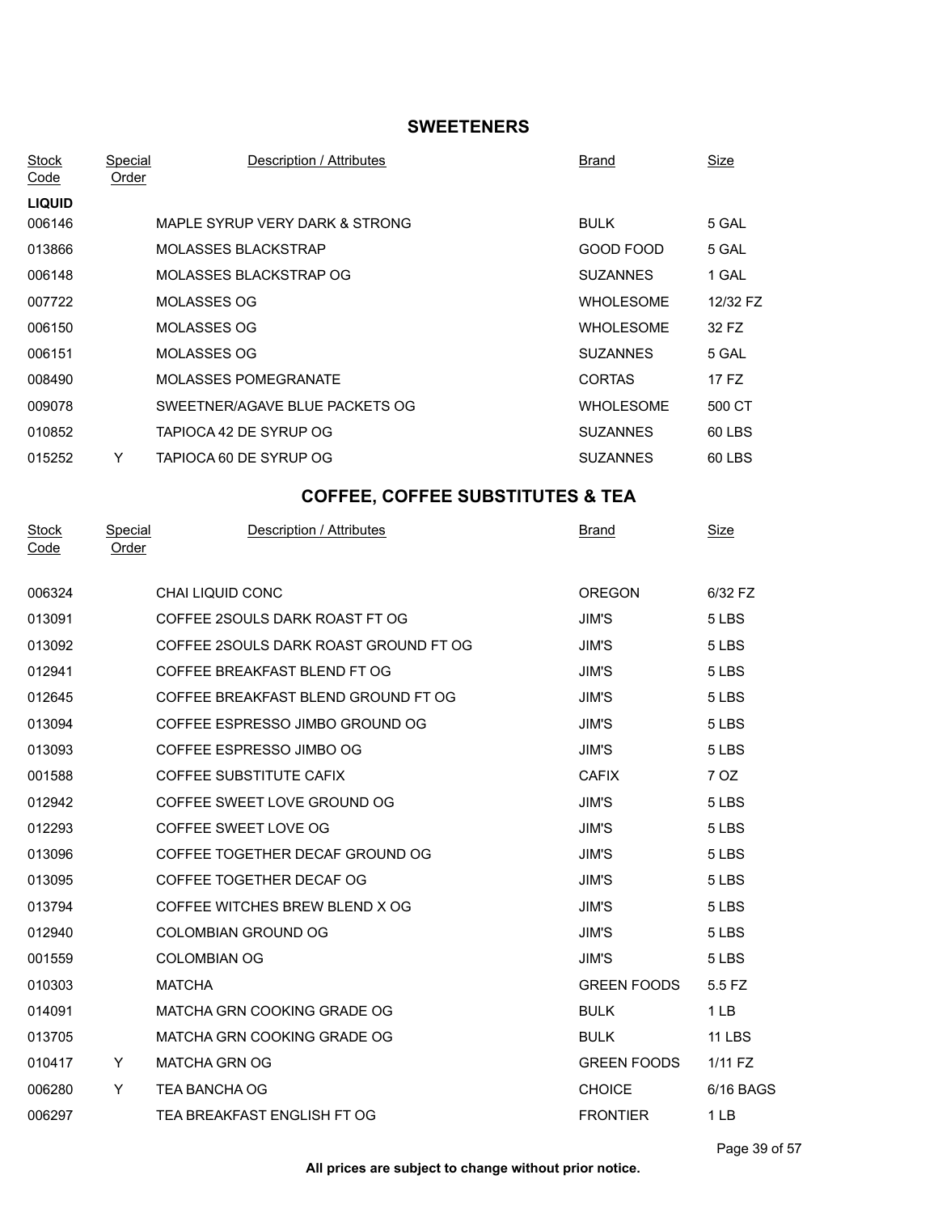## SWEETENERS

| Stock Code | Special Order | Description / Attributes | Brand | Size |
|---|---|---|---|---|
| **LIQUID** | | | | |
| 006146 | | MAPLE SYRUP VERY DARK & STRONG | BULK | 5 GAL |
| 013866 | | MOLASSES BLACKSTRAP | GOOD FOOD | 5 GAL |
| 006148 | | MOLASSES BLACKSTRAP OG | SUZANNES | 1 GAL |
| 007722 | | MOLASSES OG | WHOLESOME | 12/32 FZ |
| 006150 | | MOLASSES OG | WHOLESOME | 32 FZ |
| 006151 | | MOLASSES OG | SUZANNES | 5 GAL |
| 008490 | | MOLASSES POMEGRANATE | CORTAS | 17 FZ |
| 009078 | | SWEETNER/AGAVE BLUE PACKETS OG | WHOLESOME | 500 CT |
| 010852 | | TAPIOCA 42 DE SYRUP OG | SUZANNES | 60 LBS |
| 015252 | Y | TAPIOCA 60 DE SYRUP OG | SUZANNES | 60 LBS |

## COFFEE, COFFEE SUBSTITUTES & TEA

| Stock Code | Special Order | Description / Attributes | Brand | Size |
|---|---|---|---|---|
| 006324 | | CHAI LIQUID CONC | OREGON | 6/32 FZ |
| 013091 | | COFFEE 2SOULS DARK ROAST FT OG | JIM'S | 5 LBS |
| 013092 | | COFFEE 2SOULS DARK ROAST GROUND FT OG | JIM'S | 5 LBS |
| 012941 | | COFFEE BREAKFAST BLEND FT OG | JIM'S | 5 LBS |
| 012645 | | COFFEE BREAKFAST BLEND GROUND FT OG | JIM'S | 5 LBS |
| 013094 | | COFFEE ESPRESSO JIMBO GROUND OG | JIM'S | 5 LBS |
| 013093 | | COFFEE ESPRESSO JIMBO OG | JIM'S | 5 LBS |
| 001588 | | COFFEE SUBSTITUTE CAFIX | CAFIX | 7 OZ |
| 012942 | | COFFEE SWEET LOVE GROUND OG | JIM'S | 5 LBS |
| 012293 | | COFFEE SWEET LOVE OG | JIM'S | 5 LBS |
| 013096 | | COFFEE TOGETHER DECAF GROUND OG | JIM'S | 5 LBS |
| 013095 | | COFFEE TOGETHER DECAF OG | JIM'S | 5 LBS |
| 013794 | | COFFEE WITCHES BREW BLEND X OG | JIM'S | 5 LBS |
| 012940 | | COLOMBIAN GROUND OG | JIM'S | 5 LBS |
| 001559 | | COLOMBIAN OG | JIM'S | 5 LBS |
| 010303 | | MATCHA | GREEN FOODS | 5.5 FZ |
| 014091 | | MATCHA GRN COOKING GRADE OG | BULK | 1 LB |
| 013705 | | MATCHA GRN COOKING GRADE OG | BULK | 11 LBS |
| 010417 | Y | MATCHA GRN OG | GREEN FOODS | 1/11 FZ |
| 006280 | Y | TEA BANCHA OG | CHOICE | 6/16 BAGS |
| 006297 | | TEA BREAKFAST ENGLISH FT OG | FRONTIER | 1 LB |

**All prices are subject to change without prior notice.**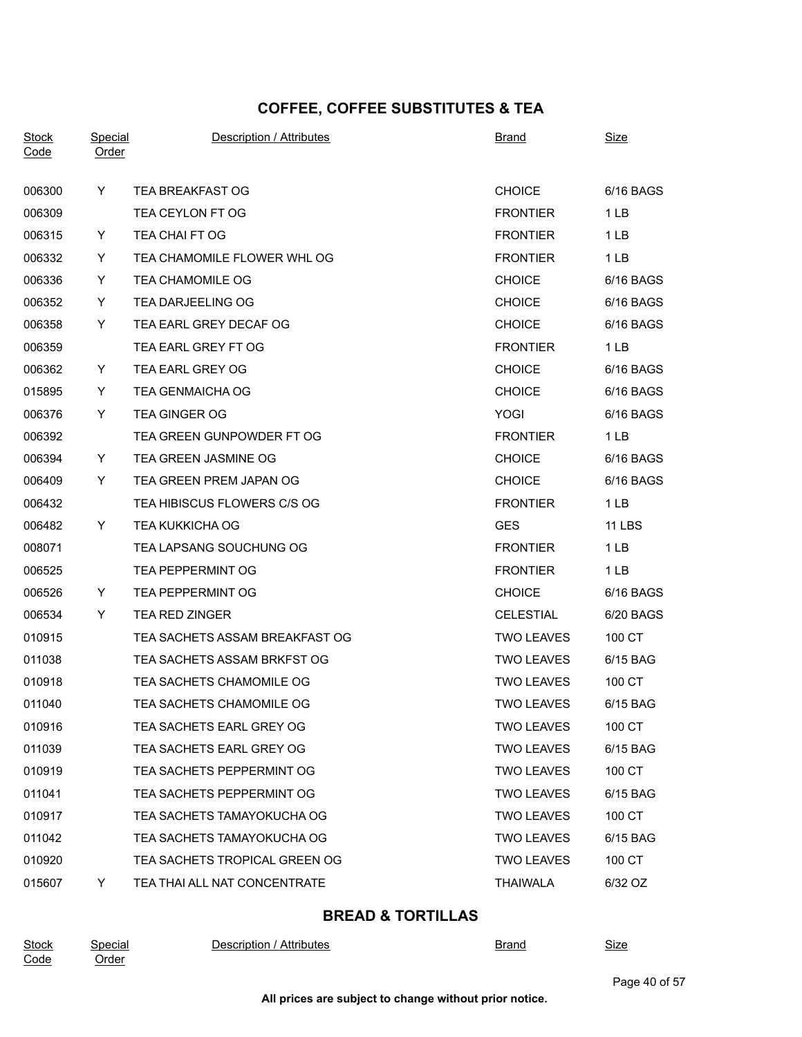## COFFEE, COFFEE SUBSTITUTES & TEA

| Stock Code | Special Order | Description / Attributes | Brand | Size |
|---|---|---|---|---|
| 006300 | Y | TEA BREAKFAST OG | CHOICE | 6/16 BAGS |
| 006309 | | TEA CEYLON FT OG | FRONTIER | 1 LB |
| 006315 | Y | TEA CHAI FT OG | FRONTIER | 1 LB |
| 006332 | Y | TEA CHAMOMILE FLOWER WHL OG | FRONTIER | 1 LB |
| 006336 | Y | TEA CHAMOMILE OG | CHOICE | 6/16 BAGS |
| 006352 | Y | TEA DARJEELING OG | CHOICE | 6/16 BAGS |
| 006358 | Y | TEA EARL GREY DECAF OG | CHOICE | 6/16 BAGS |
| 006359 | | TEA EARL GREY FT OG | FRONTIER | 1 LB |
| 006362 | Y | TEA EARL GREY OG | CHOICE | 6/16 BAGS |
| 015895 | Y | TEA GENMAICHA OG | CHOICE | 6/16 BAGS |
| 006376 | Y | TEA GINGER OG | YOGI | 6/16 BAGS |
| 006392 | | TEA GREEN GUNPOWDER FT OG | FRONTIER | 1 LB |
| 006394 | Y | TEA GREEN JASMINE OG | CHOICE | 6/16 BAGS |
| 006409 | Y | TEA GREEN PREM JAPAN OG | CHOICE | 6/16 BAGS |
| 006432 | | TEA HIBISCUS FLOWERS C/S OG | FRONTIER | 1 LB |
| 006482 | Y | TEA KUKKICHA OG | GES | 11 LBS |
| 008071 | | TEA LAPSANG SOUCHUNG OG | FRONTIER | 1 LB |
| 006525 | | TEA PEPPERMINT OG | FRONTIER | 1 LB |
| 006526 | Y | TEA PEPPERMINT OG | CHOICE | 6/16 BAGS |
| 006534 | Y | TEA RED ZINGER | CELESTIAL | 6/20 BAGS |
| 010915 | | TEA SACHETS ASSAM BREAKFAST OG | TWO LEAVES | 100 CT |
| 011038 | | TEA SACHETS ASSAM BRKFST OG | TWO LEAVES | 6/15 BAG |
| 010918 | | TEA SACHETS CHAMOMILE OG | TWO LEAVES | 100 CT |
| 011040 | | TEA SACHETS CHAMOMILE OG | TWO LEAVES | 6/15 BAG |
| 010916 | | TEA SACHETS EARL GREY OG | TWO LEAVES | 100 CT |
| 011039 | | TEA SACHETS EARL GREY OG | TWO LEAVES | 6/15 BAG |
| 010919 | | TEA SACHETS PEPPERMINT OG | TWO LEAVES | 100 CT |
| 011041 | | TEA SACHETS PEPPERMINT OG | TWO LEAVES | 6/15 BAG |
| 010917 | | TEA SACHETS TAMAYOKUCHA OG | TWO LEAVES | 100 CT |
| 011042 | | TEA SACHETS TAMAYOKUCHA OG | TWO LEAVES | 6/15 BAG |
| 010920 | | TEA SACHETS TROPICAL GREEN OG | TWO LEAVES | 100 CT |
| 015607 | Y | TEA THAI ALL NAT CONCENTRATE | THAIWALA | 6/32 OZ |

## BREAD & TORTILLAS

| Stock Code | Special Order | Description / Attributes | Brand | Size |
|---|---|---|---|---|

All prices are subject to change without prior notice.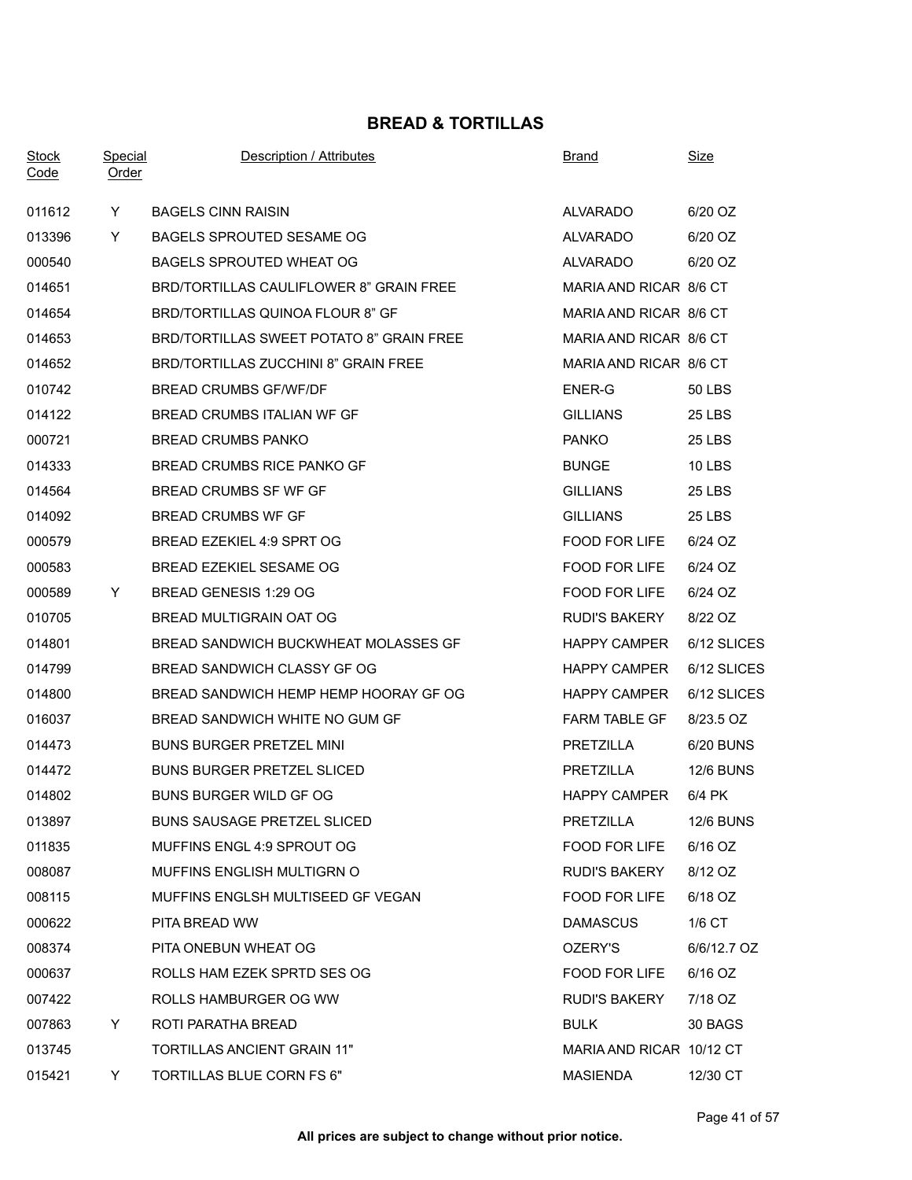## BREAD & TORTILLAS

| Stock Code | Special Order | Description / Attributes | Brand | Size |
|---|---|---|---|---|
| 011612 | Y | BAGELS CINN RAISIN | ALVARADO | 6/20 OZ |
| 013396 | Y | BAGELS SPROUTED SESAME OG | ALVARADO | 6/20 OZ |
| 000540 | | BAGELS SPROUTED WHEAT OG | ALVARADO | 6/20 OZ |
| 014651 | | BRD/TORTILLAS CAULIFLOWER 8" GRAIN FREE | MARIA AND RICAR | 8/6 CT |
| 014654 | | BRD/TORTILLAS QUINOA FLOUR 8" GF | MARIA AND RICAR | 8/6 CT |
| 014653 | | BRD/TORTILLAS SWEET POTATO 8" GRAIN FREE | MARIA AND RICAR | 8/6 CT |
| 014652 | | BRD/TORTILLAS ZUCCHINI 8" GRAIN FREE | MARIA AND RICAR | 8/6 CT |
| 010742 | | BREAD CRUMBS GF/WF/DF | ENER-G | 50 LBS |
| 014122 | | BREAD CRUMBS ITALIAN WF GF | GILLIANS | 25 LBS |
| 000721 | | BREAD CRUMBS PANKO | PANKO | 25 LBS |
| 014333 | | BREAD CRUMBS RICE PANKO GF | BUNGE | 10 LBS |
| 014564 | | BREAD CRUMBS SF WF GF | GILLIANS | 25 LBS |
| 014092 | | BREAD CRUMBS WF GF | GILLIANS | 25 LBS |
| 000579 | | BREAD EZEKIEL 4:9 SPRT OG | FOOD FOR LIFE | 6/24 OZ |
| 000583 | | BREAD EZEKIEL SESAME OG | FOOD FOR LIFE | 6/24 OZ |
| 000589 | Y | BREAD GENESIS 1:29 OG | FOOD FOR LIFE | 6/24 OZ |
| 010705 | | BREAD MULTIGRAIN OAT OG | RUDI'S BAKERY | 8/22 OZ |
| 014801 | | BREAD SANDWICH BUCKWHEAT MOLASSES GF | HAPPY CAMPER | 6/12 SLICES |
| 014799 | | BREAD SANDWICH CLASSY GF OG | HAPPY CAMPER | 6/12 SLICES |
| 014800 | | BREAD SANDWICH HEMP HEMP HOORAY GF OG | HAPPY CAMPER | 6/12 SLICES |
| 016037 | | BREAD SANDWICH WHITE NO GUM GF | FARM TABLE GF | 8/23.5 OZ |
| 014473 | | BUNS BURGER PRETZEL MINI | PRETZILLA | 6/20 BUNS |
| 014472 | | BUNS BURGER PRETZEL SLICED | PRETZILLA | 12/6 BUNS |
| 014802 | | BUNS BURGER WILD GF OG | HAPPY CAMPER | 6/4 PK |
| 013897 | | BUNS SAUSAGE PRETZEL SLICED | PRETZILLA | 12/6 BUNS |
| 011835 | | MUFFINS ENGL 4:9 SPROUT OG | FOOD FOR LIFE | 6/16 OZ |
| 008087 | | MUFFINS ENGLISH MULTIGRN O | RUDI'S BAKERY | 8/12 OZ |
| 008115 | | MUFFINS ENGLSH MULTISEED GF VEGAN | FOOD FOR LIFE | 6/18 OZ |
| 000622 | | PITA BREAD WW | DAMASCUS | 1/6 CT |
| 008374 | | PITA ONEBUN WHEAT OG | OZERY'S | 6/6/12.7 OZ |
| 000637 | | ROLLS HAM EZEK SPRTD SES OG | FOOD FOR LIFE | 6/16 OZ |
| 007422 | | ROLLS HAMBURGER OG WW | RUDI'S BAKERY | 7/18 OZ |
| 007863 | Y | ROTI PARATHA BREAD | BULK | 30 BAGS |
| 013745 | | TORTILLAS ANCIENT GRAIN 11" | MARIA AND RICAR | 10/12 CT |
| 015421 | Y | TORTILLAS BLUE CORN FS 6" | MASIENDA | 12/30 CT |

**All prices are subject to change without prior notice.**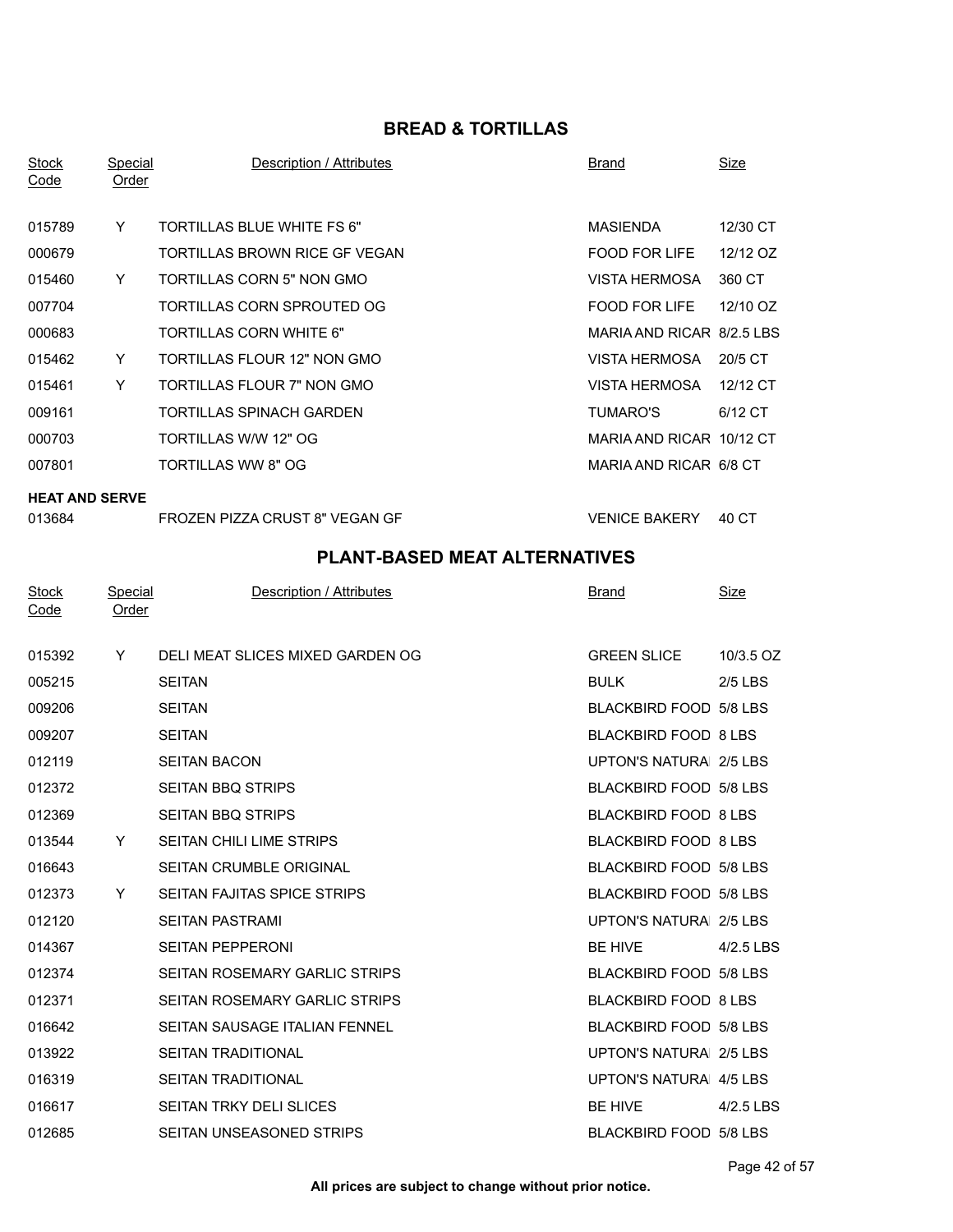## BREAD & TORTILLAS

| Stock Code | Special Order | Description / Attributes | Brand | Size |
|---|---|---|---|---|
| 015789 | Y | TORTILLAS BLUE WHITE FS 6" | MASIENDA | 12/30 CT |
| 000679 | | TORTILLAS BROWN RICE GF VEGAN | FOOD FOR LIFE | 12/12 OZ |
| 015460 | Y | TORTILLAS CORN 5" NON GMO | VISTA HERMOSA | 360 CT |
| 007704 | | TORTILLAS CORN SPROUTED OG | FOOD FOR LIFE | 12/10 OZ |
| 000683 | | TORTILLAS CORN WHITE 6" | MARIA AND RICAR | 8/2.5 LBS |
| 015462 | Y | TORTILLAS FLOUR 12" NON GMO | VISTA HERMOSA | 20/5 CT |
| 015461 | Y | TORTILLAS FLOUR 7" NON GMO | VISTA HERMOSA | 12/12 CT |
| 009161 | | TORTILLAS SPINACH GARDEN | TUMARO'S | 6/12 CT |
| 000703 | | TORTILLAS W/W 12" OG | MARIA AND RICAR | 10/12 CT |
| 007801 | | TORTILLAS WW 8" OG | MARIA AND RICAR | 6/8 CT |
| **HEAT AND SERVE** | | | | |
| 013684 | | FROZEN PIZZA CRUST 8" VEGAN GF | VENICE BAKERY | 40 CT |

## PLANT-BASED MEAT ALTERNATIVES

| Stock Code | Special Order | Description / Attributes | Brand | Size |
|---|---|---|---|---|
| 015392 | Y | DELI MEAT SLICES MIXED GARDEN OG | GREEN SLICE | 10/3.5 OZ |
| 005215 | | SEITAN | BULK | 2/5 LBS |
| 009206 | | SEITAN | BLACKBIRD FOOD | 5/8 LBS |
| 009207 | | SEITAN | BLACKBIRD FOOD | 8 LBS |
| 012119 | | SEITAN BACON | UPTON'S NATURA | 2/5 LBS |
| 012372 | | SEITAN BBQ STRIPS | BLACKBIRD FOOD | 5/8 LBS |
| 012369 | | SEITAN BBQ STRIPS | BLACKBIRD FOOD | 8 LBS |
| 013544 | Y | SEITAN CHILI LIME STRIPS | BLACKBIRD FOOD | 8 LBS |
| 016643 | | SEITAN CRUMBLE ORIGINAL | BLACKBIRD FOOD | 5/8 LBS |
| 012373 | Y | SEITAN FAJITAS SPICE STRIPS | BLACKBIRD FOOD | 5/8 LBS |
| 012120 | | SEITAN PASTRAMI | UPTON'S NATURA | 2/5 LBS |
| 014367 | | SEITAN PEPPERONI | BE HIVE | 4/2.5 LBS |
| 012374 | | SEITAN ROSEMARY GARLIC STRIPS | BLACKBIRD FOOD | 5/8 LBS |
| 012371 | | SEITAN ROSEMARY GARLIC STRIPS | BLACKBIRD FOOD | 8 LBS |
| 016642 | | SEITAN SAUSAGE ITALIAN FENNEL | BLACKBIRD FOOD | 5/8 LBS |
| 013922 | | SEITAN TRADITIONAL | UPTON'S NATURA | 2/5 LBS |
| 016319 | | SEITAN TRADITIONAL | UPTON'S NATURA | 4/5 LBS |
| 016617 | | SEITAN TRKY DELI SLICES | BE HIVE | 4/2.5 LBS |
| 012685 | | SEITAN UNSEASONED STRIPS | BLACKBIRD FOOD | 5/8 LBS |

**All prices are subject to change without prior notice.**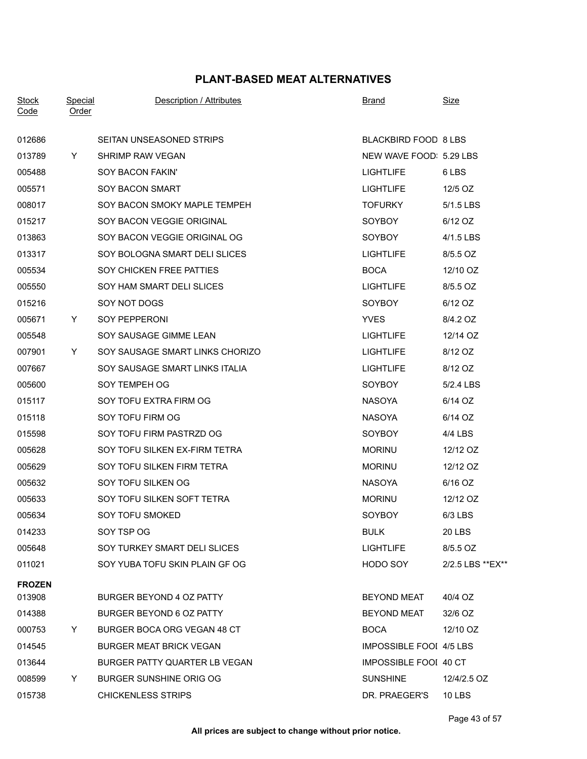## PLANT-BASED MEAT ALTERNATIVES

| Stock Code | Special Order | Description / Attributes | Brand | Size |
|---|---|---|---|---|
| 012686 | | SEITAN UNSEASONED STRIPS | BLACKBIRD FOOD | 8 LBS |
| 013789 | Y | SHRIMP RAW VEGAN | NEW WAVE FOOD: | 5.29 LBS |
| 005488 | | SOY BACON FAKIN' | LIGHTLIFE | 6 LBS |
| 005571 | | SOY BACON SMART | LIGHTLIFE | 12/5 OZ |
| 008017 | | SOY BACON SMOKY MAPLE TEMPEH | TOFURKY | 5/1.5 LBS |
| 015217 | | SOY BACON VEGGIE ORIGINAL | SOYBOY | 6/12 OZ |
| 013863 | | SOY BACON VEGGIE ORIGINAL OG | SOYBOY | 4/1.5 LBS |
| 013317 | | SOY BOLOGNA SMART DELI SLICES | LIGHTLIFE | 8/5.5 OZ |
| 005534 | | SOY CHICKEN FREE PATTIES | BOCA | 12/10 OZ |
| 005550 | | SOY HAM SMART DELI SLICES | LIGHTLIFE | 8/5.5 OZ |
| 015216 | | SOY NOT DOGS | SOYBOY | 6/12 OZ |
| 005671 | Y | SOY PEPPERONI | YVES | 8/4.2 OZ |
| 005548 | | SOY SAUSAGE GIMME LEAN | LIGHTLIFE | 12/14 OZ |
| 007901 | Y | SOY SAUSAGE SMART LINKS CHORIZO | LIGHTLIFE | 8/12 OZ |
| 007667 | | SOY SAUSAGE SMART LINKS ITALIA | LIGHTLIFE | 8/12 OZ |
| 005600 | | SOY TEMPEH OG | SOYBOY | 5/2.4 LBS |
| 015117 | | SOY TOFU EXTRA FIRM OG | NASOYA | 6/14 OZ |
| 015118 | | SOY TOFU FIRM OG | NASOYA | 6/14 OZ |
| 015598 | | SOY TOFU FIRM PASTRZD OG | SOYBOY | 4/4 LBS |
| 005628 | | SOY TOFU SILKEN EX-FIRM TETRA | MORINU | 12/12 OZ |
| 005629 | | SOY TOFU SILKEN FIRM TETRA | MORINU | 12/12 OZ |
| 005632 | | SOY TOFU SILKEN OG | NASOYA | 6/16 OZ |
| 005633 | | SOY TOFU SILKEN SOFT TETRA | MORINU | 12/12 OZ |
| 005634 | | SOY TOFU SMOKED | SOYBOY | 6/3 LBS |
| 014233 | | SOY TSP OG | BULK | 20 LBS |
| 005648 | | SOY TURKEY SMART DELI SLICES | LIGHTLIFE | 8/5.5 OZ |
| 011021 | | SOY YUBA TOFU SKIN PLAIN GF OG | HODO SOY | 2/2.5 LBS **EX** |
| **FROZEN** | | | | |
| 013908 | | BURGER BEYOND 4 OZ PATTY | BEYOND MEAT | 40/4 OZ |
| 014388 | | BURGER BEYOND 6 OZ PATTY | BEYOND MEAT | 32/6 OZ |
| 000753 | Y | BURGER BOCA ORG VEGAN 48 CT | BOCA | 12/10 OZ |
| 014545 | | BURGER MEAT BRICK VEGAN | IMPOSSIBLE FOOI | 4/5 LBS |
| 013644 | | BURGER PATTY QUARTER LB VEGAN | IMPOSSIBLE FOOI | 40 CT |
| 008599 | Y | BURGER SUNSHINE ORIG OG | SUNSHINE | 12/4/2.5 OZ |
| 015738 | | CHICKENLESS STRIPS | DR. PRAEGER'S | 10 LBS |

**All prices are subject to change without prior notice.**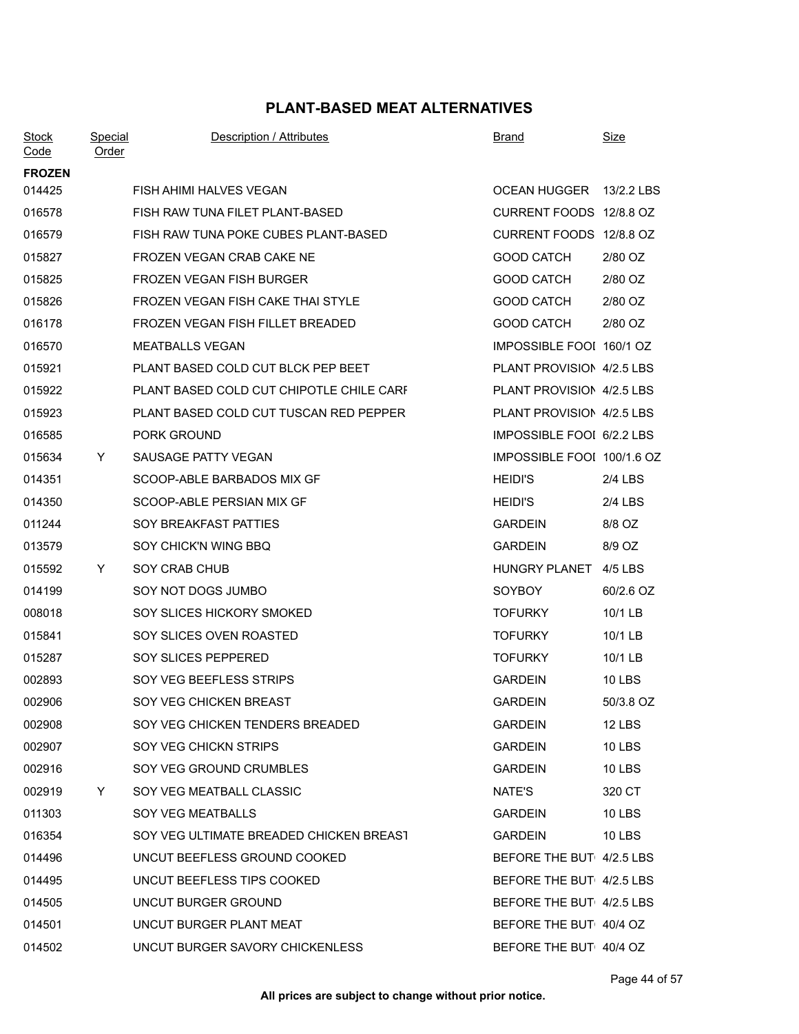## PLANT-BASED MEAT ALTERNATIVES

| Stock Code | Special Order | Description / Attributes | Brand | Size |
|---|---|---|---|---|
| **FROZEN** | | | | |
| 014425 | | FISH AHIMI HALVES VEGAN | OCEAN HUGGER | 13/2.2 LBS |
| 016578 | | FISH RAW TUNA FILET PLANT-BASED | CURRENT FOODS | 12/8.8 OZ |
| 016579 | | FISH RAW TUNA POKE CUBES PLANT-BASED | CURRENT FOODS | 12/8.8 OZ |
| 015827 | | FROZEN VEGAN CRAB CAKE NE | GOOD CATCH | 2/80 OZ |
| 015825 | | FROZEN VEGAN FISH BURGER | GOOD CATCH | 2/80 OZ |
| 015826 | | FROZEN VEGAN FISH CAKE THAI STYLE | GOOD CATCH | 2/80 OZ |
| 016178 | | FROZEN VEGAN FISH FILLET BREADED | GOOD CATCH | 2/80 OZ |
| 016570 | | MEATBALLS VEGAN | IMPOSSIBLE FOOI | 160/1 OZ |
| 015921 | | PLANT BASED COLD CUT BLCK PEP BEET | PLANT PROVISION | 4/2.5 LBS |
| 015922 | | PLANT BASED COLD CUT CHIPOTLE CHILE CARI | PLANT PROVISION | 4/2.5 LBS |
| 015923 | | PLANT BASED COLD CUT TUSCAN RED PEPPER | PLANT PROVISION | 4/2.5 LBS |
| 016585 | | PORK GROUND | IMPOSSIBLE FOOI | 6/2.2 LBS |
| 015634 | Y | SAUSAGE PATTY VEGAN | IMPOSSIBLE FOOI | 100/1.6 OZ |
| 014351 | | SCOOP-ABLE BARBADOS MIX GF | HEIDI'S | 2/4 LBS |
| 014350 | | SCOOP-ABLE PERSIAN MIX GF | HEIDI'S | 2/4 LBS |
| 011244 | | SOY BREAKFAST PATTIES | GARDEIN | 8/8 OZ |
| 013579 | | SOY CHICK'N WING BBQ | GARDEIN | 8/9 OZ |
| 015592 | Y | SOY CRAB CHUB | HUNGRY PLANET | 4/5 LBS |
| 014199 | | SOY NOT DOGS JUMBO | SOYBOY | 60/2.6 OZ |
| 008018 | | SOY SLICES HICKORY SMOKED | TOFURKY | 10/1 LB |
| 015841 | | SOY SLICES OVEN ROASTED | TOFURKY | 10/1 LB |
| 015287 | | SOY SLICES PEPPERED | TOFURKY | 10/1 LB |
| 002893 | | SOY VEG BEEFLESS STRIPS | GARDEIN | 10 LBS |
| 002906 | | SOY VEG CHICKEN BREAST | GARDEIN | 50/3.8 OZ |
| 002908 | | SOY VEG CHICKEN TENDERS BREADED | GARDEIN | 12 LBS |
| 002907 | | SOY VEG CHICKN STRIPS | GARDEIN | 10 LBS |
| 002916 | | SOY VEG GROUND CRUMBLES | GARDEIN | 10 LBS |
| 002919 | Y | SOY VEG MEATBALL CLASSIC | NATE'S | 320 CT |
| 011303 | | SOY VEG MEATBALLS | GARDEIN | 10 LBS |
| 016354 | | SOY VEG ULTIMATE BREADED CHICKEN BREAST | GARDEIN | 10 LBS |
| 014496 | | UNCUT BEEFLESS GROUND COOKED | BEFORE THE BUT | 4/2.5 LBS |
| 014495 | | UNCUT BEEFLESS TIPS COOKED | BEFORE THE BUT | 4/2.5 LBS |
| 014505 | | UNCUT BURGER GROUND | BEFORE THE BUT | 4/2.5 LBS |
| 014501 | | UNCUT BURGER PLANT MEAT | BEFORE THE BUT | 40/4 OZ |
| 014502 | | UNCUT BURGER SAVORY CHICKENLESS | BEFORE THE BUT | 40/4 OZ |

**All prices are subject to change without prior notice.**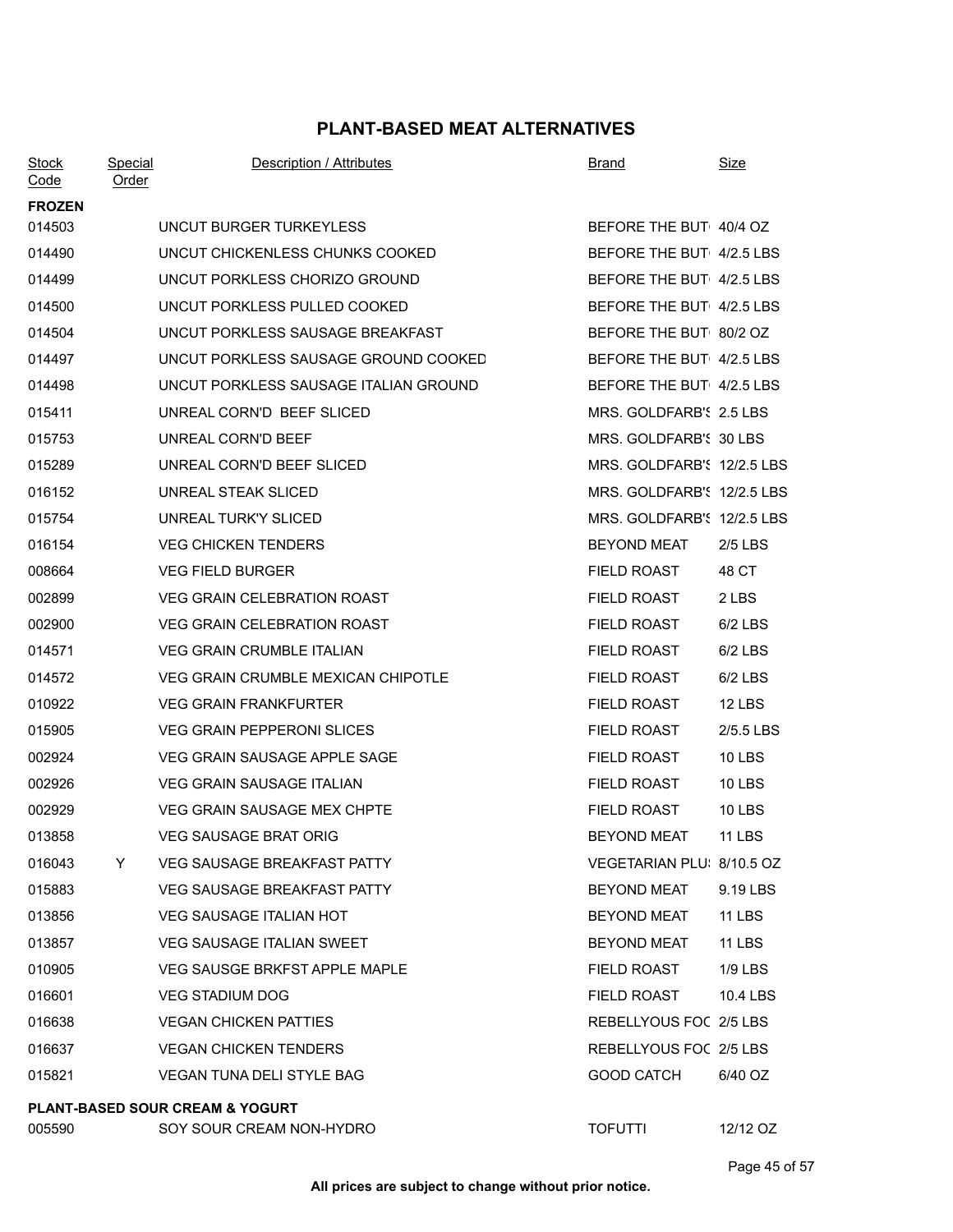# PLANT-BASED MEAT ALTERNATIVES

| Stock Code | Special Order | Description / Attributes | Brand | Size |
|---|---|---|---|---|
| **FROZEN** | | | | |
| 014503 | | UNCUT BURGER TURKEYLESS | BEFORE THE BUT | 40/4 OZ |
| 014490 | | UNCUT CHICKENLESS CHUNKS COOKED | BEFORE THE BUT | 4/2.5 LBS |
| 014499 | | UNCUT PORKLESS CHORIZO GROUND | BEFORE THE BUT | 4/2.5 LBS |
| 014500 | | UNCUT PORKLESS PULLED COOKED | BEFORE THE BUT | 4/2.5 LBS |
| 014504 | | UNCUT PORKLESS SAUSAGE BREAKFAST | BEFORE THE BUT | 80/2 OZ |
| 014497 | | UNCUT PORKLESS SAUSAGE GROUND COOKED | BEFORE THE BUT | 4/2.5 LBS |
| 014498 | | UNCUT PORKLESS SAUSAGE ITALIAN GROUND | BEFORE THE BUT | 4/2.5 LBS |
| 015411 | | UNREAL CORN'D BEEF SLICED | MRS. GOLDFARB'S | 2.5 LBS |
| 015753 | | UNREAL CORN'D BEEF | MRS. GOLDFARB'S | 30 LBS |
| 015289 | | UNREAL CORN'D BEEF SLICED | MRS. GOLDFARB'S | 12/2.5 LBS |
| 016152 | | UNREAL STEAK SLICED | MRS. GOLDFARB'S | 12/2.5 LBS |
| 015754 | | UNREAL TURK'Y SLICED | MRS. GOLDFARB'S | 12/2.5 LBS |
| 016154 | | VEG CHICKEN TENDERS | BEYOND MEAT | 2/5 LBS |
| 008664 | | VEG FIELD BURGER | FIELD ROAST | 48 CT |
| 002899 | | VEG GRAIN CELEBRATION ROAST | FIELD ROAST | 2 LBS |
| 002900 | | VEG GRAIN CELEBRATION ROAST | FIELD ROAST | 6/2 LBS |
| 014571 | | VEG GRAIN CRUMBLE ITALIAN | FIELD ROAST | 6/2 LBS |
| 014572 | | VEG GRAIN CRUMBLE MEXICAN CHIPOTLE | FIELD ROAST | 6/2 LBS |
| 010922 | | VEG GRAIN FRANKFURTER | FIELD ROAST | 12 LBS |
| 015905 | | VEG GRAIN PEPPERONI SLICES | FIELD ROAST | 2/5.5 LBS |
| 002924 | | VEG GRAIN SAUSAGE APPLE SAGE | FIELD ROAST | 10 LBS |
| 002926 | | VEG GRAIN SAUSAGE ITALIAN | FIELD ROAST | 10 LBS |
| 002929 | | VEG GRAIN SAUSAGE MEX CHPTE | FIELD ROAST | 10 LBS |
| 013858 | | VEG SAUSAGE BRAT ORIG | BEYOND MEAT | 11 LBS |
| 016043 | Y | VEG SAUSAGE BREAKFAST PATTY | VEGETARIAN PLUS | 8/10.5 OZ |
| 015883 | | VEG SAUSAGE BREAKFAST PATTY | BEYOND MEAT | 9.19 LBS |
| 013856 | | VEG SAUSAGE ITALIAN HOT | BEYOND MEAT | 11 LBS |
| 013857 | | VEG SAUSAGE ITALIAN SWEET | BEYOND MEAT | 11 LBS |
| 010905 | | VEG SAUSGE BRKFST APPLE MAPLE | FIELD ROAST | 1/9 LBS |
| 016601 | | VEG STADIUM DOG | FIELD ROAST | 10.4 LBS |
| 016638 | | VEGAN CHICKEN PATTIES | REBELLYOUS FOO | 2/5 LBS |
| 016637 | | VEGAN CHICKEN TENDERS | REBELLYOUS FOO | 2/5 LBS |
| 015821 | | VEGAN TUNA DELI STYLE BAG | GOOD CATCH | 6/40 OZ |
| **PLANT-BASED SOUR CREAM & YOGURT** | | | | |
| 005590 | | SOY SOUR CREAM NON-HYDRO | TOFUTTI | 12/12 OZ |

**All prices are subject to change without prior notice.**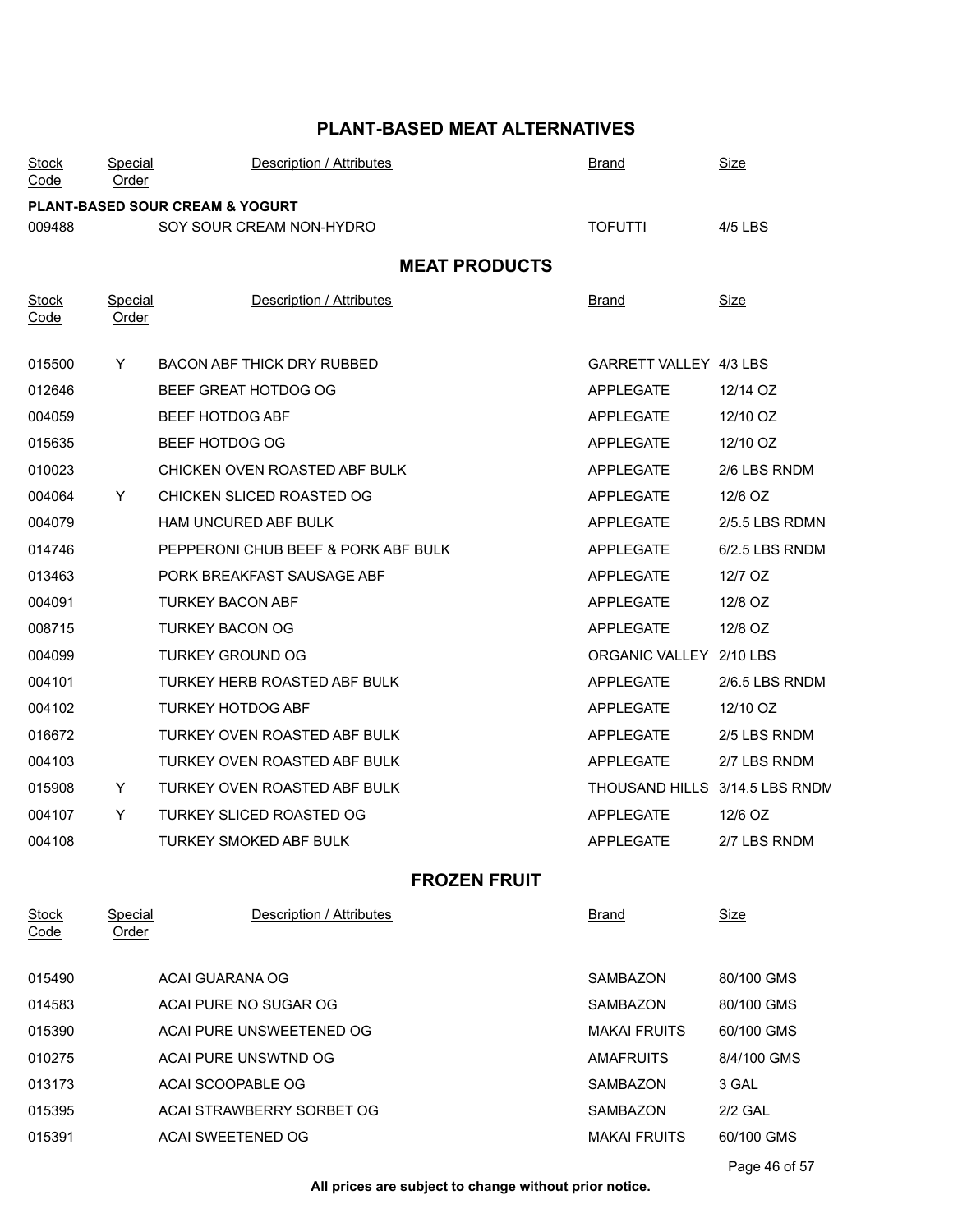## PLANT-BASED MEAT ALTERNATIVES

| Stock Code | Special Order | Description / Attributes | Brand | Size |
|---|---|---|---|---|
| **PLANT-BASED SOUR CREAM & YOGURT** | | | | |
| 009488 | | SOY SOUR CREAM NON-HYDRO | TOFUTTI | 4/5 LBS |

## MEAT PRODUCTS

| Stock Code | Special Order | Description / Attributes | Brand | Size |
|---|---|---|---|---|
| 015500 | Y | BACON ABF THICK DRY RUBBED | GARRETT VALLEY | 4/3 LBS |
| 012646 | | BEEF GREAT HOTDOG OG | APPLEGATE | 12/14 OZ |
| 004059 | | BEEF HOTDOG ABF | APPLEGATE | 12/10 OZ |
| 015635 | | BEEF HOTDOG OG | APPLEGATE | 12/10 OZ |
| 010023 | | CHICKEN OVEN ROASTED ABF BULK | APPLEGATE | 2/6 LBS RNDM |
| 004064 | Y | CHICKEN SLICED ROASTED OG | APPLEGATE | 12/6 OZ |
| 004079 | | HAM UNCURED ABF BULK | APPLEGATE | 2/5.5 LBS RDMN |
| 014746 | | PEPPERONI CHUB BEEF & PORK ABF BULK | APPLEGATE | 6/2.5 LBS RNDM |
| 013463 | | PORK BREAKFAST SAUSAGE ABF | APPLEGATE | 12/7 OZ |
| 004091 | | TURKEY BACON ABF | APPLEGATE | 12/8 OZ |
| 008715 | | TURKEY BACON OG | APPLEGATE | 12/8 OZ |
| 004099 | | TURKEY GROUND OG | ORGANIC VALLEY | 2/10 LBS |
| 004101 | | TURKEY HERB ROASTED ABF BULK | APPLEGATE | 2/6.5 LBS RNDM |
| 004102 | | TURKEY HOTDOG ABF | APPLEGATE | 12/10 OZ |
| 016672 | | TURKEY OVEN ROASTED ABF BULK | APPLEGATE | 2/5 LBS RNDM |
| 004103 | | TURKEY OVEN ROASTED ABF BULK | APPLEGATE | 2/7 LBS RNDM |
| 015908 | Y | TURKEY OVEN ROASTED ABF BULK | THOUSAND HILLS | 3/14.5 LBS RNDM |
| 004107 | Y | TURKEY SLICED ROASTED OG | APPLEGATE | 12/6 OZ |
| 004108 | | TURKEY SMOKED ABF BULK | APPLEGATE | 2/7 LBS RNDM |

## FROZEN FRUIT

| Stock Code | Special Order | Description / Attributes | Brand | Size |
|---|---|---|---|---|
| 015490 | | ACAI GUARANA OG | SAMBAZON | 80/100 GMS |
| 014583 | | ACAI PURE NO SUGAR OG | SAMBAZON | 80/100 GMS |
| 015390 | | ACAI PURE UNSWEETENED OG | MAKAI FRUITS | 60/100 GMS |
| 010275 | | ACAI PURE UNSWTND OG | AMAFRUITS | 8/4/100 GMS |
| 013173 | | ACAI SCOOPABLE OG | SAMBAZON | 3 GAL |
| 015395 | | ACAI STRAWBERRY SORBET OG | SAMBAZON | 2/2 GAL |
| 015391 | | ACAI SWEETENED OG | MAKAI FRUITS | 60/100 GMS |

**All prices are subject to change without prior notice.**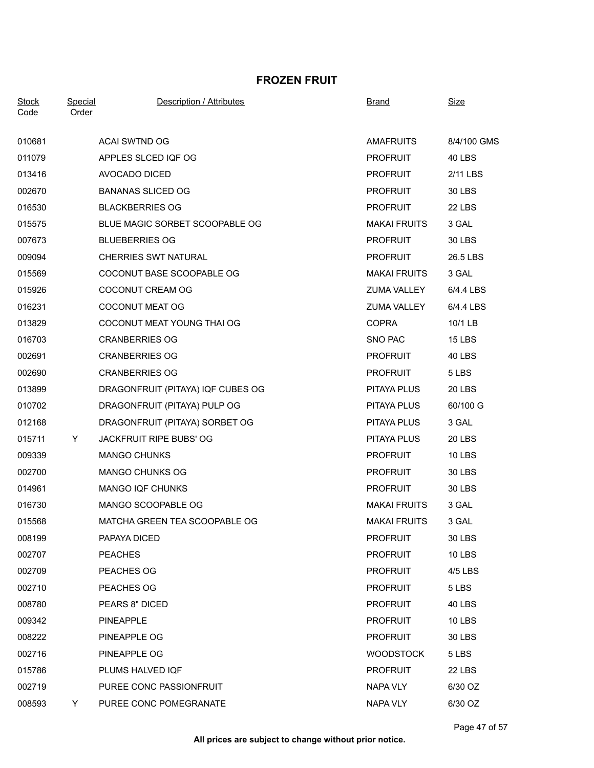# FROZEN FRUIT

| Stock Code | Special Order | Description / Attributes | Brand | Size |
|---|---|---|---|---|
| 010681 | | ACAI SWTND OG | AMAFRUITS | 8/4/100 GMS |
| 011079 | | APPLES SLCED IQF OG | PROFRUIT | 40 LBS |
| 013416 | | AVOCADO DICED | PROFRUIT | 2/11 LBS |
| 002670 | | BANANAS SLICED OG | PROFRUIT | 30 LBS |
| 016530 | | BLACKBERRIES OG | PROFRUIT | 22 LBS |
| 015575 | | BLUE MAGIC SORBET SCOOPABLE OG | MAKAI FRUITS | 3 GAL |
| 007673 | | BLUEBERRIES OG | PROFRUIT | 30 LBS |
| 009094 | | CHERRIES SWT NATURAL | PROFRUIT | 26.5 LBS |
| 015569 | | COCONUT BASE SCOOPABLE OG | MAKAI FRUITS | 3 GAL |
| 015926 | | COCONUT CREAM OG | ZUMA VALLEY | 6/4.4 LBS |
| 016231 | | COCONUT MEAT OG | ZUMA VALLEY | 6/4.4 LBS |
| 013829 | | COCONUT MEAT YOUNG THAI OG | COPRA | 10/1 LB |
| 016703 | | CRANBERRIES OG | SNO PAC | 15 LBS |
| 002691 | | CRANBERRIES OG | PROFRUIT | 40 LBS |
| 002690 | | CRANBERRIES OG | PROFRUIT | 5 LBS |
| 013899 | | DRAGONFRUIT (PITAYA) IQF CUBES OG | PITAYA PLUS | 20 LBS |
| 010702 | | DRAGONFRUIT (PITAYA) PULP OG | PITAYA PLUS | 60/100 G |
| 012168 | | DRAGONFRUIT (PITAYA) SORBET OG | PITAYA PLUS | 3 GAL |
| 015711 | Y | JACKFRUIT RIPE BUBS' OG | PITAYA PLUS | 20 LBS |
| 009339 | | MANGO CHUNKS | PROFRUIT | 10 LBS |
| 002700 | | MANGO CHUNKS OG | PROFRUIT | 30 LBS |
| 014961 | | MANGO IQF CHUNKS | PROFRUIT | 30 LBS |
| 016730 | | MANGO SCOOPABLE OG | MAKAI FRUITS | 3 GAL |
| 015568 | | MATCHA GREEN TEA SCOOPABLE OG | MAKAI FRUITS | 3 GAL |
| 008199 | | PAPAYA DICED | PROFRUIT | 30 LBS |
| 002707 | | PEACHES | PROFRUIT | 10 LBS |
| 002709 | | PEACHES OG | PROFRUIT | 4/5 LBS |
| 002710 | | PEACHES OG | PROFRUIT | 5 LBS |
| 008780 | | PEARS 8" DICED | PROFRUIT | 40 LBS |
| 009342 | | PINEAPPLE | PROFRUIT | 10 LBS |
| 008222 | | PINEAPPLE OG | PROFRUIT | 30 LBS |
| 002716 | | PINEAPPLE OG | WOODSTOCK | 5 LBS |
| 015786 | | PLUMS HALVED IQF | PROFRUIT | 22 LBS |
| 002719 | | PUREE CONC PASSIONFRUIT | NAPA VLY | 6/30 OZ |
| 008593 | Y | PUREE CONC POMEGRANATE | NAPA VLY | 6/30 OZ |

**All prices are subject to change without prior notice.**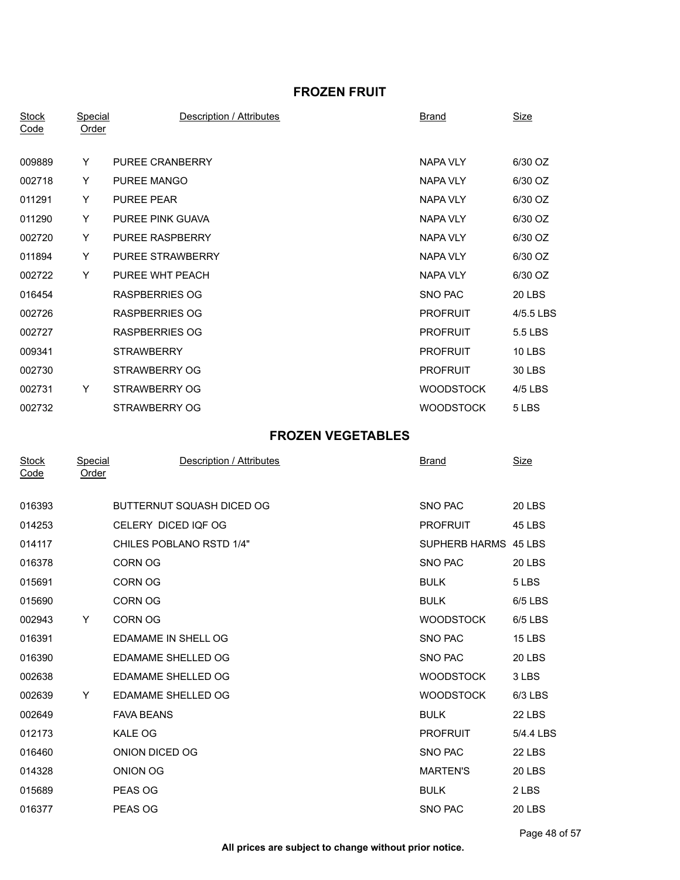## FROZEN FRUIT

| Stock Code | Special Order | Description / Attributes | Brand | Size |
|---|---|---|---|---|
| 009889 | Y | PUREE CRANBERRY | NAPA VLY | 6/30 OZ |
| 002718 | Y | PUREE MANGO | NAPA VLY | 6/30 OZ |
| 011291 | Y | PUREE PEAR | NAPA VLY | 6/30 OZ |
| 011290 | Y | PUREE PINK GUAVA | NAPA VLY | 6/30 OZ |
| 002720 | Y | PUREE RASPBERRY | NAPA VLY | 6/30 OZ |
| 011894 | Y | PUREE STRAWBERRY | NAPA VLY | 6/30 OZ |
| 002722 | Y | PUREE WHT PEACH | NAPA VLY | 6/30 OZ |
| 016454 | | RASPBERRIES OG | SNO PAC | 20 LBS |
| 002726 | | RASPBERRIES OG | PROFRUIT | 4/5.5 LBS |
| 002727 | | RASPBERRIES OG | PROFRUIT | 5.5 LBS |
| 009341 | | STRAWBERRY | PROFRUIT | 10 LBS |
| 002730 | | STRAWBERRY OG | PROFRUIT | 30 LBS |
| 002731 | Y | STRAWBERRY OG | WOODSTOCK | 4/5 LBS |
| 002732 | | STRAWBERRY OG | WOODSTOCK | 5 LBS |

## FROZEN VEGETABLES

| Stock Code | Special Order | Description / Attributes | Brand | Size |
|---|---|---|---|---|
| 016393 | | BUTTERNUT SQUASH DICED OG | SNO PAC | 20 LBS |
| 014253 | | CELERY DICED IQF OG | PROFRUIT | 45 LBS |
| 014117 | | CHILES POBLANO RSTD 1/4" | SUPHERB HARMS | 45 LBS |
| 016378 | | CORN OG | SNO PAC | 20 LBS |
| 015691 | | CORN OG | BULK | 5 LBS |
| 015690 | | CORN OG | BULK | 6/5 LBS |
| 002943 | Y | CORN OG | WOODSTOCK | 6/5 LBS |
| 016391 | | EDAMAME IN SHELL OG | SNO PAC | 15 LBS |
| 016390 | | EDAMAME SHELLED OG | SNO PAC | 20 LBS |
| 002638 | | EDAMAME SHELLED OG | WOODSTOCK | 3 LBS |
| 002639 | Y | EDAMAME SHELLED OG | WOODSTOCK | 6/3 LBS |
| 002649 | | FAVA BEANS | BULK | 22 LBS |
| 012173 | | KALE OG | PROFRUIT | 5/4.4 LBS |
| 016460 | | ONION DICED OG | SNO PAC | 22 LBS |
| 014328 | | ONION OG | MARTEN'S | 20 LBS |
| 015689 | | PEAS OG | BULK | 2 LBS |
| 016377 | | PEAS OG | SNO PAC | 20 LBS |

**All prices are subject to change without prior notice.**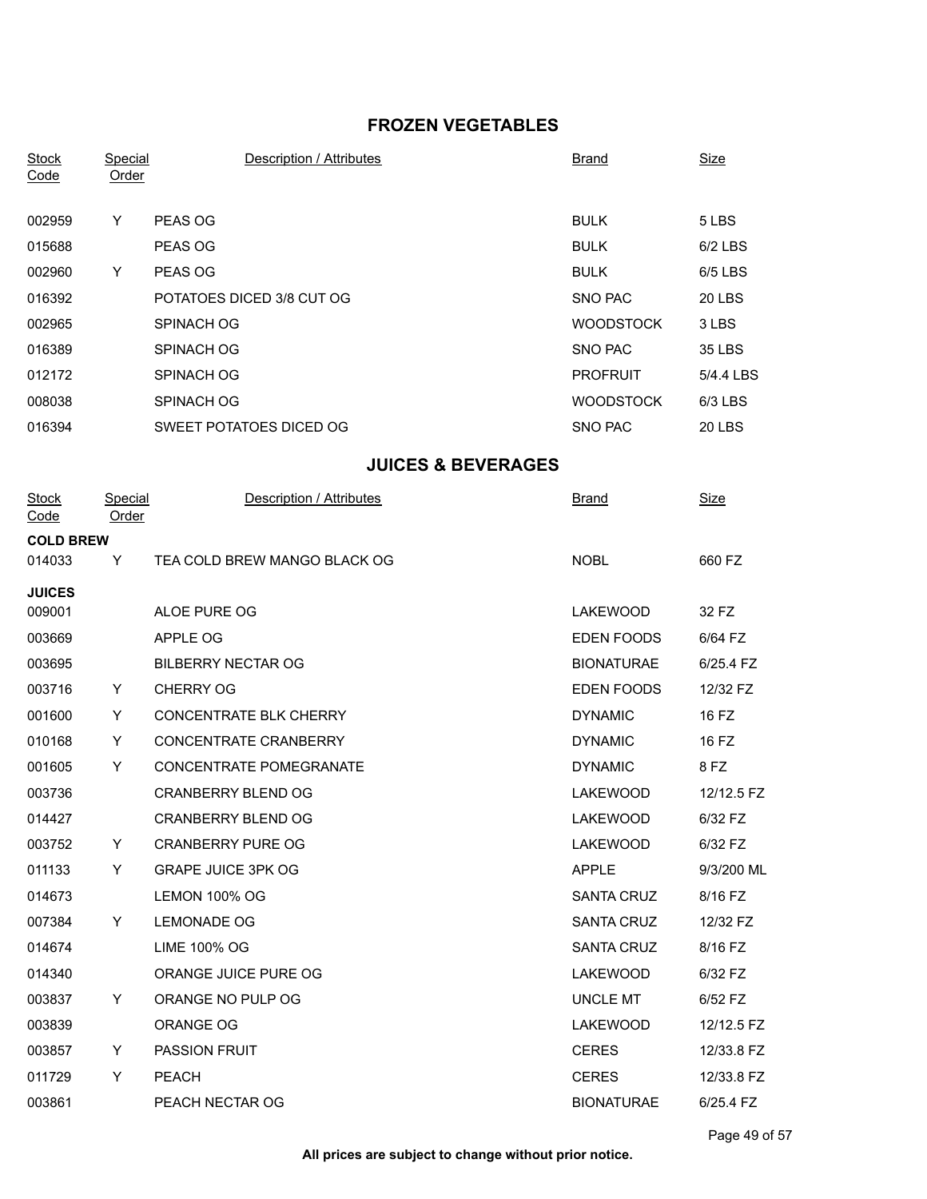## FROZEN VEGETABLES

| Stock Code | Special Order | Description / Attributes | Brand | Size |
|---|---|---|---|---|
| 002959 | Y | PEAS OG | BULK | 5 LBS |
| 015688 | | PEAS OG | BULK | 6/2 LBS |
| 002960 | Y | PEAS OG | BULK | 6/5 LBS |
| 016392 | | POTATOES DICED 3/8 CUT OG | SNO PAC | 20 LBS |
| 002965 | | SPINACH OG | WOODSTOCK | 3 LBS |
| 016389 | | SPINACH OG | SNO PAC | 35 LBS |
| 012172 | | SPINACH OG | PROFRUIT | 5/4.4 LBS |
| 008038 | | SPINACH OG | WOODSTOCK | 6/3 LBS |
| 016394 | | SWEET POTATOES DICED OG | SNO PAC | 20 LBS |

## JUICES & BEVERAGES

| Stock Code | Special Order | Description / Attributes | Brand | Size |
|---|---|---|---|---|
| **COLD BREW** | | | | |
| 014033 | Y | TEA COLD BREW MANGO BLACK OG | NOBL | 660 FZ |
| **JUICES** | | | | |
| 009001 | | ALOE PURE OG | LAKEWOOD | 32 FZ |
| 003669 | | APPLE OG | EDEN FOODS | 6/64 FZ |
| 003695 | | BILBERRY NECTAR OG | BIONATURAE | 6/25.4 FZ |
| 003716 | Y | CHERRY OG | EDEN FOODS | 12/32 FZ |
| 001600 | Y | CONCENTRATE BLK CHERRY | DYNAMIC | 16 FZ |
| 010168 | Y | CONCENTRATE CRANBERRY | DYNAMIC | 16 FZ |
| 001605 | Y | CONCENTRATE POMEGRANATE | DYNAMIC | 8 FZ |
| 003736 | | CRANBERRY BLEND OG | LAKEWOOD | 12/12.5 FZ |
| 014427 | | CRANBERRY BLEND OG | LAKEWOOD | 6/32 FZ |
| 003752 | Y | CRANBERRY PURE OG | LAKEWOOD | 6/32 FZ |
| 011133 | Y | GRAPE JUICE 3PK OG | APPLE | 9/3/200 ML |
| 014673 | | LEMON 100% OG | SANTA CRUZ | 8/16 FZ |
| 007384 | Y | LEMONADE OG | SANTA CRUZ | 12/32 FZ |
| 014674 | | LIME 100% OG | SANTA CRUZ | 8/16 FZ |
| 014340 | | ORANGE JUICE PURE OG | LAKEWOOD | 6/32 FZ |
| 003837 | Y | ORANGE NO PULP OG | UNCLE MT | 6/52 FZ |
| 003839 | | ORANGE OG | LAKEWOOD | 12/12.5 FZ |
| 003857 | Y | PASSION FRUIT | CERES | 12/33.8 FZ |
| 011729 | Y | PEACH | CERES | 12/33.8 FZ |
| 003861 | | PEACH NECTAR OG | BIONATURAE | 6/25.4 FZ |

**All prices are subject to change without prior notice.**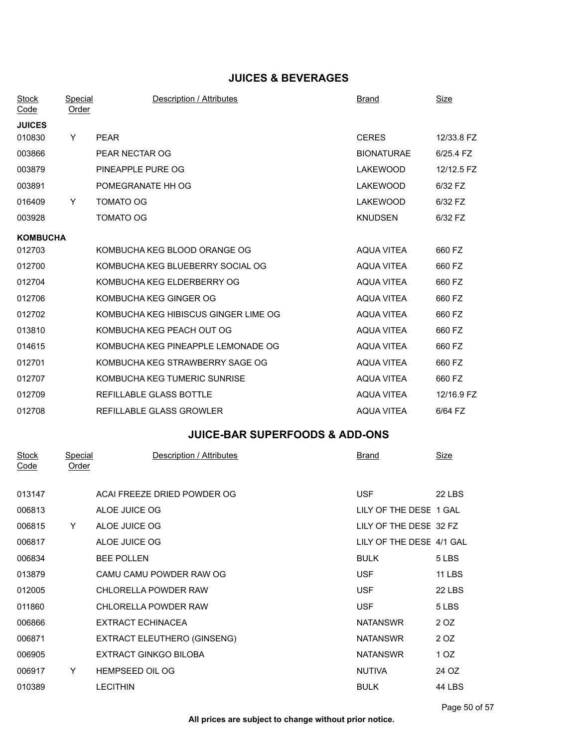## JUICES & BEVERAGES

| Stock Code | Special Order | Description / Attributes | Brand | Size |
|---|---|---|---|---|
| **JUICES** | | | | |
| 010830 | Y | PEAR | CERES | 12/33.8 FZ |
| 003866 | | PEAR NECTAR OG | BIONATURAE | 6/25.4 FZ |
| 003879 | | PINEAPPLE PURE OG | LAKEWOOD | 12/12.5 FZ |
| 003891 | | POMEGRANATE HH OG | LAKEWOOD | 6/32 FZ |
| 016409 | Y | TOMATO OG | LAKEWOOD | 6/32 FZ |
| 003928 | | TOMATO OG | KNUDSEN | 6/32 FZ |
| **KOMBUCHA** | | | | |
| 012703 | | KOMBUCHA KEG BLOOD ORANGE OG | AQUA VITEA | 660 FZ |
| 012700 | | KOMBUCHA KEG BLUEBERRY SOCIAL OG | AQUA VITEA | 660 FZ |
| 012704 | | KOMBUCHA KEG ELDERBERRY OG | AQUA VITEA | 660 FZ |
| 012706 | | KOMBUCHA KEG GINGER OG | AQUA VITEA | 660 FZ |
| 012702 | | KOMBUCHA KEG HIBISCUS GINGER LIME OG | AQUA VITEA | 660 FZ |
| 013810 | | KOMBUCHA KEG PEACH OUT OG | AQUA VITEA | 660 FZ |
| 014615 | | KOMBUCHA KEG PINEAPPLE LEMONADE OG | AQUA VITEA | 660 FZ |
| 012701 | | KOMBUCHA KEG STRAWBERRY SAGE OG | AQUA VITEA | 660 FZ |
| 012707 | | KOMBUCHA KEG TUMERIC SUNRISE | AQUA VITEA | 660 FZ |
| 012709 | | REFILLABLE GLASS BOTTLE | AQUA VITEA | 12/16.9 FZ |
| 012708 | | REFILLABLE GLASS GROWLER | AQUA VITEA | 6/64 FZ |

## JUICE-BAR SUPERFOODS & ADD-ONS

| Stock Code | Special Order | Description / Attributes | Brand | Size |
|---|---|---|---|---|
| 013147 | | ACAI FREEZE DRIED POWDER OG | USF | 22 LBS |
| 006813 | | ALOE JUICE OG | LILY OF THE DESE | 1 GAL |
| 006815 | Y | ALOE JUICE OG | LILY OF THE DESE | 32 FZ |
| 006817 | | ALOE JUICE OG | LILY OF THE DESE | 4/1 GAL |
| 006834 | | BEE POLLEN | BULK | 5 LBS |
| 013879 | | CAMU CAMU POWDER RAW OG | USF | 11 LBS |
| 012005 | | CHLORELLA POWDER RAW | USF | 22 LBS |
| 011860 | | CHLORELLA POWDER RAW | USF | 5 LBS |
| 006866 | | EXTRACT ECHINACEA | NATANSWR | 2 OZ |
| 006871 | | EXTRACT ELEUTHERO (GINSENG) | NATANSWR | 2 OZ |
| 006905 | | EXTRACT GINKGO BILOBA | NATANSWR | 1 OZ |
| 006917 | Y | HEMPSEED OIL OG | NUTIVA | 24 OZ |
| 010389 | | LECITHIN | BULK | 44 LBS |

**All prices are subject to change without prior notice.**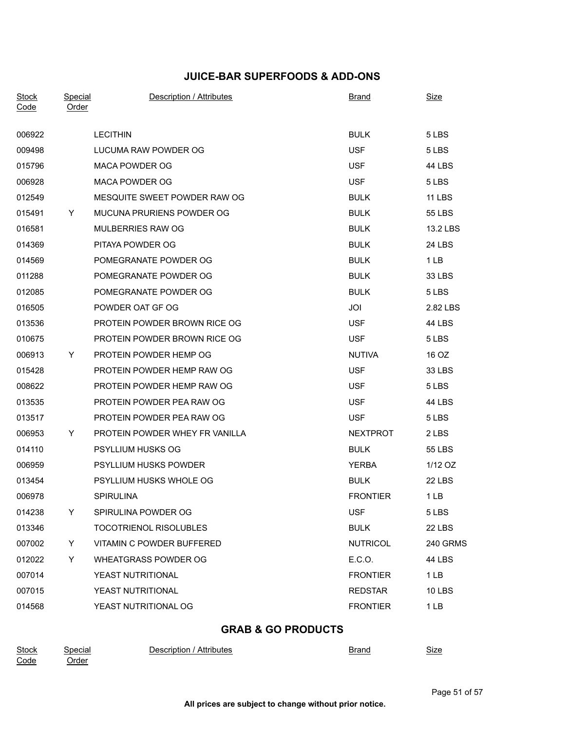## JUICE-BAR SUPERFOODS & ADD-ONS

| Stock Code | Special Order | Description / Attributes | Brand | Size |
|---|---|---|---|---|
| 006922 | | LECITHIN | BULK | 5 LBS |
| 009498 | | LUCUMA RAW POWDER OG | USF | 5 LBS |
| 015796 | | MACA POWDER OG | USF | 44 LBS |
| 006928 | | MACA POWDER OG | USF | 5 LBS |
| 012549 | | MESQUITE SWEET POWDER RAW OG | BULK | 11 LBS |
| 015491 | Y | MUCUNA PRURIENS POWDER OG | BULK | 55 LBS |
| 016581 | | MULBERRIES RAW OG | BULK | 13.2 LBS |
| 014369 | | PITAYA POWDER OG | BULK | 24 LBS |
| 014569 | | POMEGRANATE POWDER OG | BULK | 1 LB |
| 011288 | | POMEGRANATE POWDER OG | BULK | 33 LBS |
| 012085 | | POMEGRANATE POWDER OG | BULK | 5 LBS |
| 016505 | | POWDER OAT GF OG | JOI | 2.82 LBS |
| 013536 | | PROTEIN POWDER BROWN RICE OG | USF | 44 LBS |
| 010675 | | PROTEIN POWDER BROWN RICE OG | USF | 5 LBS |
| 006913 | Y | PROTEIN POWDER HEMP OG | NUTIVA | 16 OZ |
| 015428 | | PROTEIN POWDER HEMP RAW OG | USF | 33 LBS |
| 008622 | | PROTEIN POWDER HEMP RAW OG | USF | 5 LBS |
| 013535 | | PROTEIN POWDER PEA RAW OG | USF | 44 LBS |
| 013517 | | PROTEIN POWDER PEA RAW OG | USF | 5 LBS |
| 006953 | Y | PROTEIN POWDER WHEY FR VANILLA | NEXTPROT | 2 LBS |
| 014110 | | PSYLLIUM HUSKS OG | BULK | 55 LBS |
| 006959 | | PSYLLIUM HUSKS POWDER | YERBA | 1/12 OZ |
| 013454 | | PSYLLIUM HUSKS WHOLE OG | BULK | 22 LBS |
| 006978 | | SPIRULINA | FRONTIER | 1 LB |
| 014238 | Y | SPIRULINA POWDER OG | USF | 5 LBS |
| 013346 | | TOCOTRIENOL RISOLUBLES | BULK | 22 LBS |
| 007002 | Y | VITAMIN C POWDER BUFFERED | NUTRICOL | 240 GRMS |
| 012022 | Y | WHEATGRASS POWDER OG | E.C.O. | 44 LBS |
| 007014 | | YEAST NUTRITIONAL | FRONTIER | 1 LB |
| 007015 | | YEAST NUTRITIONAL | REDSTAR | 10 LBS |
| 014568 | | YEAST NUTRITIONAL OG | FRONTIER | 1 LB |

## GRAB & GO PRODUCTS

| Stock Code | Special Order | Description / Attributes | Brand | Size |
|---|---|---|---|---|

**All prices are subject to change without prior notice.**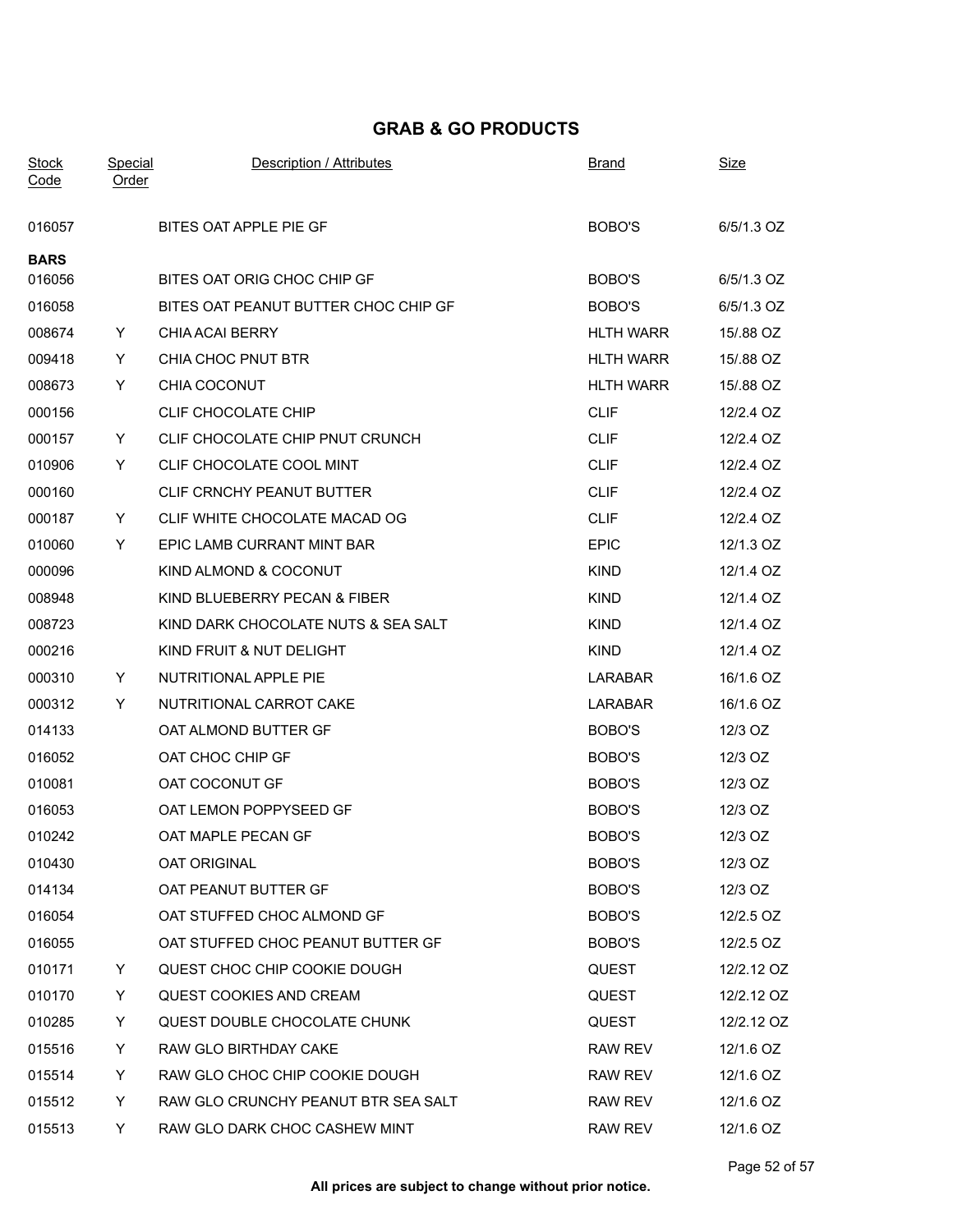## GRAB & GO PRODUCTS

| Stock Code | Special Order | Description / Attributes | Brand | Size |
|---|---|---|---|---|
| 016057 | | BITES OAT APPLE PIE GF | BOBO'S | 6/5/1.3 OZ |
| **BARS** | | | | |
| 016056 | | BITES OAT ORIG CHOC CHIP GF | BOBO'S | 6/5/1.3 OZ |
| 016058 | | BITES OAT PEANUT BUTTER CHOC CHIP GF | BOBO'S | 6/5/1.3 OZ |
| 008674 | Y | CHIA ACAI BERRY | HLTH WARR | 15/.88 OZ |
| 009418 | Y | CHIA CHOC PNUT BTR | HLTH WARR | 15/.88 OZ |
| 008673 | Y | CHIA COCONUT | HLTH WARR | 15/.88 OZ |
| 000156 | | CLIF CHOCOLATE CHIP | CLIF | 12/2.4 OZ |
| 000157 | Y | CLIF CHOCOLATE CHIP PNUT CRUNCH | CLIF | 12/2.4 OZ |
| 010906 | Y | CLIF CHOCOLATE COOL MINT | CLIF | 12/2.4 OZ |
| 000160 | | CLIF CRNCHY PEANUT BUTTER | CLIF | 12/2.4 OZ |
| 000187 | Y | CLIF WHITE CHOCOLATE MACAD OG | CLIF | 12/2.4 OZ |
| 010060 | Y | EPIC LAMB CURRANT MINT BAR | EPIC | 12/1.3 OZ |
| 000096 | | KIND ALMOND & COCONUT | KIND | 12/1.4 OZ |
| 008948 | | KIND BLUEBERRY PECAN & FIBER | KIND | 12/1.4 OZ |
| 008723 | | KIND DARK CHOCOLATE NUTS & SEA SALT | KIND | 12/1.4 OZ |
| 000216 | | KIND FRUIT & NUT DELIGHT | KIND | 12/1.4 OZ |
| 000310 | Y | NUTRITIONAL APPLE PIE | LARABAR | 16/1.6 OZ |
| 000312 | Y | NUTRITIONAL CARROT CAKE | LARABAR | 16/1.6 OZ |
| 014133 | | OAT ALMOND BUTTER GF | BOBO'S | 12/3 OZ |
| 016052 | | OAT CHOC CHIP GF | BOBO'S | 12/3 OZ |
| 010081 | | OAT COCONUT GF | BOBO'S | 12/3 OZ |
| 016053 | | OAT LEMON POPPYSEED GF | BOBO'S | 12/3 OZ |
| 010242 | | OAT MAPLE PECAN GF | BOBO'S | 12/3 OZ |
| 010430 | | OAT ORIGINAL | BOBO'S | 12/3 OZ |
| 014134 | | OAT PEANUT BUTTER GF | BOBO'S | 12/3 OZ |
| 016054 | | OAT STUFFED CHOC ALMOND GF | BOBO'S | 12/2.5 OZ |
| 016055 | | OAT STUFFED CHOC PEANUT BUTTER GF | BOBO'S | 12/2.5 OZ |
| 010171 | Y | QUEST CHOC CHIP COOKIE DOUGH | QUEST | 12/2.12 OZ |
| 010170 | Y | QUEST COOKIES AND CREAM | QUEST | 12/2.12 OZ |
| 010285 | Y | QUEST DOUBLE CHOCOLATE CHUNK | QUEST | 12/2.12 OZ |
| 015516 | Y | RAW GLO BIRTHDAY CAKE | RAW REV | 12/1.6 OZ |
| 015514 | Y | RAW GLO CHOC CHIP COOKIE DOUGH | RAW REV | 12/1.6 OZ |
| 015512 | Y | RAW GLO CRUNCHY PEANUT BTR SEA SALT | RAW REV | 12/1.6 OZ |
| 015513 | Y | RAW GLO DARK CHOC CASHEW MINT | RAW REV | 12/1.6 OZ |

**All prices are subject to change without prior notice.**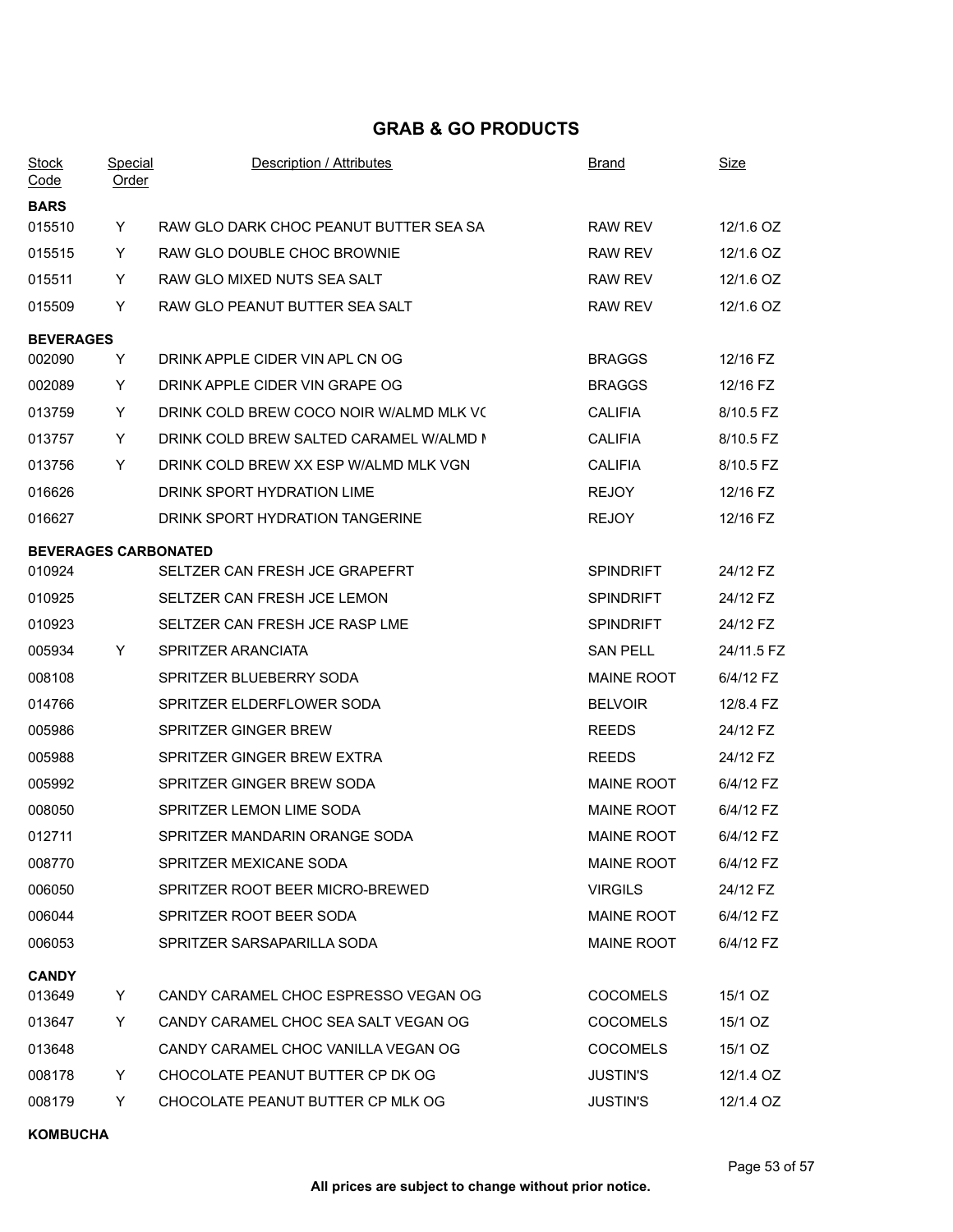## GRAB & GO PRODUCTS

| Stock Code | Special Order | Description / Attributes | Brand | Size |
|---|---|---|---|---|
| **BARS** | | | | |
| 015510 | Y | RAW GLO DARK CHOC PEANUT BUTTER SEA SA | RAW REV | 12/1.6 OZ |
| 015515 | Y | RAW GLO DOUBLE CHOC BROWNIE | RAW REV | 12/1.6 OZ |
| 015511 | Y | RAW GLO MIXED NUTS SEA SALT | RAW REV | 12/1.6 OZ |
| 015509 | Y | RAW GLO PEANUT BUTTER SEA SALT | RAW REV | 12/1.6 OZ |
| **BEVERAGES** | | | | |
| 002090 | Y | DRINK APPLE CIDER VIN APL CN OG | BRAGGS | 12/16 FZ |
| 002089 | Y | DRINK APPLE CIDER VIN GRAPE OG | BRAGGS | 12/16 FZ |
| 013759 | Y | DRINK COLD BREW COCO NOIR W/ALMD MLK VG | CALIFIA | 8/10.5 FZ |
| 013757 | Y | DRINK COLD BREW SALTED CARAMEL W/ALMD M | CALIFIA | 8/10.5 FZ |
| 013756 | Y | DRINK COLD BREW XX ESP W/ALMD MLK VGN | CALIFIA | 8/10.5 FZ |
| 016626 | | DRINK SPORT HYDRATION LIME | REJOY | 12/16 FZ |
| 016627 | | DRINK SPORT HYDRATION TANGERINE | REJOY | 12/16 FZ |
| **BEVERAGES CARBONATED** | | | | |
| 010924 | | SELTZER CAN FRESH JCE GRAPEFRT | SPINDRIFT | 24/12 FZ |
| 010925 | | SELTZER CAN FRESH JCE LEMON | SPINDRIFT | 24/12 FZ |
| 010923 | | SELTZER CAN FRESH JCE RASP LME | SPINDRIFT | 24/12 FZ |
| 005934 | Y | SPRITZER ARANCIATA | SAN PELL | 24/11.5 FZ |
| 008108 | | SPRITZER BLUEBERRY SODA | MAINE ROOT | 6/4/12 FZ |
| 014766 | | SPRITZER ELDERFLOWER SODA | BELVOIR | 12/8.4 FZ |
| 005986 | | SPRITZER GINGER BREW | REEDS | 24/12 FZ |
| 005988 | | SPRITZER GINGER BREW EXTRA | REEDS | 24/12 FZ |
| 005992 | | SPRITZER GINGER BREW SODA | MAINE ROOT | 6/4/12 FZ |
| 008050 | | SPRITZER LEMON LIME SODA | MAINE ROOT | 6/4/12 FZ |
| 012711 | | SPRITZER MANDARIN ORANGE SODA | MAINE ROOT | 6/4/12 FZ |
| 008770 | | SPRITZER MEXICANE SODA | MAINE ROOT | 6/4/12 FZ |
| 006050 | | SPRITZER ROOT BEER MICRO-BREWED | VIRGILS | 24/12 FZ |
| 006044 | | SPRITZER ROOT BEER SODA | MAINE ROOT | 6/4/12 FZ |
| 006053 | | SPRITZER SARSAPARILLA SODA | MAINE ROOT | 6/4/12 FZ |
| **CANDY** | | | | |
| 013649 | Y | CANDY CARAMEL CHOC ESPRESSO VEGAN OG | COCOMELS | 15/1 OZ |
| 013647 | Y | CANDY CARAMEL CHOC SEA SALT VEGAN OG | COCOMELS | 15/1 OZ |
| 013648 | | CANDY CARAMEL CHOC VANILLA VEGAN OG | COCOMELS | 15/1 OZ |
| 008178 | Y | CHOCOLATE PEANUT BUTTER CP DK OG | JUSTIN'S | 12/1.4 OZ |
| 008179 | Y | CHOCOLATE PEANUT BUTTER CP MLK OG | JUSTIN'S | 12/1.4 OZ |
| **KOMBUCHA** | | | | |

**All prices are subject to change without prior notice.**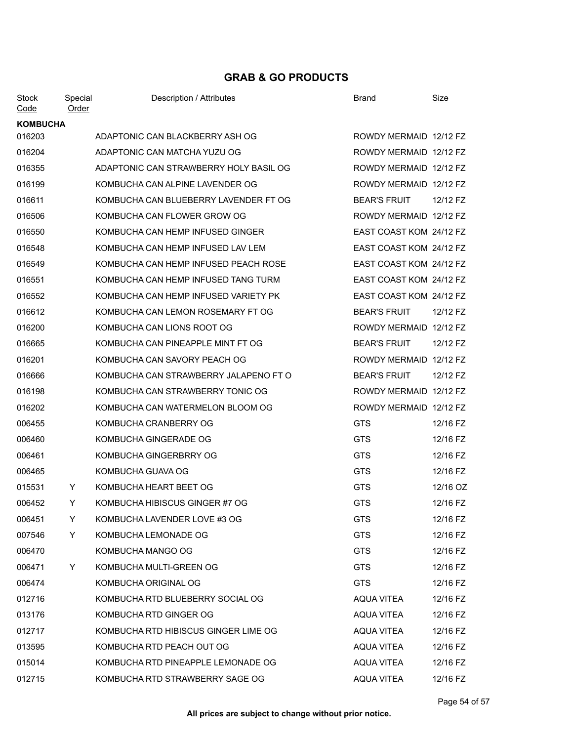## GRAB & GO PRODUCTS

| Stock Code | Special Order | Description / Attributes | Brand | Size |
|---|---|---|---|---|
| **KOMBUCHA** | | | | |
| 016203 | | ADAPTONIC CAN BLACKBERRY ASH OG | ROWDY MERMAID | 12/12 FZ |
| 016204 | | ADAPTONIC CAN MATCHA YUZU OG | ROWDY MERMAID | 12/12 FZ |
| 016355 | | ADAPTONIC CAN STRAWBERRY HOLY BASIL OG | ROWDY MERMAID | 12/12 FZ |
| 016199 | | KOMBUCHA CAN ALPINE LAVENDER OG | ROWDY MERMAID | 12/12 FZ |
| 016611 | | KOMBUCHA CAN BLUEBERRY LAVENDER FT OG | BEAR'S FRUIT | 12/12 FZ |
| 016506 | | KOMBUCHA CAN FLOWER GROW OG | ROWDY MERMAID | 12/12 FZ |
| 016550 | | KOMBUCHA CAN HEMP INFUSED GINGER | EAST COAST KOM | 24/12 FZ |
| 016548 | | KOMBUCHA CAN HEMP INFUSED LAV LEM | EAST COAST KOM | 24/12 FZ |
| 016549 | | KOMBUCHA CAN HEMP INFUSED PEACH ROSE | EAST COAST KOM | 24/12 FZ |
| 016551 | | KOMBUCHA CAN HEMP INFUSED TANG TURM | EAST COAST KOM | 24/12 FZ |
| 016552 | | KOMBUCHA CAN HEMP INFUSED VARIETY PK | EAST COAST KOM | 24/12 FZ |
| 016612 | | KOMBUCHA CAN LEMON ROSEMARY FT OG | BEAR'S FRUIT | 12/12 FZ |
| 016200 | | KOMBUCHA CAN LIONS ROOT OG | ROWDY MERMAID | 12/12 FZ |
| 016665 | | KOMBUCHA CAN PINEAPPLE MINT FT OG | BEAR'S FRUIT | 12/12 FZ |
| 016201 | | KOMBUCHA CAN SAVORY PEACH OG | ROWDY MERMAID | 12/12 FZ |
| 016666 | | KOMBUCHA CAN STRAWBERRY JALAPENO FT O | BEAR'S FRUIT | 12/12 FZ |
| 016198 | | KOMBUCHA CAN STRAWBERRY TONIC OG | ROWDY MERMAID | 12/12 FZ |
| 016202 | | KOMBUCHA CAN WATERMELON BLOOM OG | ROWDY MERMAID | 12/12 FZ |
| 006455 | | KOMBUCHA CRANBERRY OG | GTS | 12/16 FZ |
| 006460 | | KOMBUCHA GINGERADE OG | GTS | 12/16 FZ |
| 006461 | | KOMBUCHA GINGERBRRY OG | GTS | 12/16 FZ |
| 006465 | | KOMBUCHA GUAVA OG | GTS | 12/16 FZ |
| 015531 | Y | KOMBUCHA HEART BEET OG | GTS | 12/16 OZ |
| 006452 | Y | KOMBUCHA HIBISCUS GINGER #7 OG | GTS | 12/16 FZ |
| 006451 | Y | KOMBUCHA LAVENDER LOVE #3 OG | GTS | 12/16 FZ |
| 007546 | Y | KOMBUCHA LEMONADE OG | GTS | 12/16 FZ |
| 006470 | | KOMBUCHA MANGO OG | GTS | 12/16 FZ |
| 006471 | Y | KOMBUCHA MULTI-GREEN OG | GTS | 12/16 FZ |
| 006474 | | KOMBUCHA ORIGINAL OG | GTS | 12/16 FZ |
| 012716 | | KOMBUCHA RTD BLUEBERRY SOCIAL OG | AQUA VITEA | 12/16 FZ |
| 013176 | | KOMBUCHA RTD GINGER OG | AQUA VITEA | 12/16 FZ |
| 012717 | | KOMBUCHA RTD HIBISCUS GINGER LIME OG | AQUA VITEA | 12/16 FZ |
| 013595 | | KOMBUCHA RTD PEACH OUT OG | AQUA VITEA | 12/16 FZ |
| 015014 | | KOMBUCHA RTD PINEAPPLE LEMONADE OG | AQUA VITEA | 12/16 FZ |
| 012715 | | KOMBUCHA RTD STRAWBERRY SAGE OG | AQUA VITEA | 12/16 FZ |

**All prices are subject to change without prior notice.**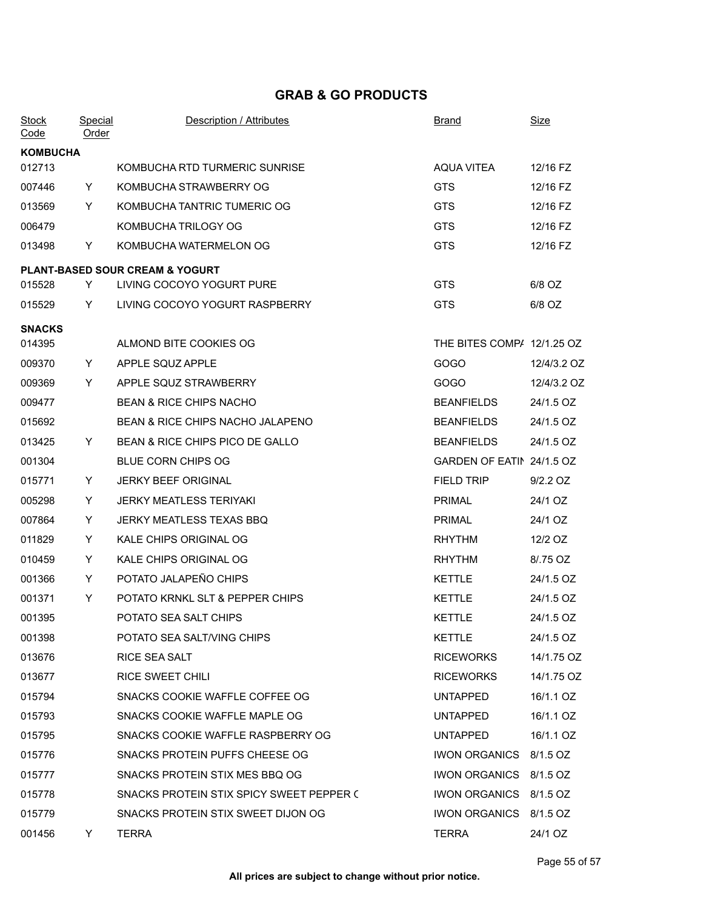## GRAB & GO PRODUCTS

| Stock Code | Special Order | Description / Attributes | Brand | Size |
|---|---|---|---|---|
| **KOMBUCHA** | | | | |
| 012713 | | KOMBUCHA RTD TURMERIC SUNRISE | AQUA VITEA | 12/16 FZ |
| 007446 | Y | KOMBUCHA STRAWBERRY OG | GTS | 12/16 FZ |
| 013569 | Y | KOMBUCHA TANTRIC TUMERIC OG | GTS | 12/16 FZ |
| 006479 | | KOMBUCHA TRILOGY OG | GTS | 12/16 FZ |
| 013498 | Y | KOMBUCHA WATERMELON OG | GTS | 12/16 FZ |
| **PLANT-BASED SOUR CREAM & YOGURT** | | | | |
| 015528 | Y | LIVING COCOYO YOGURT PURE | GTS | 6/8 OZ |
| 015529 | Y | LIVING COCOYO YOGURT RASPBERRY | GTS | 6/8 OZ |
| **SNACKS** | | | | |
| 014395 | | ALMOND BITE COOKIES OG | THE BITES COMPA | 12/1.25 OZ |
| 009370 | Y | APPLE SQUZ APPLE | GOGO | 12/4/3.2 OZ |
| 009369 | Y | APPLE SQUZ STRAWBERRY | GOGO | 12/4/3.2 OZ |
| 009477 | | BEAN & RICE CHIPS NACHO | BEANFIELDS | 24/1.5 OZ |
| 015692 | | BEAN & RICE CHIPS NACHO JALAPENO | BEANFIELDS | 24/1.5 OZ |
| 013425 | Y | BEAN & RICE CHIPS PICO DE GALLO | BEANFIELDS | 24/1.5 OZ |
| 001304 | | BLUE CORN CHIPS OG | GARDEN OF EATIN | 24/1.5 OZ |
| 015771 | Y | JERKY BEEF ORIGINAL | FIELD TRIP | 9/2.2 OZ |
| 005298 | Y | JERKY MEATLESS TERIYAKI | PRIMAL | 24/1 OZ |
| 007864 | Y | JERKY MEATLESS TEXAS BBQ | PRIMAL | 24/1 OZ |
| 011829 | Y | KALE CHIPS ORIGINAL OG | RHYTHM | 12/2 OZ |
| 010459 | Y | KALE CHIPS ORIGINAL OG | RHYTHM | 8/.75 OZ |
| 001366 | Y | POTATO JALAPEÑO CHIPS | KETTLE | 24/1.5 OZ |
| 001371 | Y | POTATO KRNKL SLT & PEPPER CHIPS | KETTLE | 24/1.5 OZ |
| 001395 | | POTATO SEA SALT CHIPS | KETTLE | 24/1.5 OZ |
| 001398 | | POTATO SEA SALT/VING CHIPS | KETTLE | 24/1.5 OZ |
| 013676 | | RICE SEA SALT | RICEWORKS | 14/1.75 OZ |
| 013677 | | RICE SWEET CHILI | RICEWORKS | 14/1.75 OZ |
| 015794 | | SNACKS COOKIE WAFFLE COFFEE OG | UNTAPPED | 16/1.1 OZ |
| 015793 | | SNACKS COOKIE WAFFLE MAPLE OG | UNTAPPED | 16/1.1 OZ |
| 015795 | | SNACKS COOKIE WAFFLE RASPBERRY OG | UNTAPPED | 16/1.1 OZ |
| 015776 | | SNACKS PROTEIN PUFFS CHEESE OG | IWON ORGANICS | 8/1.5 OZ |
| 015777 | | SNACKS PROTEIN STIX MES BBQ OG | IWON ORGANICS | 8/1.5 OZ |
| 015778 | | SNACKS PROTEIN STIX SPICY SWEET PEPPER ( | IWON ORGANICS | 8/1.5 OZ |
| 015779 | | SNACKS PROTEIN STIX SWEET DIJON OG | IWON ORGANICS | 8/1.5 OZ |
| 001456 | Y | TERRA | TERRA | 24/1 OZ |

**All prices are subject to change without prior notice.**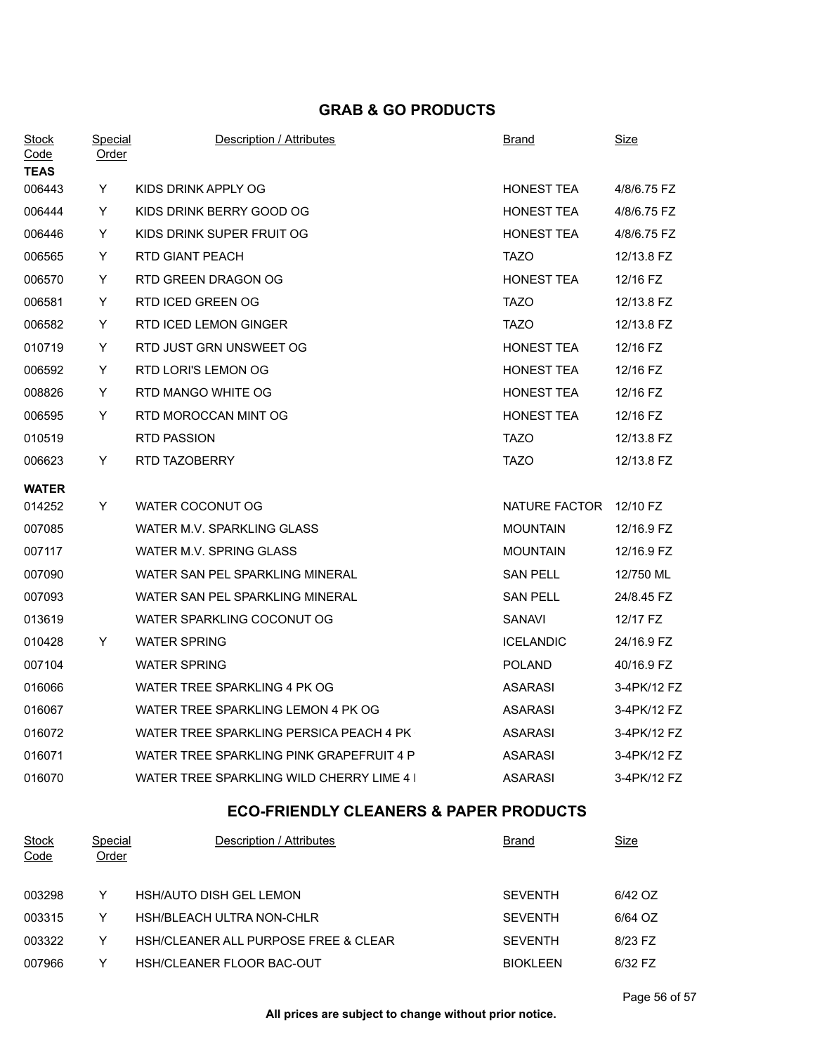## GRAB & GO PRODUCTS

| Stock Code | Special Order | Description / Attributes | Brand | Size |
|---|---|---|---|---|
| **TEAS** | | | | |
| 006443 | Y | KIDS DRINK APPLY OG | HONEST TEA | 4/8/6.75 FZ |
| 006444 | Y | KIDS DRINK BERRY GOOD OG | HONEST TEA | 4/8/6.75 FZ |
| 006446 | Y | KIDS DRINK SUPER FRUIT OG | HONEST TEA | 4/8/6.75 FZ |
| 006565 | Y | RTD GIANT PEACH | TAZO | 12/13.8 FZ |
| 006570 | Y | RTD GREEN DRAGON OG | HONEST TEA | 12/16 FZ |
| 006581 | Y | RTD ICED GREEN OG | TAZO | 12/13.8 FZ |
| 006582 | Y | RTD ICED LEMON GINGER | TAZO | 12/13.8 FZ |
| 010719 | Y | RTD JUST GRN UNSWEET OG | HONEST TEA | 12/16 FZ |
| 006592 | Y | RTD LORI'S LEMON OG | HONEST TEA | 12/16 FZ |
| 008826 | Y | RTD MANGO WHITE OG | HONEST TEA | 12/16 FZ |
| 006595 | Y | RTD MOROCCAN MINT OG | HONEST TEA | 12/16 FZ |
| 010519 | | RTD PASSION | TAZO | 12/13.8 FZ |
| 006623 | Y | RTD TAZOBERRY | TAZO | 12/13.8 FZ |
| **WATER** | | | | |
| 014252 | Y | WATER COCONUT OG | NATURE FACTOR | 12/10 FZ |
| 007085 | | WATER M.V. SPARKLING GLASS | MOUNTAIN | 12/16.9 FZ |
| 007117 | | WATER M.V. SPRING GLASS | MOUNTAIN | 12/16.9 FZ |
| 007090 | | WATER SAN PEL SPARKLING MINERAL | SAN PELL | 12/750 ML |
| 007093 | | WATER SAN PEL SPARKLING MINERAL | SAN PELL | 24/8.45 FZ |
| 013619 | | WATER SPARKLING COCONUT OG | SANAVI | 12/17 FZ |
| 010428 | Y | WATER SPRING | ICELANDIC | 24/16.9 FZ |
| 007104 | | WATER SPRING | POLAND | 40/16.9 FZ |
| 016066 | | WATER TREE SPARKLING 4 PK OG | ASARASI | 3-4PK/12 FZ |
| 016067 | | WATER TREE SPARKLING LEMON 4 PK OG | ASARASI | 3-4PK/12 FZ |
| 016072 | | WATER TREE SPARKLING PERSICA PEACH 4 PK | ASARASI | 3-4PK/12 FZ |
| 016071 | | WATER TREE SPARKLING PINK GRAPEFRUIT 4 P | ASARASI | 3-4PK/12 FZ |
| 016070 | | WATER TREE SPARKLING WILD CHERRY LIME 4 | ASARASI | 3-4PK/12 FZ |

## ECO-FRIENDLY CLEANERS & PAPER PRODUCTS

| Stock Code | Special Order | Description / Attributes | Brand | Size |
|---|---|---|---|---|
| 003298 | Y | HSH/AUTO DISH GEL LEMON | SEVENTH | 6/42 OZ |
| 003315 | Y | HSH/BLEACH ULTRA NON-CHLR | SEVENTH | 6/64 OZ |
| 003322 | Y | HSH/CLEANER ALL PURPOSE FREE & CLEAR | SEVENTH | 8/23 FZ |
| 007966 | Y | HSH/CLEANER FLOOR BAC-OUT | BIOKLEEN | 6/32 FZ |

**All prices are subject to change without prior notice.**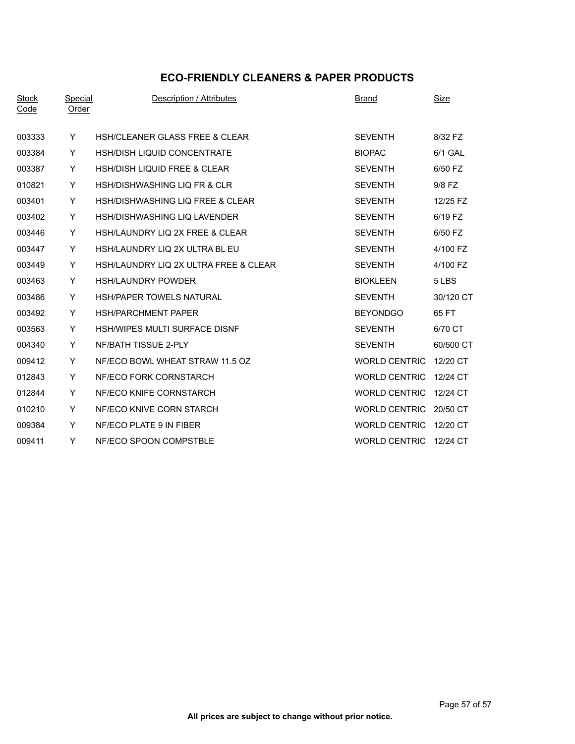## ECO-FRIENDLY CLEANERS & PAPER PRODUCTS

| Stock Code | Special Order | Description / Attributes | Brand | Size |
|---|---|---|---|---|
| 003333 | Y | HSH/CLEANER GLASS FREE & CLEAR | SEVENTH | 8/32 FZ |
| 003384 | Y | HSH/DISH LIQUID CONCENTRATE | BIOPAC | 6/1 GAL |
| 003387 | Y | HSH/DISH LIQUID FREE & CLEAR | SEVENTH | 6/50 FZ |
| 010821 | Y | HSH/DISHWASHING LIQ FR & CLR | SEVENTH | 9/8 FZ |
| 003401 | Y | HSH/DISHWASHING LIQ FREE & CLEAR | SEVENTH | 12/25 FZ |
| 003402 | Y | HSH/DISHWASHING LIQ LAVENDER | SEVENTH | 6/19 FZ |
| 003446 | Y | HSH/LAUNDRY LIQ 2X FREE & CLEAR | SEVENTH | 6/50 FZ |
| 003447 | Y | HSH/LAUNDRY LIQ 2X ULTRA BL EU | SEVENTH | 4/100 FZ |
| 003449 | Y | HSH/LAUNDRY LIQ 2X ULTRA FREE & CLEAR | SEVENTH | 4/100 FZ |
| 003463 | Y | HSH/LAUNDRY POWDER | BIOKLEEN | 5 LBS |
| 003486 | Y | HSH/PAPER TOWELS NATURAL | SEVENTH | 30/120 CT |
| 003492 | Y | HSH/PARCHMENT PAPER | BEYONDGO | 65 FT |
| 003563 | Y | HSH/WIPES MULTI SURFACE DISNF | SEVENTH | 6/70 CT |
| 004340 | Y | NF/BATH TISSUE 2-PLY | SEVENTH | 60/500 CT |
| 009412 | Y | NF/ECO BOWL WHEAT STRAW 11.5 OZ | WORLD CENTRIC | 12/20 CT |
| 012843 | Y | NF/ECO FORK CORNSTARCH | WORLD CENTRIC | 12/24 CT |
| 012844 | Y | NF/ECO KNIFE CORNSTARCH | WORLD CENTRIC | 12/24 CT |
| 010210 | Y | NF/ECO KNIVE CORN STARCH | WORLD CENTRIC | 20/50 CT |
| 009384 | Y | NF/ECO PLATE 9 IN FIBER | WORLD CENTRIC | 12/20 CT |
| 009411 | Y | NF/ECO SPOON COMPSTBLE | WORLD CENTRIC | 12/24 CT |

**All prices are subject to change without prior notice.**